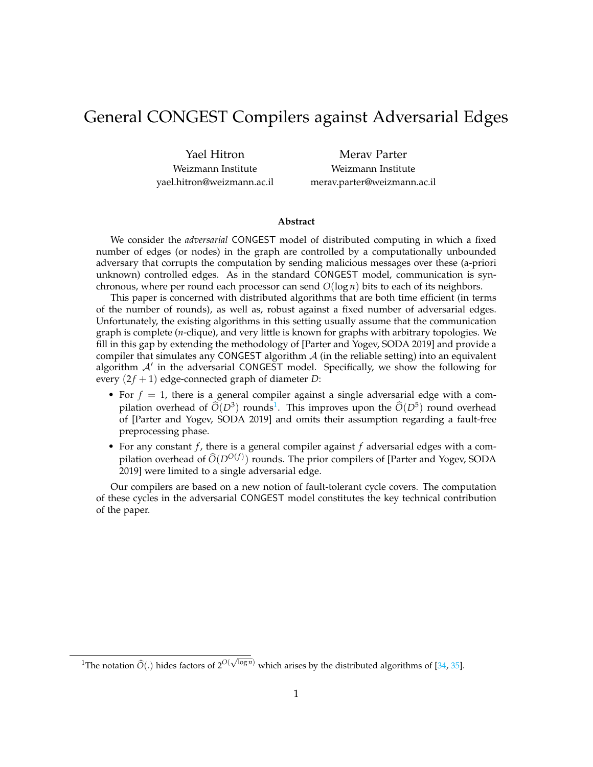# General CONGEST Compilers against Adversarial Edges

Yael Hitron
Weizmann Institute
yael.hitron@weizmann.ac.il

Merav Parter
Weizmann Institute
merav.parter@weizmann.ac.il

### Abstract

We consider the *adversarial* CONGEST model of distributed computing in which a fixed number of edges (or nodes) in the graph are controlled by a computationally unbounded adversary that corrupts the computation by sending malicious messages over these (a-priori unknown) controlled edges. As in the standard CONGEST model, communication is synchronous, where per round each processor can send $O(\log n)$ bits to each of its neighbors.

This paper is concerned with distributed algorithms that are both time efficient (in terms of the number of rounds), as well as, robust against a fixed number of adversarial edges. Unfortunately, the existing algorithms in this setting usually assume that the communication graph is complete ($n$-clique), and very little is known for graphs with arbitrary topologies. We fill in this gap by extending the methodology of [Parter and Yogev, SODA 2019] and provide a compiler that simulates any CONGEST algorithm $\mathcal{A}$ (in the reliable setting) into an equivalent algorithm $\mathcal{A}'$ in the adversarial CONGEST model. Specifically, we show the following for every $(2f+1)$ edge-connected graph of diameter $D$:

- For $f = 1$, there is a general compiler against a single adversarial edge with a compilation overhead of $\widehat{O}(D^3)$ rounds[1]. This improves upon the $\widehat{O}(D^5)$ round overhead of [Parter and Yogev, SODA 2019] and omits their assumption regarding a fault-free preprocessing phase.
- For any constant $f$, there is a general compiler against $f$ adversarial edges with a compilation overhead of $\widehat{O}(D^{O(f)})$ rounds. The prior compilers of [Parter and Yogev, SODA 2019] were limited to a single adversarial edge.

Our compilers are based on a new notion of fault-tolerant cycle covers. The computation of these cycles in the adversarial CONGEST model constitutes the key technical contribution of the paper.

[1] The notation $\widehat{O}(.)$ hides factors of $2^{O(\sqrt{\log n})}$ which arises by the distributed algorithms of [34, 35].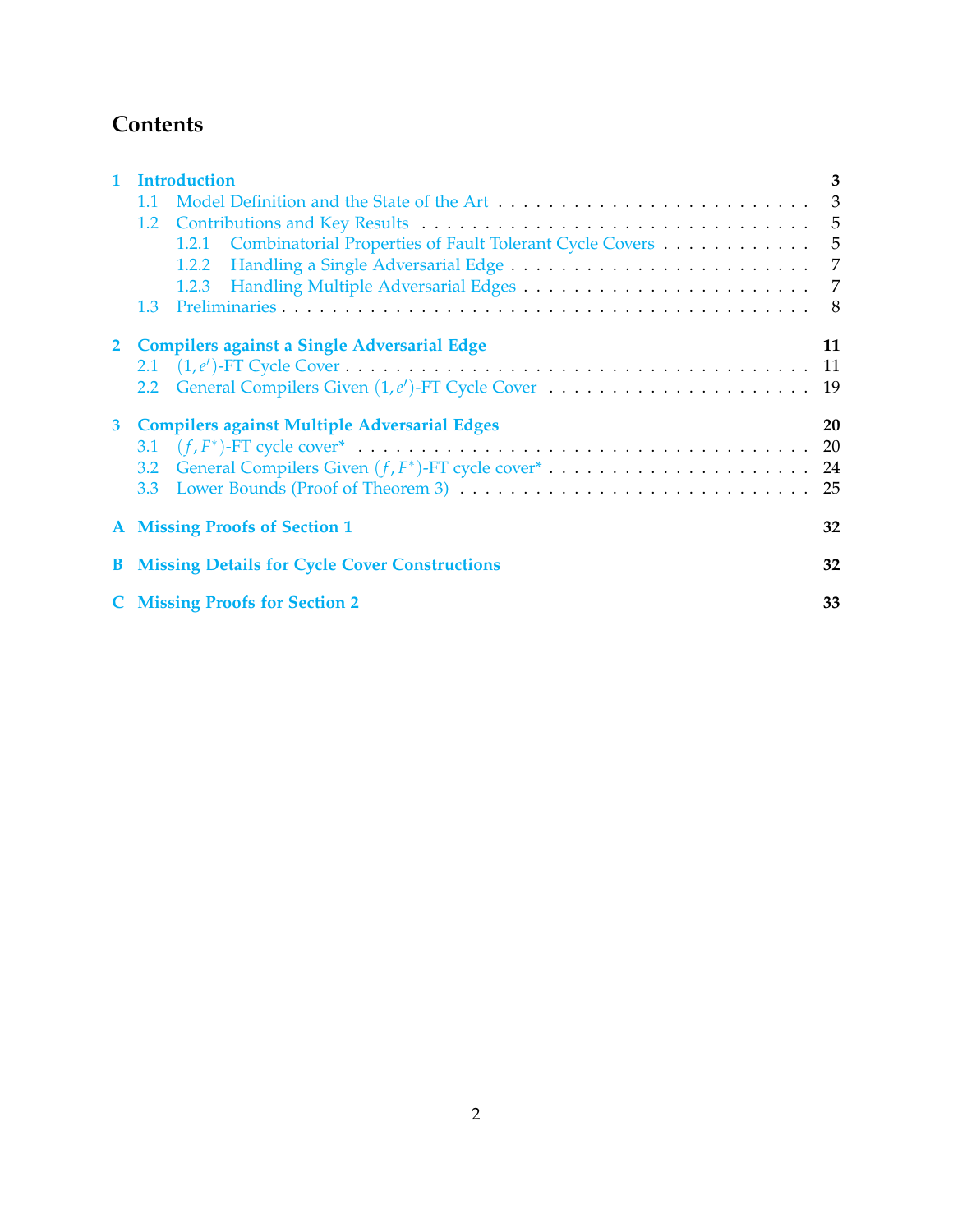# Contents

1 Introduction 3
  1.1 Model Definition and the State of the Art 3
  1.2 Contributions and Key Results 5
    1.2.1 Combinatorial Properties of Fault Tolerant Cycle Covers 5
    1.2.2 Handling a Single Adversarial Edge 7
    1.2.3 Handling Multiple Adversarial Edges 7
  1.3 Preliminaries 8

2 Compilers against a Single Adversarial Edge 11
  2.1 $(1, e')$-FT Cycle Cover 11
  2.2 General Compilers Given $(1, e')$-FT Cycle Cover 19

3 Compilers against Multiple Adversarial Edges 20
  3.1 $(f, F^*)$-FT cycle cover* 20
  3.2 General Compilers Given $(f, F^*)$-FT cycle cover* 24
  3.3 Lower Bounds (Proof of Theorem 3) 25

A Missing Proofs of Section 1 32

B Missing Details for Cycle Cover Constructions 32

C Missing Proofs for Section 2 33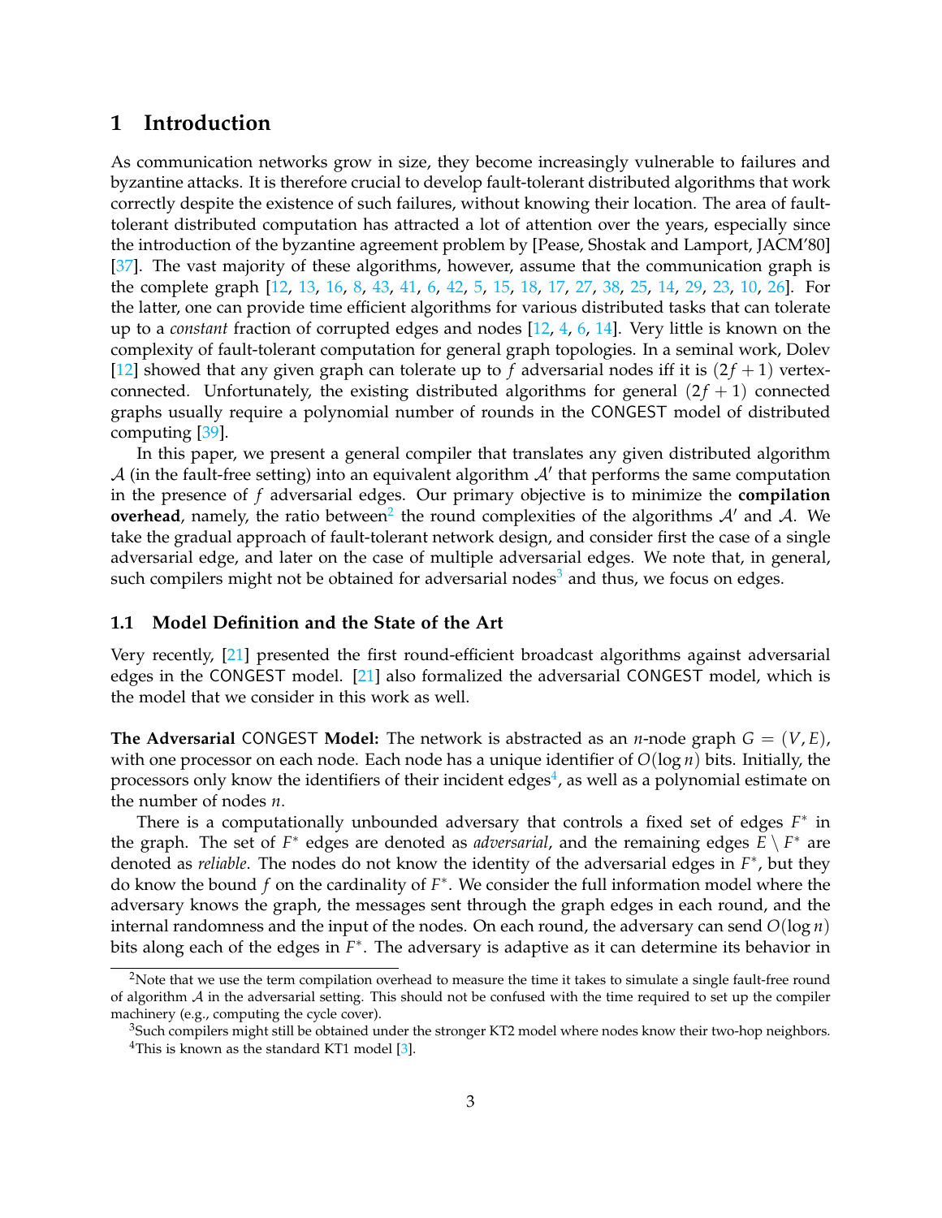## 1 Introduction

As communication networks grow in size, they become increasingly vulnerable to failures and byzantine attacks. It is therefore crucial to develop fault-tolerant distributed algorithms that work correctly despite the existence of such failures, without knowing their location. The area of fault-tolerant distributed computation has attracted a lot of attention over the years, especially since the introduction of the byzantine agreement problem by [Pease, Shostak and Lamport, JACM'80] [37]. The vast majority of these algorithms, however, assume that the communication graph is the complete graph [12, 13, 16, 8, 43, 41, 6, 42, 5, 15, 18, 17, 27, 38, 25, 14, 29, 23, 10, 26]. For the latter, one can provide time efficient algorithms for various distributed tasks that can tolerate up to a *constant* fraction of corrupted edges and nodes [12, 4, 6, 14]. Very little is known on the complexity of fault-tolerant computation for general graph topologies. In a seminal work, Dolev [12] showed that any given graph can tolerate up to $f$ adversarial nodes iff it is $(2f+1)$ vertex-connected. Unfortunately, the existing distributed algorithms for general $(2f+1)$ connected graphs usually require a polynomial number of rounds in the CONGEST model of distributed computing [39].

In this paper, we present a general compiler that translates any given distributed algorithm $\mathcal{A}$ (in the fault-free setting) into an equivalent algorithm $\mathcal{A}'$ that performs the same computation in the presence of $f$ adversarial edges. Our primary objective is to minimize the **compilation overhead**, namely, the ratio between[2] the round complexities of the algorithms $\mathcal{A}'$ and $\mathcal{A}$. We take the gradual approach of fault-tolerant network design, and consider first the case of a single adversarial edge, and later on the case of multiple adversarial edges. We note that, in general, such compilers might not be obtained for adversarial nodes[3] and thus, we focus on edges.

### 1.1 Model Definition and the State of the Art

Very recently, [21] presented the first round-efficient broadcast algorithms against adversarial edges in the CONGEST model. [21] also formalized the adversarial CONGEST model, which is the model that we consider in this work as well.

**The Adversarial CONGEST Model:** The network is abstracted as an $n$-node graph $G = (V, E)$, with one processor on each node. Each node has a unique identifier of $O(\log n)$ bits. Initially, the processors only know the identifiers of their incident edges[4], as well as a polynomial estimate on the number of nodes $n$.

There is a computationally unbounded adversary that controls a fixed set of edges $F^*$ in the graph. The set of $F^*$ edges are denoted as *adversarial*, and the remaining edges $E \setminus F^*$ are denoted as *reliable*. The nodes do not know the identity of the adversarial edges in $F^*$, but they do know the bound $f$ on the cardinality of $F^*$. We consider the full information model where the adversary knows the graph, the messages sent through the graph edges in each round, and the internal randomness and the input of the nodes. On each round, the adversary can send $O(\log n)$ bits along each of the edges in $F^*$. The adversary is adaptive as it can determine its behavior in

[2] Note that we use the term compilation overhead to measure the time it takes to simulate a single fault-free round of algorithm $\mathcal{A}$ in the adversarial setting. This should not be confused with the time required to set up the compiler machinery (e.g., computing the cycle cover).

[3] Such compilers might still be obtained under the stronger KT2 model where nodes know their two-hop neighbors.

[4] This is known as the standard KT1 model [3].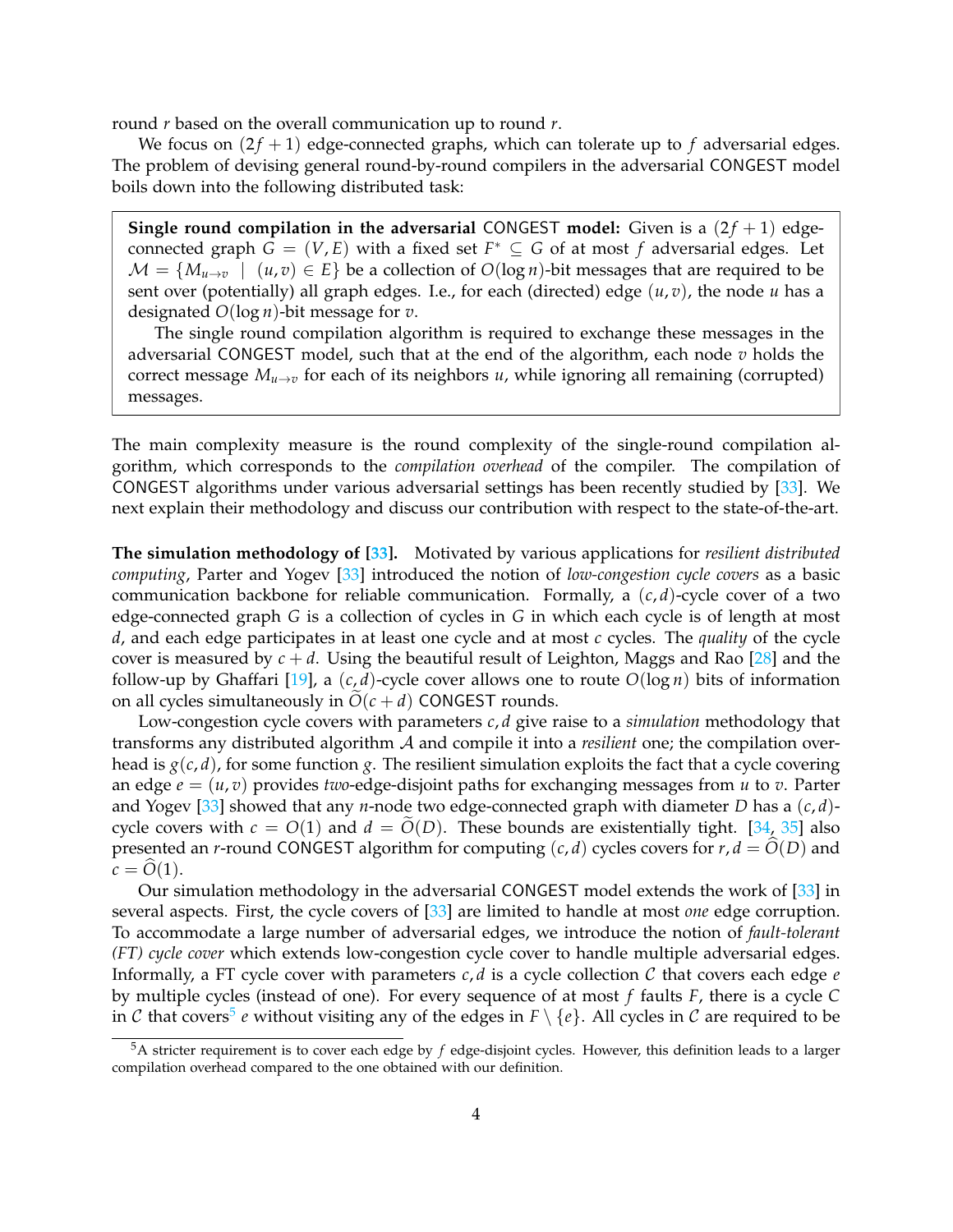round $r$ based on the overall communication up to round $r$.

We focus on $(2f+1)$ edge-connected graphs, which can tolerate up to $f$ adversarial edges. The problem of devising general round-by-round compilers in the adversarial CONGEST model boils down into the following distributed task:

> **Single round compilation in the adversarial CONGEST model:** Given is a $(2f+1)$ edge-connected graph $G=(V,E)$ with a fixed set $F^* \subseteq G$ of at most $f$ adversarial edges. Let $\mathcal{M} = \{M_{u \to v} \mid (u,v) \in E\}$ be a collection of $O(\log n)$-bit messages that are required to be sent over (potentially) all graph edges. I.e., for each (directed) edge $(u,v)$, the node $u$ has a designated $O(\log n)$-bit message for $v$.
>
> The single round compilation algorithm is required to exchange these messages in the adversarial CONGEST model, such that at the end of the algorithm, each node $v$ holds the correct message $M_{u \to v}$ for each of its neighbors $u$, while ignoring all remaining (corrupted) messages.

The main complexity measure is the round complexity of the single-round compilation algorithm, which corresponds to the *compilation overhead* of the compiler. The compilation of CONGEST algorithms under various adversarial settings has been recently studied by [33]. We next explain their methodology and discuss our contribution with respect to the state-of-the-art.

**The simulation methodology of [33].** Motivated by various applications for *resilient distributed computing*, Parter and Yogev [33] introduced the notion of *low-congestion cycle covers* as a basic communication backbone for reliable communication. Formally, a $(c,d)$-cycle cover of a two edge-connected graph $G$ is a collection of cycles in $G$ in which each cycle is of length at most $d$, and each edge participates in at least one cycle and at most $c$ cycles. The *quality* of the cycle cover is measured by $c+d$. Using the beautiful result of Leighton, Maggs and Rao [28] and the follow-up by Ghaffari [19], a $(c,d)$-cycle cover allows one to route $O(\log n)$ bits of information on all cycles simultaneously in $\widetilde{O}(c+d)$ CONGEST rounds.

Low-congestion cycle covers with parameters $c,d$ give raise to a *simulation* methodology that transforms any distributed algorithm $\mathcal{A}$ and compile it into a *resilient* one; the compilation overhead is $g(c,d)$, for some function $g$. The resilient simulation exploits the fact that a cycle covering an edge $e=(u,v)$ provides *two*-edge-disjoint paths for exchanging messages from $u$ to $v$. Parter and Yogev [33] showed that any $n$-node two edge-connected graph with diameter $D$ has a $(c,d)$-cycle covers with $c=O(1)$ and $d=\widetilde{O}(D)$. These bounds are existentially tight. [34, 35] also presented an $r$-round CONGEST algorithm for computing $(c,d)$ cycles covers for $r,d=\widehat{O}(D)$ and $c=\widehat{O}(1)$.

Our simulation methodology in the adversarial CONGEST model extends the work of [33] in several aspects. First, the cycle covers of [33] are limited to handle at most *one* edge corruption. To accommodate a large number of adversarial edges, we introduce the notion of *fault-tolerant (FT) cycle cover* which extends low-congestion cycle cover to handle multiple adversarial edges. Informally, a FT cycle cover with parameters $c,d$ is a cycle collection $\mathcal{C}$ that covers each edge $e$ by multiple cycles (instead of one). For every sequence of at most $f$ faults $F$, there is a cycle $C$ in $\mathcal{C}$ that covers[5] $e$ without visiting any of the edges in $F \setminus \{e\}$. All cycles in $\mathcal{C}$ are required to be

[5] A stricter requirement is to cover each edge by $f$ edge-disjoint cycles. However, this definition leads to a larger compilation overhead compared to the one obtained with our definition.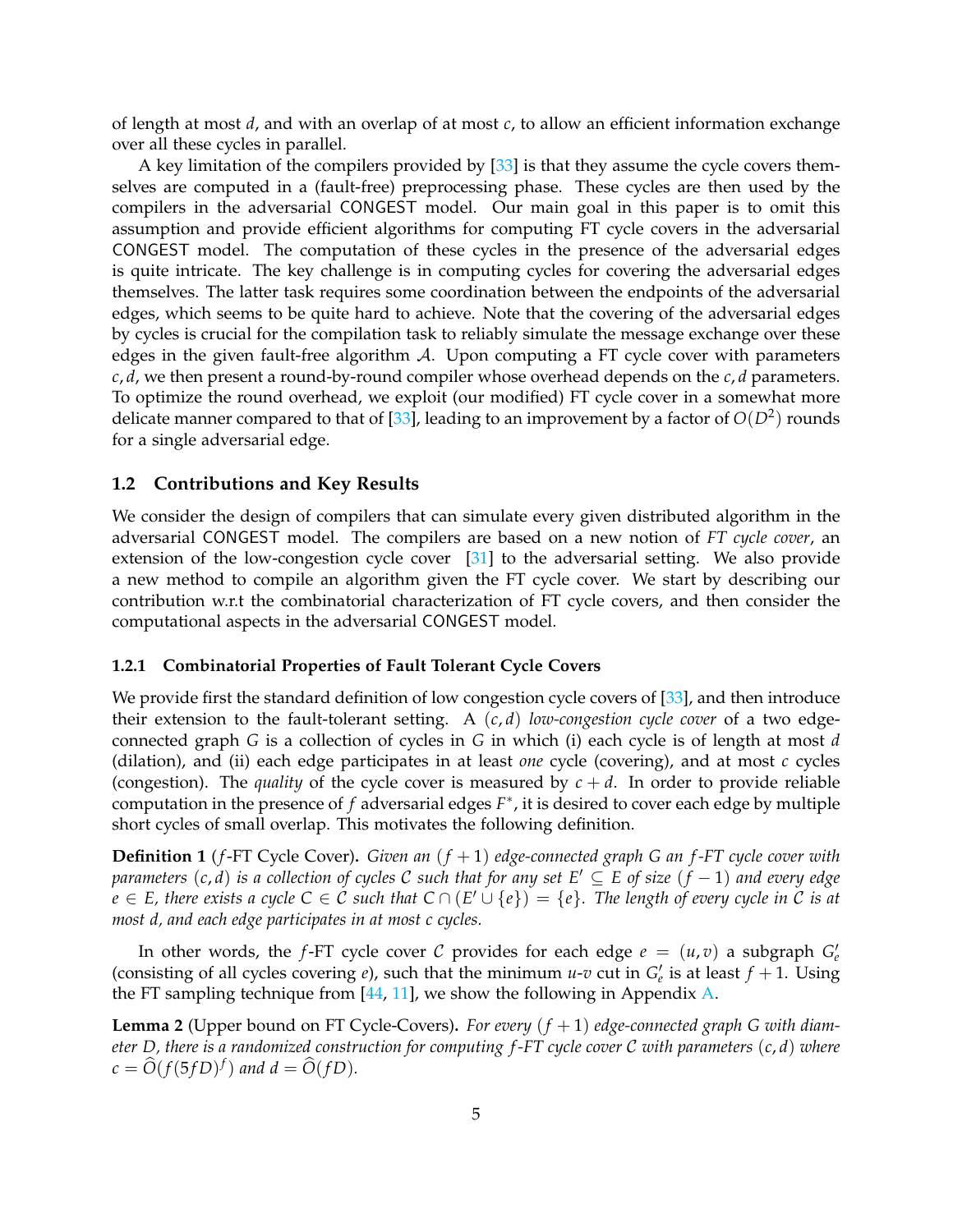of length at most $d$, and with an overlap of at most $c$, to allow an efficient information exchange over all these cycles in parallel.

A key limitation of the compilers provided by [33] is that they assume the cycle covers themselves are computed in a (fault-free) preprocessing phase. These cycles are then used by the compilers in the adversarial CONGEST model. Our main goal in this paper is to omit this assumption and provide efficient algorithms for computing FT cycle covers in the adversarial CONGEST model. The computation of these cycles in the presence of the adversarial edges is quite intricate. The key challenge is in computing cycles for covering the adversarial edges themselves. The latter task requires some coordination between the endpoints of the adversarial edges, which seems to be quite hard to achieve. Note that the covering of the adversarial edges by cycles is crucial for the compilation task to reliably simulate the message exchange over these edges in the given fault-free algorithm $\mathcal{A}$. Upon computing a FT cycle cover with parameters $c, d$, we then present a round-by-round compiler whose overhead depends on the $c, d$ parameters. To optimize the round overhead, we exploit (our modified) FT cycle cover in a somewhat more delicate manner compared to that of [33], leading to an improvement by a factor of $O(D^2)$ rounds for a single adversarial edge.

## 1.2 Contributions and Key Results

We consider the design of compilers that can simulate every given distributed algorithm in the adversarial CONGEST model. The compilers are based on a new notion of *FT cycle cover*, an extension of the low-congestion cycle cover [31] to the adversarial setting. We also provide a new method to compile an algorithm given the FT cycle cover. We start by describing our contribution w.r.t the combinatorial characterization of FT cycle covers, and then consider the computational aspects in the adversarial CONGEST model.

### 1.2.1 Combinatorial Properties of Fault Tolerant Cycle Covers

We provide first the standard definition of low congestion cycle covers of [33], and then introduce their extension to the fault-tolerant setting. A $(c, d)$ *low-congestion cycle cover* of a two edge-connected graph $G$ is a collection of cycles in $G$ in which (i) each cycle is of length at most $d$ (dilation), and (ii) each edge participates in at least *one* cycle (covering), and at most $c$ cycles (congestion). The *quality* of the cycle cover is measured by $c + d$. In order to provide reliable computation in the presence of $f$ adversarial edges $F^*$, it is desired to cover each edge by multiple short cycles of small overlap. This motivates the following definition.

**Definition 1** ($f$-FT Cycle Cover)**.** *Given an $(f + 1)$ edge-connected graph $G$ an $f$-FT cycle cover with parameters $(c, d)$ is a collection of cycles $\mathcal{C}$ such that for any set $E' \subseteq E$ of size $(f - 1)$ and every edge $e \in E$, there exists a cycle $C \in \mathcal{C}$ such that $C \cap (E' \cup \{e\}) = \{e\}$. The length of every cycle in $\mathcal{C}$ is at most $d$, and each edge participates in at most $c$ cycles.*

In other words, the $f$-FT cycle cover $\mathcal{C}$ provides for each edge $e = (u, v)$ a subgraph $G'_e$ (consisting of all cycles covering $e$), such that the minimum $u$-$v$ cut in $G'_e$ is at least $f + 1$. Using the FT sampling technique from [44, 11], we show the following in Appendix A.

**Lemma 2** (Upper bound on FT Cycle-Covers)**.** *For every $(f + 1)$ edge-connected graph $G$ with diameter $D$, there is a randomized construction for computing $f$-FT cycle cover $\mathcal{C}$ with parameters $(c, d)$ where $c = \widehat{O}(f(5fD)^f)$ and $d = \widehat{O}(fD)$.*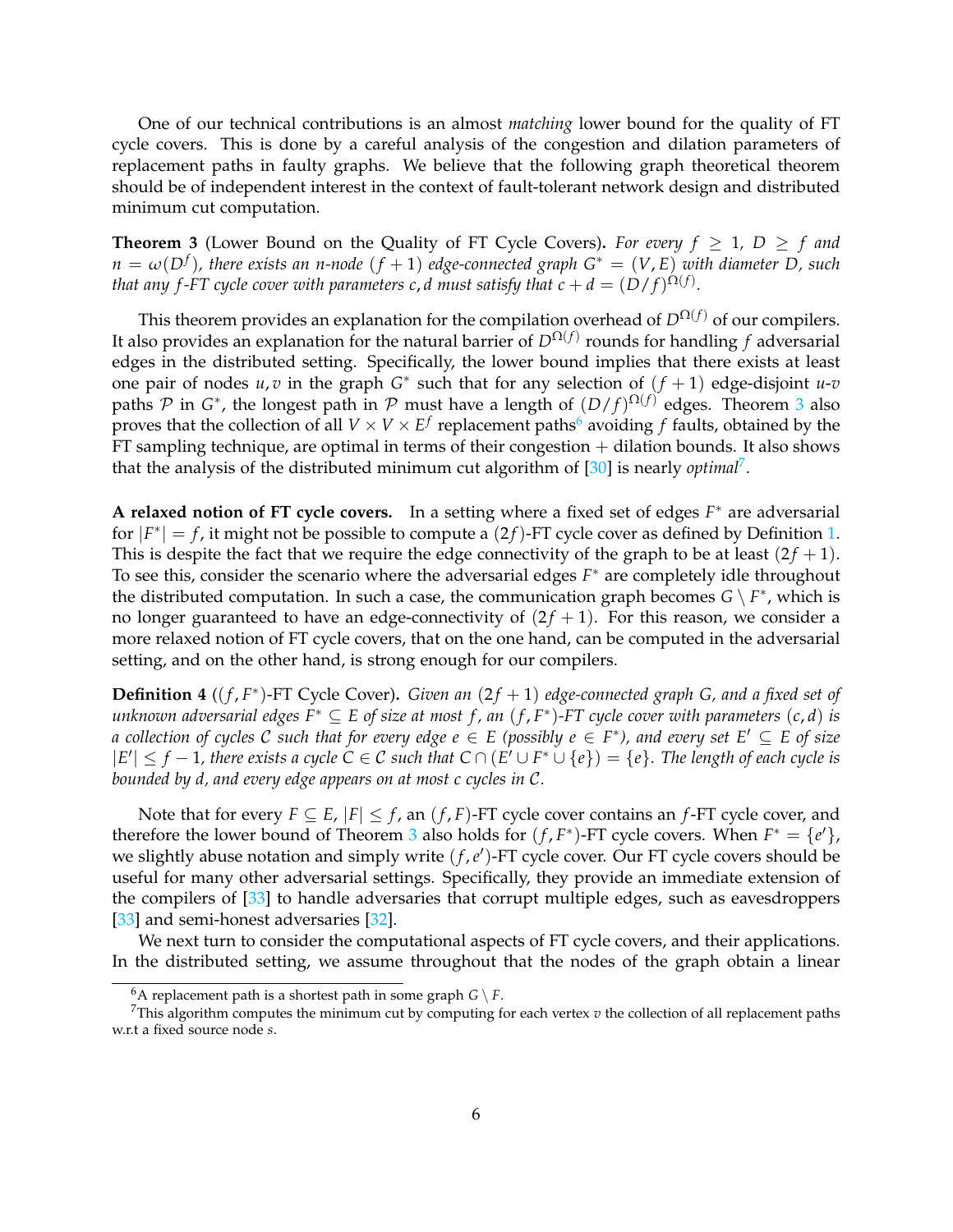One of our technical contributions is an almost *matching* lower bound for the quality of FT cycle covers. This is done by a careful analysis of the congestion and dilation parameters of replacement paths in faulty graphs. We believe that the following graph theoretical theorem should be of independent interest in the context of fault-tolerant network design and distributed minimum cut computation.

**Theorem 3** (Lower Bound on the Quality of FT Cycle Covers)**.** *For every $f \geq 1$, $D \geq f$ and $n = \omega(D^f)$, there exists an $n$-node $(f+1)$ edge-connected graph $G^* = (V, E)$ with diameter $D$, such that any $f$-FT cycle cover with parameters $c, d$ must satisfy that $c + d = (D/f)^{\Omega(f)}$.*

This theorem provides an explanation for the compilation overhead of $D^{\Omega(f)}$ of our compilers. It also provides an explanation for the natural barrier of $D^{\Omega(f)}$ rounds for handling $f$ adversarial edges in the distributed setting. Specifically, the lower bound implies that there exists at least one pair of nodes $u, v$ in the graph $G^*$ such that for any selection of $(f+1)$ edge-disjoint $u$-$v$ paths $\mathcal{P}$ in $G^*$, the longest path in $\mathcal{P}$ must have a length of $(D/f)^{\Omega(f)}$ edges. Theorem 3 also proves that the collection of all $V \times V \times E^f$ replacement paths[6] avoiding $f$ faults, obtained by the FT sampling technique, are optimal in terms of their congestion + dilation bounds. It also shows that the analysis of the distributed minimum cut algorithm of [30] is nearly *optimal*[7].

**A relaxed notion of FT cycle covers.** In a setting where a fixed set of edges $F^*$ are adversarial for $|F^*| = f$, it might not be possible to compute a $(2f)$-FT cycle cover as defined by Definition 1. This is despite the fact that we require the edge connectivity of the graph to be at least $(2f+1)$. To see this, consider the scenario where the adversarial edges $F^*$ are completely idle throughout the distributed computation. In such a case, the communication graph becomes $G \setminus F^*$, which is no longer guaranteed to have an edge-connectivity of $(2f+1)$. For this reason, we consider a more relaxed notion of FT cycle covers, that on the one hand, can be computed in the adversarial setting, and on the other hand, is strong enough for our compilers.

**Definition 4** ($(f, F^*)$-FT Cycle Cover)**.** *Given an $(2f+1)$ edge-connected graph $G$, and a fixed set of unknown adversarial edges $F^* \subseteq E$ of size at most $f$, an $(f, F^*)$-FT cycle cover with parameters $(c, d)$ is a collection of cycles $\mathcal{C}$ such that for every edge $e \in E$ (possibly $e \in F^*$), and every set $E' \subseteq E$ of size $|E'| \leq f - 1$, there exists a cycle $C \in \mathcal{C}$ such that $C \cap (E' \cup F^* \cup \{e\}) = \{e\}$. The length of each cycle is bounded by $d$, and every edge appears on at most $c$ cycles in $\mathcal{C}$.*

Note that for every $F \subseteq E$, $|F| \leq f$, an $(f, F)$-FT cycle cover contains an $f$-FT cycle cover, and therefore the lower bound of Theorem 3 also holds for $(f, F^*)$-FT cycle covers. When $F^* = \{e'\}$, we slightly abuse notation and simply write $(f, e')$-FT cycle cover. Our FT cycle covers should be useful for many other adversarial settings. Specifically, they provide an immediate extension of the compilers of [33] to handle adversaries that corrupt multiple edges, such as eavesdroppers [33] and semi-honest adversaries [32].

We next turn to consider the computational aspects of FT cycle covers, and their applications. In the distributed setting, we assume throughout that the nodes of the graph obtain a linear

[6] A replacement path is a shortest path in some graph $G \setminus F$.

[7] This algorithm computes the minimum cut by computing for each vertex $v$ the collection of all replacement paths w.r.t a fixed source node $s$.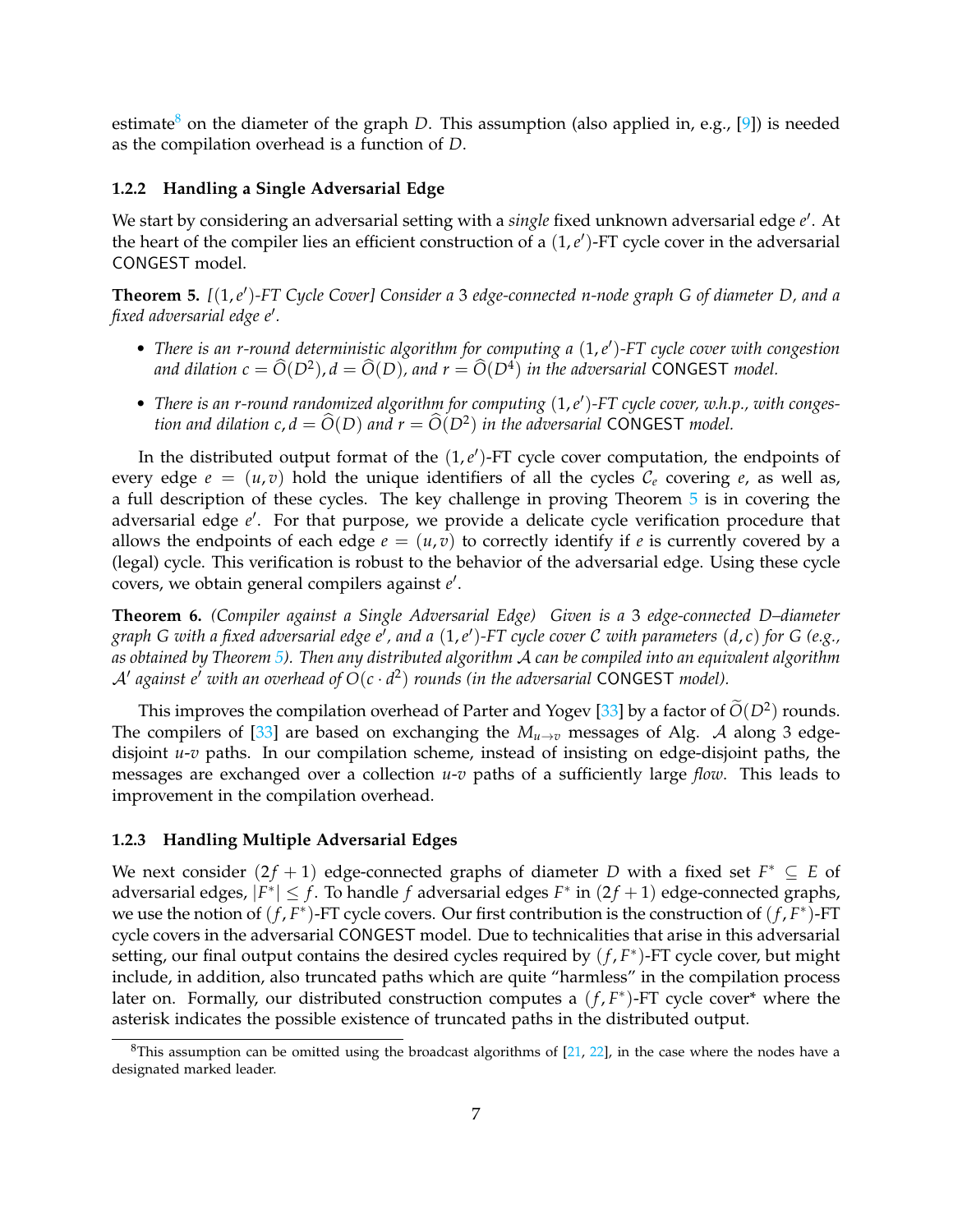estimate[8] on the diameter of the graph $D$. This assumption (also applied in, e.g., [9]) is needed as the compilation overhead is a function of $D$.

#### 1.2.2 Handling a Single Adversarial Edge

We start by considering an adversarial setting with a *single* fixed unknown adversarial edge $e'$. At the heart of the compiler lies an efficient construction of a $(1, e')$-FT cycle cover in the adversarial CONGEST model.

**Theorem 5.** *$[(1, e')$-FT Cycle Cover$]$ Consider a 3 edge-connected $n$-node graph $G$ of diameter $D$, and a fixed adversarial edge $e'$.*

- *There is an $r$-round deterministic algorithm for computing a $(1, e')$-FT cycle cover with congestion and dilation $c = \widehat{O}(D^2), d = \widehat{O}(D)$, and $r = \widehat{O}(D^4)$ in the adversarial CONGEST model.*
- *There is an $r$-round randomized algorithm for computing $(1, e')$-FT cycle cover, w.h.p., with congestion and dilation $c, d = \widehat{O}(D)$ and $r = \widehat{O}(D^2)$ in the adversarial CONGEST model.*

In the distributed output format of the $(1, e')$-FT cycle cover computation, the endpoints of every edge $e = (u, v)$ hold the unique identifiers of all the cycles $\mathcal{C}_e$ covering $e$, as well as, a full description of these cycles. The key challenge in proving Theorem 5 is in covering the adversarial edge $e'$. For that purpose, we provide a delicate cycle verification procedure that allows the endpoints of each edge $e = (u, v)$ to correctly identify if $e$ is currently covered by a (legal) cycle. This verification is robust to the behavior of the adversarial edge. Using these cycle covers, we obtain general compilers against $e'$.

**Theorem 6.** *(Compiler against a Single Adversarial Edge) Given is a 3 edge-connected $D$–diameter graph $G$ with a fixed adversarial edge $e'$, and a $(1, e')$-FT cycle cover $\mathcal{C}$ with parameters $(d, c)$ for $G$ (e.g., as obtained by Theorem 5). Then any distributed algorithm $\mathcal{A}$ can be compiled into an equivalent algorithm $\mathcal{A}'$ against $e'$ with an overhead of $O(c \cdot d^2)$ rounds (in the adversarial CONGEST model).*

This improves the compilation overhead of Parter and Yogev [33] by a factor of $\widetilde{O}(D^2)$ rounds. The compilers of [33] are based on exchanging the $M_{u \to v}$ messages of Alg. $\mathcal{A}$ along 3 edge-disjoint $u$-$v$ paths. In our compilation scheme, instead of insisting on edge-disjoint paths, the messages are exchanged over a collection $u$-$v$ paths of a sufficiently large *flow*. This leads to improvement in the compilation overhead.

#### 1.2.3 Handling Multiple Adversarial Edges

We next consider $(2f + 1)$ edge-connected graphs of diameter $D$ with a fixed set $F^* \subseteq E$ of adversarial edges, $|F^*| \leq f$. To handle $f$ adversarial edges $F^*$ in $(2f + 1)$ edge-connected graphs, we use the notion of $(f, F^*)$-FT cycle covers. Our first contribution is the construction of $(f, F^*)$-FT cycle covers in the adversarial CONGEST model. Due to technicalities that arise in this adversarial setting, our final output contains the desired cycles required by $(f, F^*)$-FT cycle cover, but might include, in addition, also truncated paths which are quite "harmless" in the compilation process later on. Formally, our distributed construction computes a $(f, F^*)$-FT cycle cover* where the asterisk indicates the possible existence of truncated paths in the distributed output.

[8] This assumption can be omitted using the broadcast algorithms of [21, 22], in the case where the nodes have a designated marked leader.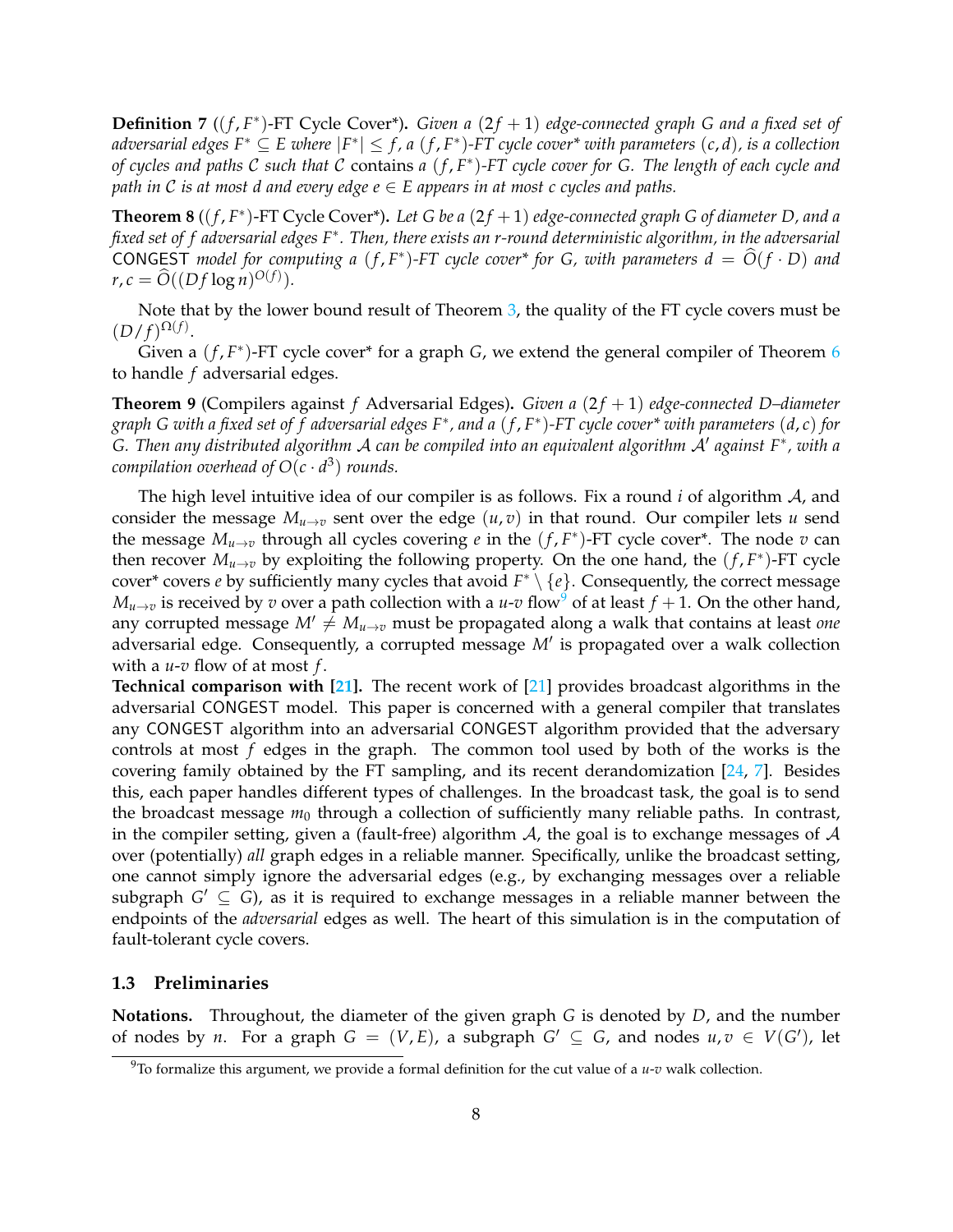**Definition 7** (($f, F^*$)-FT Cycle Cover*)**.** *Given a $(2f+1)$ edge-connected graph $G$ and a fixed set of adversarial edges $F^* \subseteq E$ where $|F^*| \leq f$, a $(f, F^*)$-FT cycle cover* with parameters $(c, d)$, is a collection of cycles and paths $\mathcal{C}$ such that $\mathcal{C}$* contains *a $(f, F^*)$-FT cycle cover for $G$. The length of each cycle and path in $\mathcal{C}$ is at most $d$ and every edge $e \in E$ appears in at most $c$ cycles and paths.*

**Theorem 8** (($f, F^*$)-FT Cycle Cover*)**.** *Let $G$ be a $(2f+1)$ edge-connected graph $G$ of diameter $D$, and a fixed set of $f$ adversarial edges $F^*$. Then, there exists an $r$-round deterministic algorithm, in the adversarial* CONGEST *model for computing a $(f, F^*)$-FT cycle cover* for $G$, with parameters $d = \widehat{O}(f \cdot D)$ and $r, c = \widehat{O}((Df \log n)^{O(f)})$.*

Note that by the lower bound result of Theorem 3, the quality of the FT cycle covers must be $(D/f)^{\Omega(f)}$.

Given a $(f, F^*)$-FT cycle cover* for a graph $G$, we extend the general compiler of Theorem 6 to handle $f$ adversarial edges.

**Theorem 9** (Compilers against $f$ Adversarial Edges)**.** *Given a $(2f+1)$ edge-connected $D$–diameter graph $G$ with a fixed set of $f$ adversarial edges $F^*$, and a $(f, F^*)$-FT cycle cover* with parameters $(d, c)$ for $G$. Then any distributed algorithm $\mathcal{A}$ can be compiled into an equivalent algorithm $\mathcal{A}'$ against $F^*$, with a compilation overhead of $O(c \cdot d^3)$ rounds.*

The high level intuitive idea of our compiler is as follows. Fix a round $i$ of algorithm $\mathcal{A}$, and consider the message $M_{u \to v}$ sent over the edge $(u, v)$ in that round. Our compiler lets $u$ send the message $M_{u \to v}$ through all cycles covering $e$ in the $(f, F^*)$-FT cycle cover*. The node $v$ can then recover $M_{u \to v}$ by exploiting the following property. On the one hand, the $(f, F^*)$-FT cycle cover* covers $e$ by sufficiently many cycles that avoid $F^* \setminus \{e\}$. Consequently, the correct message $M_{u \to v}$ is received by $v$ over a path collection with a $u$-$v$ flow[9] of at least $f+1$. On the other hand, any corrupted message $M' \neq M_{u \to v}$ must be propagated along a walk that contains at least *one* adversarial edge. Consequently, a corrupted message $M'$ is propagated over a walk collection with a $u$-$v$ flow of at most $f$.

**Technical comparison with [21].** The recent work of [21] provides broadcast algorithms in the adversarial CONGEST model. This paper is concerned with a general compiler that translates any CONGEST algorithm into an adversarial CONGEST algorithm provided that the adversary controls at most $f$ edges in the graph. The common tool used by both of the works is the covering family obtained by the FT sampling, and its recent derandomization [24, 7]. Besides this, each paper handles different types of challenges. In the broadcast task, the goal is to send the broadcast message $m_0$ through a collection of sufficiently many reliable paths. In contrast, in the compiler setting, given a (fault-free) algorithm $\mathcal{A}$, the goal is to exchange messages of $\mathcal{A}$ over (potentially) *all* graph edges in a reliable manner. Specifically, unlike the broadcast setting, one cannot simply ignore the adversarial edges (e.g., by exchanging messages over a reliable subgraph $G' \subseteq G$), as it is required to exchange messages in a reliable manner between the endpoints of the *adversarial* edges as well. The heart of this simulation is in the computation of fault-tolerant cycle covers.

### 1.3 Preliminaries

**Notations.** Throughout, the diameter of the given graph $G$ is denoted by $D$, and the number of nodes by $n$. For a graph $G = (V, E)$, a subgraph $G' \subseteq G$, and nodes $u, v \in V(G')$, let

[9] To formalize this argument, we provide a formal definition for the cut value of a $u$-$v$ walk collection.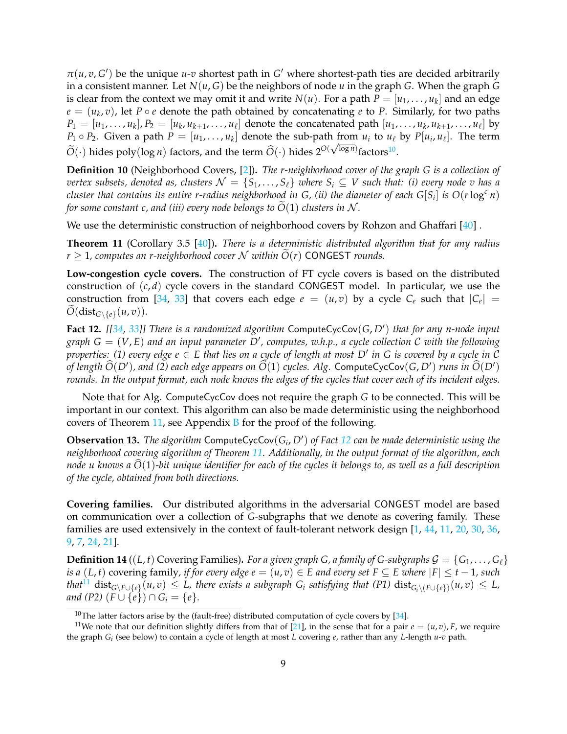$\pi(u, v, G')$ be the unique $u$-$v$ shortest path in $G'$ where shortest-path ties are decided arbitrarily in a consistent manner. Let $N(u, G)$ be the neighbors of node $u$ in the graph $G$. When the graph $G$ is clear from the context we may omit it and write $N(u)$. For a path $P = [u_1, \ldots, u_k]$ and an edge $e = (u_k, v)$, let $P \circ e$ denote the path obtained by concatenating $e$ to $P$. Similarly, for two paths $P_1 = [u_1, \ldots, u_k], P_2 = [u_k, u_{k+1}, \ldots, u_\ell]$ denote the concatenated path $[u_1, \ldots, u_k, u_{k+1}, \ldots, u_\ell]$ by $P_1 \circ P_2$. Given a path $P = [u_1, \ldots, u_k]$ denote the sub-path from $u_i$ to $u_\ell$ by $P[u_i, u_\ell]$. The term $\widetilde{O}(\cdot)$ hides $\text{poly}(\log n)$ factors, and the term $\widehat{O}(\cdot)$ hides $2^{O(\sqrt{\log n})}$ factors[10].

**Definition 10** (Neighborhood Covers, [2]). *The $r$-neighborhood cover of the graph $G$ is a collection of vertex subsets, denoted as, clusters $\mathcal{N} = \{S_1, \ldots, S_\ell\}$ where $S_i \subseteq V$ such that: (i) every node $v$ has a cluster that contains its entire $r$-radius neighborhood in $G$, (ii) the diameter of each $G[S_i]$ is $O(r \log^c n)$ for some constant $c$, and (iii) every node belongs to $\widetilde{O}(1)$ clusters in $\mathcal{N}$.*

We use the deterministic construction of neighborhood covers by Rohzon and Ghaffari [40] .

**Theorem 11** (Corollary 3.5 [40]). *There is a deterministic distributed algorithm that for any radius $r \geq 1$, computes an $r$-neighborhood cover $\mathcal{N}$ within $\widetilde{O}(r)$ CONGEST rounds.*

**Low-congestion cycle covers.** The construction of FT cycle covers is based on the distributed construction of $(c, d)$ cycle covers in the standard CONGEST model. In particular, we use the construction from [34, 33] that covers each edge $e = (u, v)$ by a cycle $C_e$ such that $|C_e| = \widetilde{O}(\text{dist}_{G \setminus \{e\}}(u, v))$.

**Fact 12.** *[[34, 33]] There is a randomized algorithm $\mathsf{ComputeCycCov}(G, D')$ that for any $n$-node input graph $G = (V, E)$ and an input parameter $D'$, computes, w.h.p., a cycle collection $\mathcal{C}$ with the following properties: (1) every edge $e \in E$ that lies on a cycle of length at most $D'$ in $G$ is covered by a cycle in $\mathcal{C}$ of length $\widehat{O}(D')$, and (2) each edge appears on $\widehat{O}(1)$ cycles. Alg. $\mathsf{ComputeCycCov}(G, D')$ runs in $\widehat{O}(D')$ rounds. In the output format, each node knows the edges of the cycles that cover each of its incident edges.*

Note that for Alg. $\mathsf{ComputeCycCov}$ does not require the graph $G$ to be connected. This will be important in our context. This algorithm can also be made deterministic using the neighborhood covers of Theorem 11, see Appendix B for the proof of the following.

**Observation 13.** *The algorithm $\mathsf{ComputeCycCov}(G_i, D')$ of Fact 12 can be made deterministic using the neighborhood covering algorithm of Theorem 11. Additionally, in the output format of the algorithm, each node $u$ knows a $\widehat{O}(1)$-bit unique identifier for each of the cycles it belongs to, as well as a full description of the cycle, obtained from both directions.*

**Covering families.** Our distributed algorithms in the adversarial CONGEST model are based on communication over a collection of $G$-subgraphs that we denote as covering family. These families are used extensively in the context of fault-tolerant network design [1, 44, 11, 20, 30, 36, 9, 7, 24, 21].

**Definition 14** ($(L, t)$ Covering Families). *For a given graph $G$, a family of $G$-subgraphs $\mathcal{G} = \{G_1, \ldots, G_\ell\}$ is a $(L, t)$ covering family, if for every edge $e = (u, v) \in E$ and every set $F \subseteq E$ where $|F| \leq t - 1$, such that[11] $\text{dist}_{G \setminus F \cup \{e\}}(u, v) \leq L$, there exists a subgraph $G_i$ satisfying that (P1) $\text{dist}_{G_i \setminus (F \cup \{e\})}(u, v) \leq L$, and (P2) $(F \cup \{e\}) \cap G_i = \{e\}$.*

[10] The latter factors arise by the (fault-free) distributed computation of cycle covers by [34].

[11] We note that our definition slightly differs from that of [21], in the sense that for a pair $e = (u, v), F$, we require the graph $G_i$ (see below) to contain a cycle of length at most $L$ covering $e$, rather than any $L$-length $u$-$v$ path.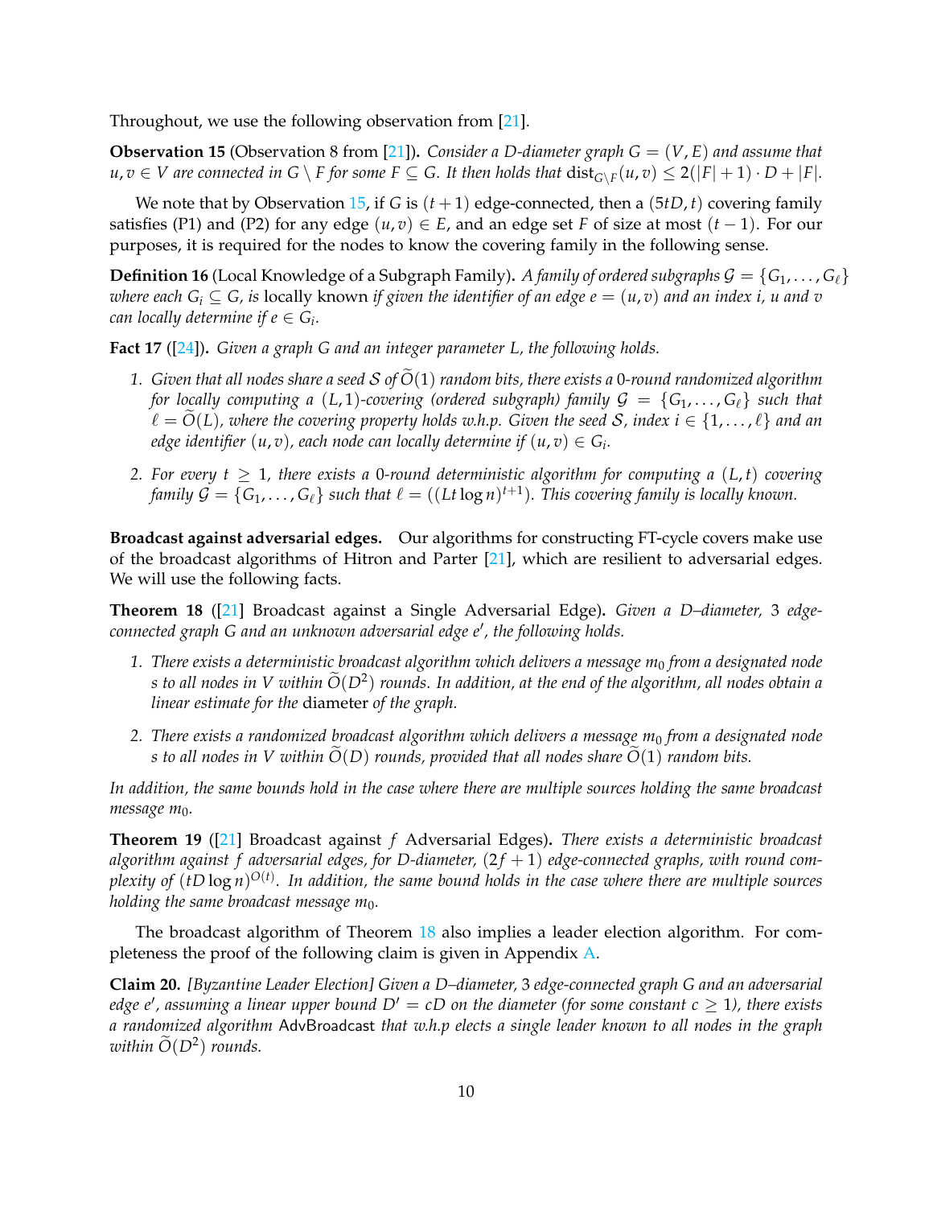Throughout, we use the following observation from [21].

**Observation 15** (Observation 8 from [21])**.** *Consider a D-diameter graph $G = (V, E)$ and assume that $u, v \in V$ are connected in $G \setminus F$ for some $F \subseteq G$. It then holds that $\text{dist}_{G \setminus F}(u, v) \leq 2(|F| + 1) \cdot D + |F|$.*

We note that by Observation 15, if $G$ is $(t+1)$ edge-connected, then a $(5tD, t)$ covering family satisfies (P1) and (P2) for any edge $(u, v) \in E$, and an edge set $F$ of size at most $(t-1)$. For our purposes, it is required for the nodes to know the covering family in the following sense.

**Definition 16** (Local Knowledge of a Subgraph Family)**.** *A family of ordered subgraphs $\mathcal{G} = \{G_1, \ldots, G_\ell\}$ where each $G_i \subseteq G$, is* locally known *if given the identifier of an edge $e = (u, v)$ and an index $i$, $u$ and $v$ can locally determine if $e \in G_i$.*

**Fact 17** ([24])**.** *Given a graph $G$ and an integer parameter $L$, the following holds.*

1. *Given that all nodes share a seed $\mathcal{S}$ of $\widetilde{O}(1)$ random bits, there exists a 0-round randomized algorithm for locally computing a $(L, 1)$-covering (ordered subgraph) family $\mathcal{G} = \{G_1, \ldots, G_\ell\}$ such that $\ell = \widetilde{O}(L)$, where the covering property holds w.h.p. Given the seed $\mathcal{S}$, index $i \in \{1, \ldots, \ell\}$ and an edge identifier $(u, v)$, each node can locally determine if $(u, v) \in G_i$.*
2. *For every $t \geq 1$, there exists a 0-round deterministic algorithm for computing a $(L, t)$ covering family $\mathcal{G} = \{G_1, \ldots, G_\ell\}$ such that $\ell = ((Lt \log n)^{t+1})$. This covering family is locally known.*

**Broadcast against adversarial edges.** Our algorithms for constructing FT-cycle covers make use of the broadcast algorithms of Hitron and Parter [21], which are resilient to adversarial edges. We will use the following facts.

**Theorem 18** ([21] Broadcast against a Single Adversarial Edge)**.** *Given a D–diameter, 3 edge-connected graph $G$ and an unknown adversarial edge $e'$, the following holds.*

1. *There exists a deterministic broadcast algorithm which delivers a message $m_0$ from a designated node $s$ to all nodes in $V$ within $\widetilde{O}(D^2)$ rounds. In addition, at the end of the algorithm, all nodes obtain a linear estimate for the* diameter *of the graph.*
2. *There exists a randomized broadcast algorithm which delivers a message $m_0$ from a designated node $s$ to all nodes in $V$ within $\widetilde{O}(D)$ rounds, provided that all nodes share $\widetilde{O}(1)$ random bits.*

*In addition, the same bounds hold in the case where there are multiple sources holding the same broadcast message $m_0$.*

**Theorem 19** ([21] Broadcast against $f$ Adversarial Edges)**.** *There exists a deterministic broadcast algorithm against $f$ adversarial edges, for D-diameter, $(2f+1)$ edge-connected graphs, with round complexity of $(tD \log n)^{O(t)}$. In addition, the same bound holds in the case where there are multiple sources holding the same broadcast message $m_0$.*

The broadcast algorithm of Theorem 18 also implies a leader election algorithm. For completeness the proof of the following claim is given in Appendix A.

**Claim 20.** *[Byzantine Leader Election] Given a D–diameter, 3 edge-connected graph $G$ and an adversarial edge $e'$, assuming a linear upper bound $D' = cD$ on the diameter (for some constant $c \geq 1$), there exists a randomized algorithm* AdvBroadcast *that w.h.p elects a single leader known to all nodes in the graph within $\widetilde{O}(D^2)$ rounds.*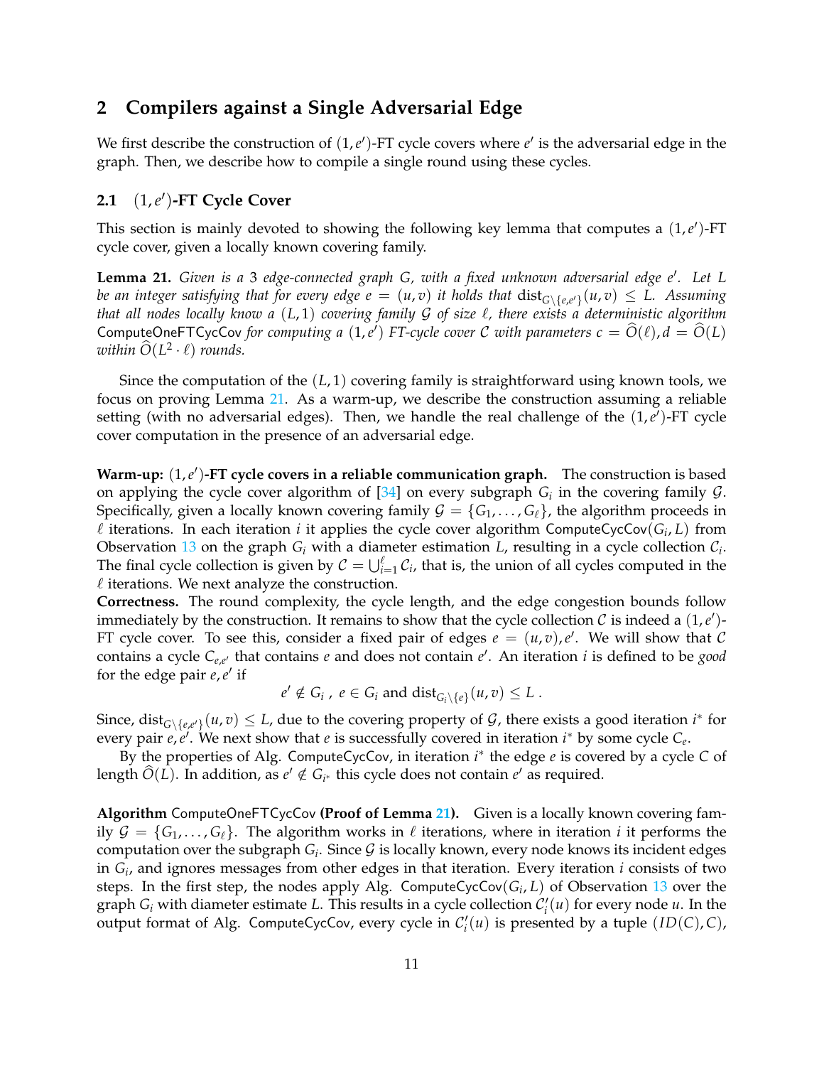## 2 Compilers against a Single Adversarial Edge

We first describe the construction of $(1, e')$-FT cycle covers where $e'$ is the adversarial edge in the graph. Then, we describe how to compile a single round using these cycles.

### 2.1 $(1, e')$-FT Cycle Cover

This section is mainly devoted to showing the following key lemma that computes a $(1, e')$-FT cycle cover, given a locally known covering family.

**Lemma 21.** *Given is a 3 edge-connected graph $G$, with a fixed unknown adversarial edge $e'$. Let $L$ be an integer satisfying that for every edge $e = (u, v)$ it holds that $\text{dist}_{G \setminus \{e,e'\}}(u, v) \leq L$. Assuming that all nodes locally know a $(L, 1)$ covering family $\mathcal{G}$ of size $\ell$, there exists a deterministic algorithm* ComputeOneFTCycCov *for computing a $(1, e')$ FT-cycle cover $\mathcal{C}$ with parameters $c = \widehat{O}(\ell), d = \widehat{O}(L)$ within $\widehat{O}(L^2 \cdot \ell)$ rounds.*

Since the computation of the $(L, 1)$ covering family is straightforward using known tools, we focus on proving Lemma 21. As a warm-up, we describe the construction assuming a reliable setting (with no adversarial edges). Then, we handle the real challenge of the $(1, e')$-FT cycle cover computation in the presence of an adversarial edge.

**Warm-up: $(1, e')$-FT cycle covers in a reliable communication graph.** The construction is based on applying the cycle cover algorithm of [34] on every subgraph $G_i$ in the covering family $\mathcal{G}$. Specifically, given a locally known covering family $\mathcal{G} = \{G_1, \ldots, G_\ell\}$, the algorithm proceeds in $\ell$ iterations. In each iteration $i$ it applies the cycle cover algorithm ComputeCycCov$(G_i, L)$ from Observation 13 on the graph $G_i$ with a diameter estimation $L$, resulting in a cycle collection $\mathcal{C}_i$. The final cycle collection is given by $\mathcal{C} = \bigcup_{i=1}^{\ell} \mathcal{C}_i$, that is, the union of all cycles computed in the $\ell$ iterations. We next analyze the construction.

**Correctness.** The round complexity, the cycle length, and the edge congestion bounds follow immediately by the construction. It remains to show that the cycle collection $\mathcal{C}$ is indeed a $(1, e')$-FT cycle cover. To see this, consider a fixed pair of edges $e = (u, v), e'$. We will show that $\mathcal{C}$ contains a cycle $C_{e,e'}$ that contains $e$ and does not contain $e'$. An iteration $i$ is defined to be *good* for the edge pair $e, e'$ if

$$e' \notin G_i \ , \ e \in G_i \text{ and } \text{dist}_{G_i \setminus \{e\}}(u, v) \leq L \ .$$

Since, $\text{dist}_{G \setminus \{e,e'\}}(u, v) \leq L$, due to the covering property of $\mathcal{G}$, there exists a good iteration $i^*$ for every pair $e, e'$. We next show that $e$ is successfully covered in iteration $i^*$ by some cycle $C_e$.

By the properties of Alg. ComputeCycCov, in iteration $i^*$ the edge $e$ is covered by a cycle $C$ of length $\widehat{O}(L)$. In addition, as $e' \notin G_{i^*}$ this cycle does not contain $e'$ as required.

**Algorithm** ComputeOneFTCycCov **(Proof of Lemma 21).** Given is a locally known covering family $\mathcal{G} = \{G_1, \ldots, G_\ell\}$. The algorithm works in $\ell$ iterations, where in iteration $i$ it performs the computation over the subgraph $G_i$. Since $\mathcal{G}$ is locally known, every node knows its incident edges in $G_i$, and ignores messages from other edges in that iteration. Every iteration $i$ consists of two steps. In the first step, the nodes apply Alg. ComputeCycCov$(G_i, L)$ of Observation 13 over the graph $G_i$ with diameter estimate $L$. This results in a cycle collection $\mathcal{C}'_i(u)$ for every node $u$. In the output format of Alg. ComputeCycCov, every cycle in $\mathcal{C}'_i(u)$ is presented by a tuple $(ID(C), C)$,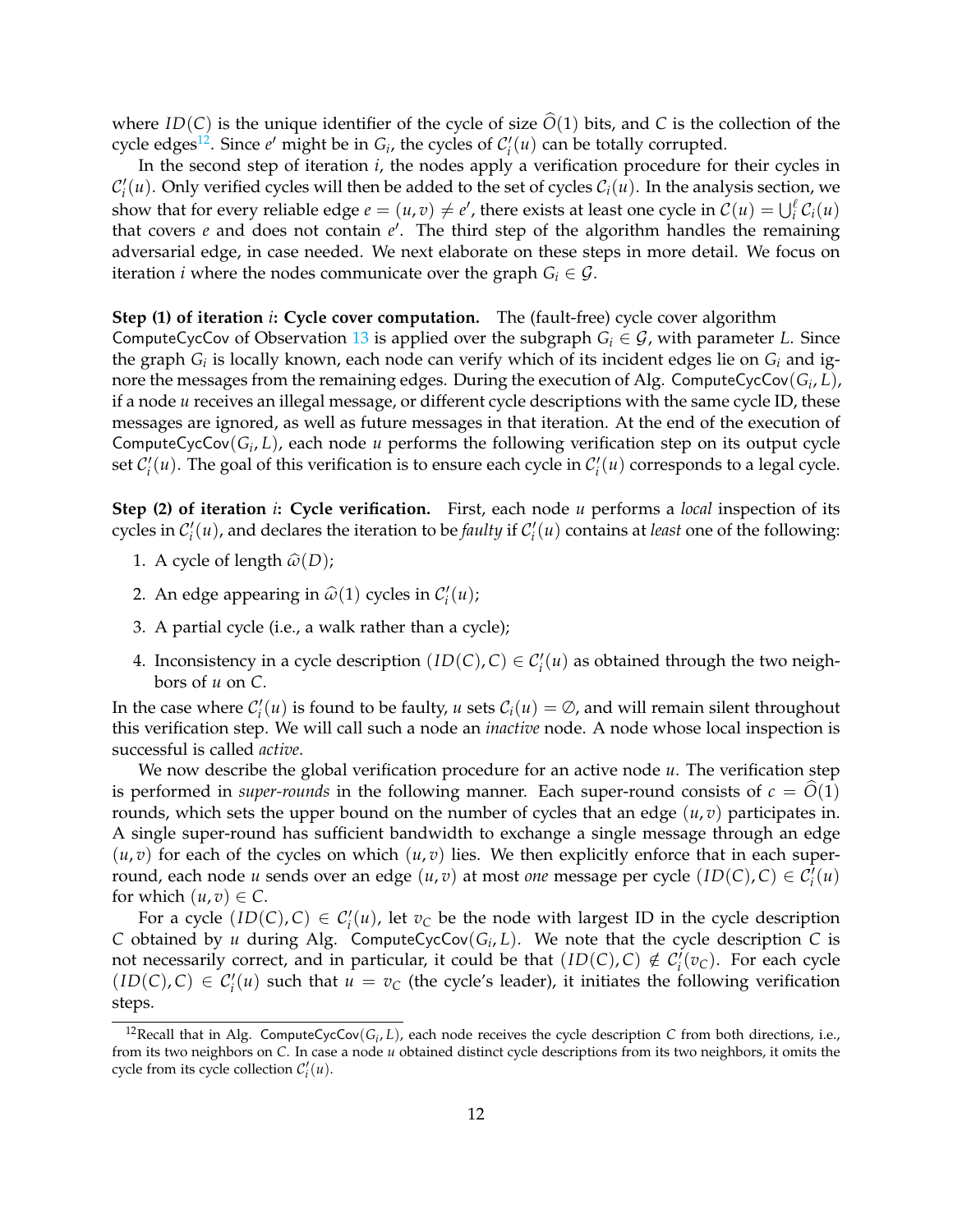where $ID(C)$ is the unique identifier of the cycle of size $\widehat{O}(1)$ bits, and $C$ is the collection of the cycle edges[12]. Since $e'$ might be in $G_i$, the cycles of $\mathcal{C}'_i(u)$ can be totally corrupted.

In the second step of iteration $i$, the nodes apply a verification procedure for their cycles in $\mathcal{C}'_i(u)$. Only verified cycles will then be added to the set of cycles $\mathcal{C}_i(u)$. In the analysis section, we show that for every reliable edge $e = (u, v) \neq e'$, there exists at least one cycle in $\mathcal{C}(u) = \bigcup_i^{\ell} \mathcal{C}_i(u)$ that covers $e$ and does not contain $e'$. The third step of the algorithm handles the remaining adversarial edge, in case needed. We next elaborate on these steps in more detail. We focus on iteration $i$ where the nodes communicate over the graph $G_i \in \mathcal{G}$.

**Step (1) of iteration $i$: Cycle cover computation.** The (fault-free) cycle cover algorithm ComputeCycCov of Observation 13 is applied over the subgraph $G_i \in \mathcal{G}$, with parameter $L$. Since the graph $G_i$ is locally known, each node can verify which of its incident edges lie on $G_i$ and ignore the messages from the remaining edges. During the execution of Alg. ComputeCycCov$(G_i, L)$, if a node $u$ receives an illegal message, or different cycle descriptions with the same cycle ID, these messages are ignored, as well as future messages in that iteration. At the end of the execution of ComputeCycCov$(G_i, L)$, each node $u$ performs the following verification step on its output cycle set $\mathcal{C}'_i(u)$. The goal of this verification is to ensure each cycle in $\mathcal{C}'_i(u)$ corresponds to a legal cycle.

**Step (2) of iteration $i$: Cycle verification.** First, each node $u$ performs a *local* inspection of its cycles in $\mathcal{C}'_i(u)$, and declares the iteration to be *faulty* if $\mathcal{C}'_i(u)$ contains at *least* one of the following:

1. A cycle of length $\widehat{\omega}(D)$;
2. An edge appearing in $\widehat{\omega}(1)$ cycles in $\mathcal{C}'_i(u)$;
3. A partial cycle (i.e., a walk rather than a cycle);
4. Inconsistency in a cycle description $(ID(C), C) \in \mathcal{C}'_i(u)$ as obtained through the two neighbors of $u$ on $C$.

In the case where $\mathcal{C}'_i(u)$ is found to be faulty, $u$ sets $\mathcal{C}_i(u) = \emptyset$, and will remain silent throughout this verification step. We will call such a node an *inactive* node. A node whose local inspection is successful is called *active*.

We now describe the global verification procedure for an active node $u$. The verification step is performed in *super-rounds* in the following manner. Each super-round consists of $c = \widehat{O}(1)$ rounds, which sets the upper bound on the number of cycles that an edge $(u, v)$ participates in. A single super-round has sufficient bandwidth to exchange a single message through an edge $(u, v)$ for each of the cycles on which $(u, v)$ lies. We then explicitly enforce that in each super-round, each node $u$ sends over an edge $(u, v)$ at most *one* message per cycle $(ID(C), C) \in \mathcal{C}'_i(u)$ for which $(u, v) \in C$.

For a cycle $(ID(C), C) \in \mathcal{C}'_i(u)$, let $v_C$ be the node with largest ID in the cycle description $C$ obtained by $u$ during Alg. ComputeCycCov$(G_i, L)$. We note that the cycle description $C$ is not necessarily correct, and in particular, it could be that $(ID(C), C) \notin \mathcal{C}'_i(v_C)$. For each cycle $(ID(C), C) \in \mathcal{C}'_i(u)$ such that $u = v_C$ (the cycle's leader), it initiates the following verification steps.

[12] Recall that in Alg. ComputeCycCov$(G_i, L)$, each node receives the cycle description $C$ from both directions, i.e., from its two neighbors on $C$. In case a node $u$ obtained distinct cycle descriptions from its two neighbors, it omits the cycle from its cycle collection $\mathcal{C}'_i(u)$.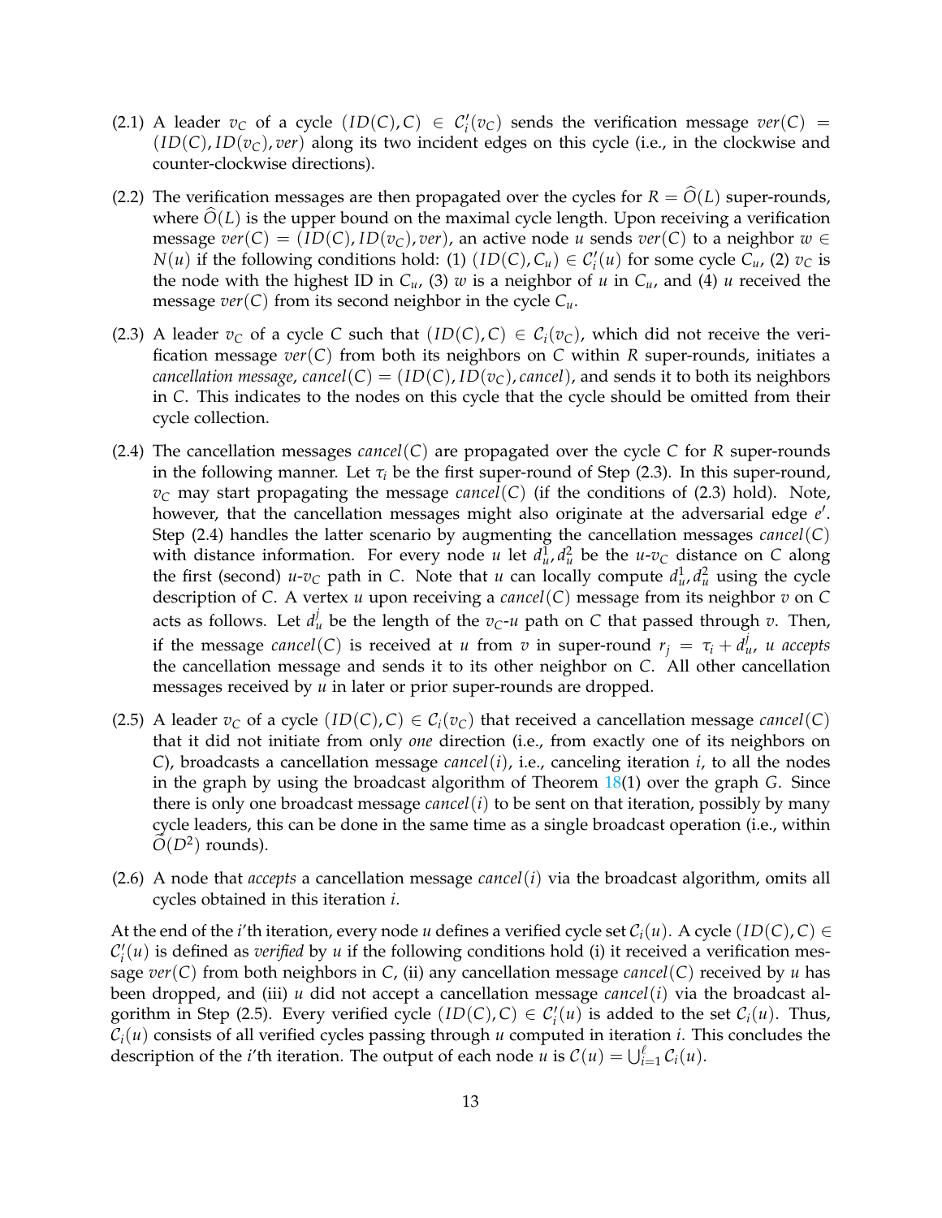(2.1) A leader $v_C$ of a cycle $(ID(C), C) \in \mathcal{C}'_i(v_C)$ sends the verification message $ver(C) = (ID(C), ID(v_C), ver)$ along its two incident edges on this cycle (i.e., in the clockwise and counter-clockwise directions).

(2.2) The verification messages are then propagated over the cycles for $R = \widehat{O}(L)$ super-rounds, where $\widehat{O}(L)$ is the upper bound on the maximal cycle length. Upon receiving a verification message $ver(C) = (ID(C), ID(v_C), ver)$, an active node $u$ sends $ver(C)$ to a neighbor $w \in N(u)$ if the following conditions hold: (1) $(ID(C), C_u) \in \mathcal{C}'_i(u)$ for some cycle $C_u$, (2) $v_C$ is the node with the highest ID in $C_u$, (3) $w$ is a neighbor of $u$ in $C_u$, and (4) $u$ received the message $ver(C)$ from its second neighbor in the cycle $C_u$.

(2.3) A leader $v_C$ of a cycle $C$ such that $(ID(C), C) \in \mathcal{C}_i(v_C)$, which did not receive the verification message $ver(C)$ from both its neighbors on $C$ within $R$ super-rounds, initiates a *cancellation message*, $cancel(C) = (ID(C), ID(v_C), cancel)$, and sends it to both its neighbors in $C$. This indicates to the nodes on this cycle that the cycle should be omitted from their cycle collection.

(2.4) The cancellation messages $cancel(C)$ are propagated over the cycle $C$ for $R$ super-rounds in the following manner. Let $\tau_i$ be the first super-round of Step (2.3). In this super-round, $v_C$ may start propagating the message $cancel(C)$ (if the conditions of (2.3) hold). Note, however, that the cancellation messages might also originate at the adversarial edge $e'$. Step (2.4) handles the latter scenario by augmenting the cancellation messages $cancel(C)$ with distance information. For every node $u$ let $d^1_u, d^2_u$ be the $u$-$v_C$ distance on $C$ along the first (second) $u$-$v_C$ path in $C$. Note that $u$ can locally compute $d^1_u, d^2_u$ using the cycle description of $C$. A vertex $u$ upon receiving a $cancel(C)$ message from its neighbor $v$ on $C$ acts as follows. Let $d^j_u$ be the length of the $v_C$-$u$ path on $C$ that passed through $v$. Then, if the message $cancel(C)$ is received at $u$ from $v$ in super-round $r_j = \tau_i + d^j_u$, *$u$ accepts* the cancellation message and sends it to its other neighbor on $C$. All other cancellation messages received by $u$ in later or prior super-rounds are dropped.

(2.5) A leader $v_C$ of a cycle $(ID(C), C) \in \mathcal{C}_i(v_C)$ that received a cancellation message $cancel(C)$ that it did not initiate from only *one* direction (i.e., from exactly one of its neighbors on $C$), broadcasts a cancellation message $cancel(i)$, i.e., canceling iteration $i$, to all the nodes in the graph by using the broadcast algorithm of Theorem 18(1) over the graph $G$. Since there is only one broadcast message $cancel(i)$ to be sent on that iteration, possibly by many cycle leaders, this can be done in the same time as a single broadcast operation (i.e., within $\widetilde{O}(D^2)$ rounds).

(2.6) A node that *accepts* a cancellation message $cancel(i)$ via the broadcast algorithm, omits all cycles obtained in this iteration $i$.

At the end of the $i$'th iteration, every node $u$ defines a verified cycle set $\mathcal{C}_i(u)$. A cycle $(ID(C), C) \in \mathcal{C}'_i(u)$ is defined as *verified* by $u$ if the following conditions hold (i) it received a verification message $ver(C)$ from both neighbors in $C$, (ii) any cancellation message $cancel(C)$ received by $u$ has been dropped, and (iii) $u$ did not accept a cancellation message $cancel(i)$ via the broadcast algorithm in Step (2.5). Every verified cycle $(ID(C), C) \in \mathcal{C}'_i(u)$ is added to the set $\mathcal{C}_i(u)$. Thus, $\mathcal{C}_i(u)$ consists of all verified cycles passing through $u$ computed in iteration $i$. This concludes the description of the $i$'th iteration. The output of each node $u$ is $\mathcal{C}(u) = \bigcup_{i=1}^{\ell} \mathcal{C}_i(u)$.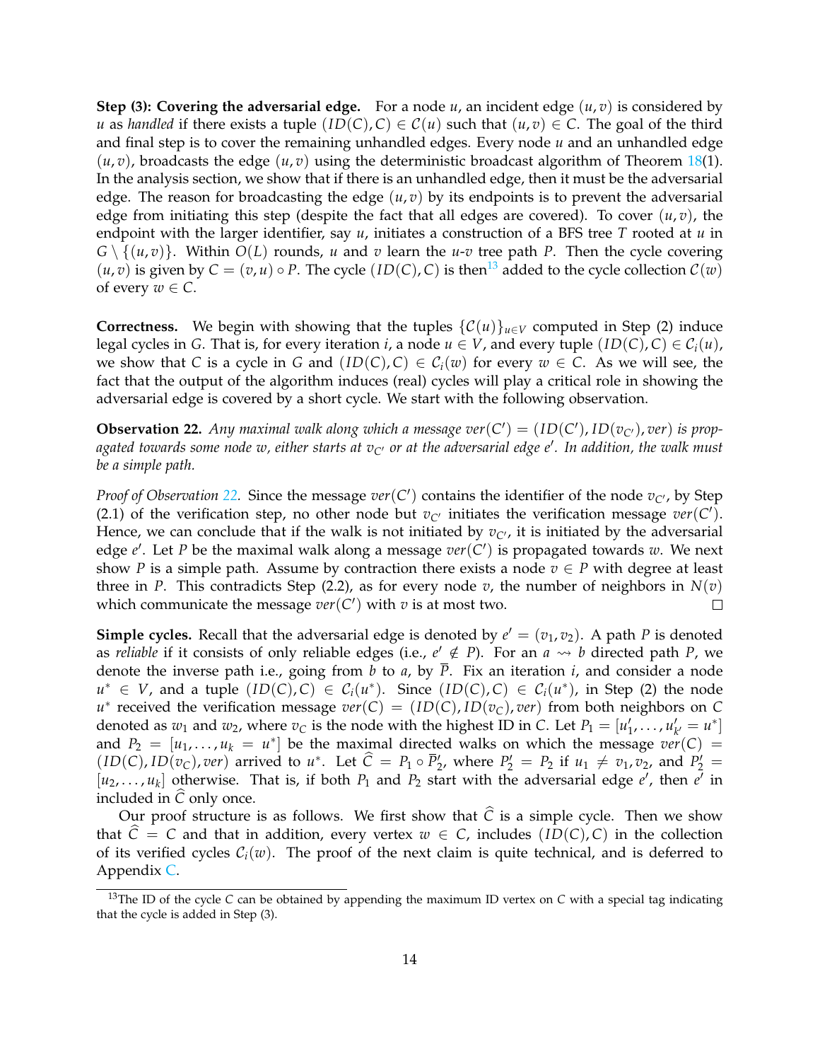**Step (3): Covering the adversarial edge.** For a node $u$, an incident edge $(u, v)$ is considered by $u$ as *handled* if there exists a tuple $(ID(C), C) \in \mathcal{C}(u)$ such that $(u, v) \in C$. The goal of the third and final step is to cover the remaining unhandled edges. Every node $u$ and an unhandled edge $(u, v)$, broadcasts the edge $(u, v)$ using the deterministic broadcast algorithm of Theorem 18(1). In the analysis section, we show that if there is an unhandled edge, then it must be the adversarial edge. The reason for broadcasting the edge $(u, v)$ by its endpoints is to prevent the adversarial edge from initiating this step (despite the fact that all edges are covered). To cover $(u, v)$, the endpoint with the larger identifier, say $u$, initiates a construction of a BFS tree $T$ rooted at $u$ in $G \setminus \{(u, v)\}$. Within $O(L)$ rounds, $u$ and $v$ learn the $u$-$v$ tree path $P$. Then the cycle covering $(u, v)$ is given by $C = (v, u) \circ P$. The cycle $(ID(C), C)$ is then[13] added to the cycle collection $\mathcal{C}(w)$ of every $w \in C$.

**Correctness.** We begin with showing that the tuples $\{\mathcal{C}(u)\}_{u \in V}$ computed in Step (2) induce legal cycles in $G$. That is, for every iteration $i$, a node $u \in V$, and every tuple $(ID(C), C) \in \mathcal{C}_i(u)$, we show that $C$ is a cycle in $G$ and $(ID(C), C) \in \mathcal{C}_i(w)$ for every $w \in C$. As we will see, the fact that the output of the algorithm induces (real) cycles will play a critical role in showing the adversarial edge is covered by a short cycle. We start with the following observation.

**Observation 22.** *Any maximal walk along which a message $ver(C') = (ID(C'), ID(v_{C'}), ver)$ is propagated towards some node $w$, either starts at $v_{C'}$ or at the adversarial edge $e'$. In addition, the walk must be a simple path.*

*Proof of Observation 22.* Since the message $ver(C')$ contains the identifier of the node $v_{C'}$, by Step (2.1) of the verification step, no other node but $v_{C'}$ initiates the verification message $ver(C')$. Hence, we can conclude that if the walk is not initiated by $v_{C'}$, it is initiated by the adversarial edge $e'$. Let $P$ be the maximal walk along a message $ver(C')$ is propagated towards $w$. We next show $P$ is a simple path. Assume by contraction there exists a node $v \in P$ with degree at least three in $P$. This contradicts Step (2.2), as for every node $v$, the number of neighbors in $N(v)$ which communicate the message $ver(C')$ with $v$ is at most two. □

**Simple cycles.** Recall that the adversarial edge is denoted by $e' = (v_1, v_2)$. A path $P$ is denoted as *reliable* if it consists of only reliable edges (i.e., $e' \notin P$). For an $a \rightsquigarrow b$ directed path $P$, we denote the inverse path i.e., going from $b$ to $a$, by $\overline{P}$. Fix an iteration $i$, and consider a node $u^* \in V$, and a tuple $(ID(C), C) \in \mathcal{C}_i(u^*)$. Since $(ID(C), C) \in \mathcal{C}_i(u^*)$, in Step (2) the node $u^*$ received the verification message $ver(C) = (ID(C), ID(v_C), ver)$ from both neighbors on $C$ denoted as $w_1$ and $w_2$, where $v_C$ is the node with the highest ID in $C$. Let $P_1 = [u'_1, \ldots, u'_{k'} = u^*]$ and $P_2 = [u_1, \ldots, u_k = u^*]$ be the maximal directed walks on which the message $ver(C) = (ID(C), ID(v_C), ver)$ arrived to $u^*$. Let $\widehat{C} = P_1 \circ \overline{P}'_2$, where $P'_2 = P_2$ if $u_1 \neq v_1, v_2$, and $P'_2 = [u_2, \ldots, u_k]$ otherwise. That is, if both $P_1$ and $P_2$ start with the adversarial edge $e'$, then $e'$ in included in $\widehat{C}$ only once.

Our proof structure is as follows. We first show that $\widehat{C}$ is a simple cycle. Then we show that $\widehat{C} = C$ and that in addition, every vertex $w \in C$, includes $(ID(C), C)$ in the collection of its verified cycles $\mathcal{C}_i(w)$. The proof of the next claim is quite technical, and is deferred to Appendix C.

[13] The ID of the cycle $C$ can be obtained by appending the maximum ID vertex on $C$ with a special tag indicating that the cycle is added in Step (3).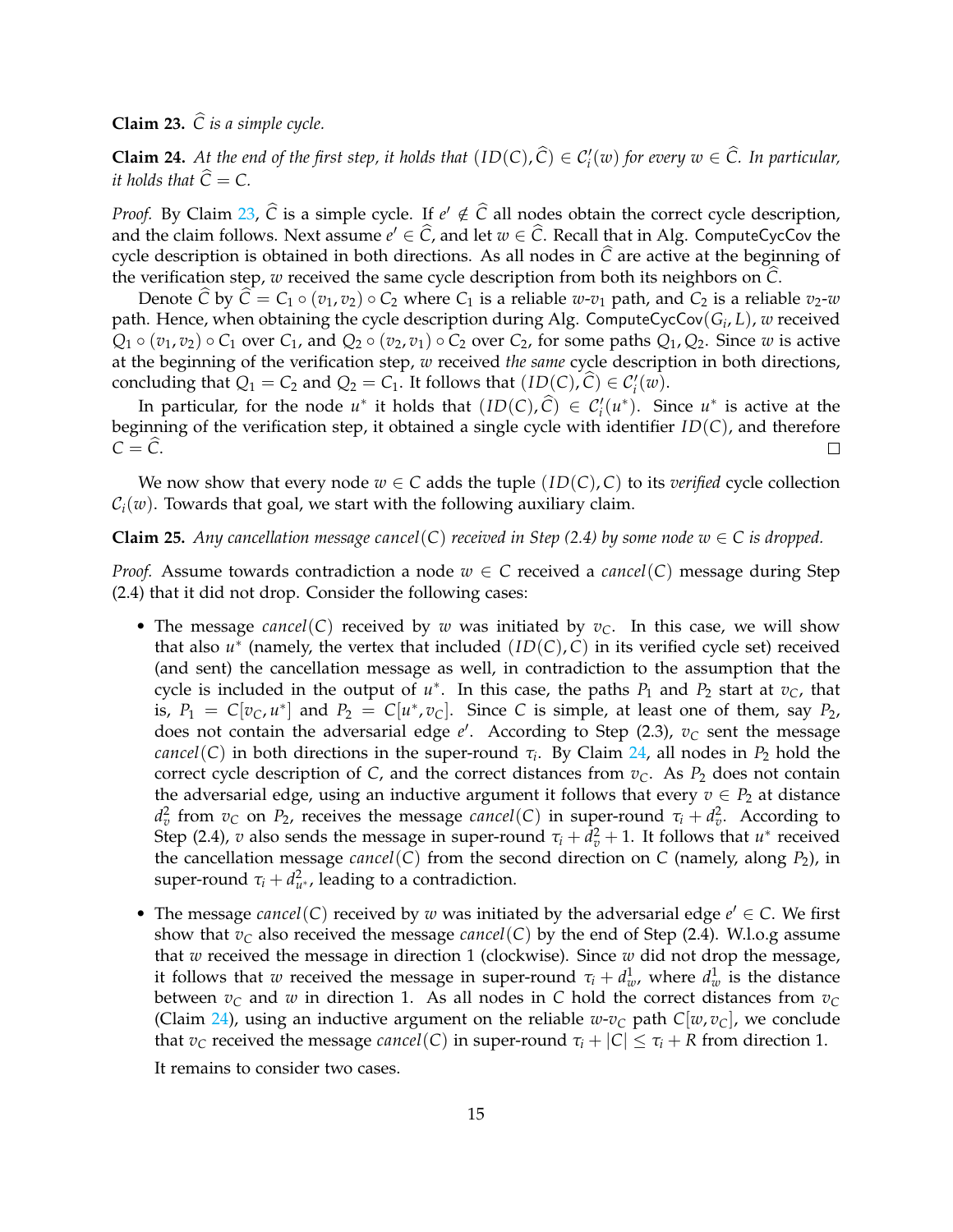**Claim 23.** *$\widehat{C}$ is a simple cycle.*

**Claim 24.** *At the end of the first step, it holds that $(ID(C), \widehat{C}) \in \mathcal{C}'_i(w)$ for every $w \in \widehat{C}$. In particular, it holds that $\widehat{C} = C$.*

*Proof.* By Claim 23, $\widehat{C}$ is a simple cycle. If $e' \notin \widehat{C}$ all nodes obtain the correct cycle description, and the claim follows. Next assume $e' \in \widehat{C}$, and let $w \in \widehat{C}$. Recall that in Alg. ComputeCycCov the cycle description is obtained in both directions. As all nodes in $\widehat{C}$ are active at the beginning of the verification step, $w$ received the same cycle description from both its neighbors on $\widehat{C}$.

Denote $\widehat{C}$ by $\widehat{C} = C_1 \circ (v_1, v_2) \circ C_2$ where $C_1$ is a reliable $w$-$v_1$ path, and $C_2$ is a reliable $v_2$-$w$ path. Hence, when obtaining the cycle description during Alg. ComputeCycCov$(G_i, L)$, $w$ received $Q_1 \circ (v_1, v_2) \circ C_1$ over $C_1$, and $Q_2 \circ (v_2, v_1) \circ C_2$ over $C_2$, for some paths $Q_1, Q_2$. Since $w$ is active at the beginning of the verification step, $w$ received *the same* cycle description in both directions, concluding that $Q_1 = C_2$ and $Q_2 = C_1$. It follows that $(ID(C), \widehat{C}) \in \mathcal{C}'_i(w)$.

In particular, for the node $u^*$ it holds that $(ID(C), \widehat{C}) \in \mathcal{C}'_i(u^*)$. Since $u^*$ is active at the beginning of the verification step, it obtained a single cycle with identifier $ID(C)$, and therefore $C = \widehat{C}$. $\square$

We now show that every node $w \in C$ adds the tuple $(ID(C), C)$ to its *verified* cycle collection $\mathcal{C}_i(w)$. Towards that goal, we start with the following auxiliary claim.

**Claim 25.** *Any cancellation message $cancel(C)$ received in Step (2.4) by some node $w \in C$ is dropped.*

*Proof.* Assume towards contradiction a node $w \in C$ received a $cancel(C)$ message during Step (2.4) that it did not drop. Consider the following cases:

- The message $cancel(C)$ received by $w$ was initiated by $v_C$. In this case, we will show that also $u^*$ (namely, the vertex that included $(ID(C), C)$ in its verified cycle set) received (and sent) the cancellation message as well, in contradiction to the assumption that the cycle is included in the output of $u^*$. In this case, the paths $P_1$ and $P_2$ start at $v_C$, that is, $P_1 = C[v_C, u^*]$ and $P_2 = C[u^*, v_C]$. Since $C$ is simple, at least one of them, say $P_2$, does not contain the adversarial edge $e'$. According to Step (2.3), $v_C$ sent the message $cancel(C)$ in both directions in the super-round $\tau_i$. By Claim 24, all nodes in $P_2$ hold the correct cycle description of $C$, and the correct distances from $v_C$. As $P_2$ does not contain the adversarial edge, using an inductive argument it follows that every $v \in P_2$ at distance $d^2_v$ from $v_C$ on $P_2$, receives the message $cancel(C)$ in super-round $\tau_i + d^2_v$. According to Step (2.4), $v$ also sends the message in super-round $\tau_i + d^2_v + 1$. It follows that $u^*$ received the cancellation message $cancel(C)$ from the second direction on $C$ (namely, along $P_2$), in super-round $\tau_i + d^2_{u^*}$, leading to a contradiction.
- The message $cancel(C)$ received by $w$ was initiated by the adversarial edge $e' \in C$. We first show that $v_C$ also received the message $cancel(C)$ by the end of Step (2.4). W.l.o.g assume that $w$ received the message in direction 1 (clockwise). Since $w$ did not drop the message, it follows that $w$ received the message in super-round $\tau_i + d^1_w$, where $d^1_w$ is the distance between $v_C$ and $w$ in direction 1. As all nodes in $C$ hold the correct distances from $v_C$ (Claim 24), using an inductive argument on the reliable $w$-$v_C$ path $C[w, v_C]$, we conclude that $v_C$ received the message $cancel(C)$ in super-round $\tau_i + |C| \leq \tau_i + R$ from direction 1.

  It remains to consider two cases.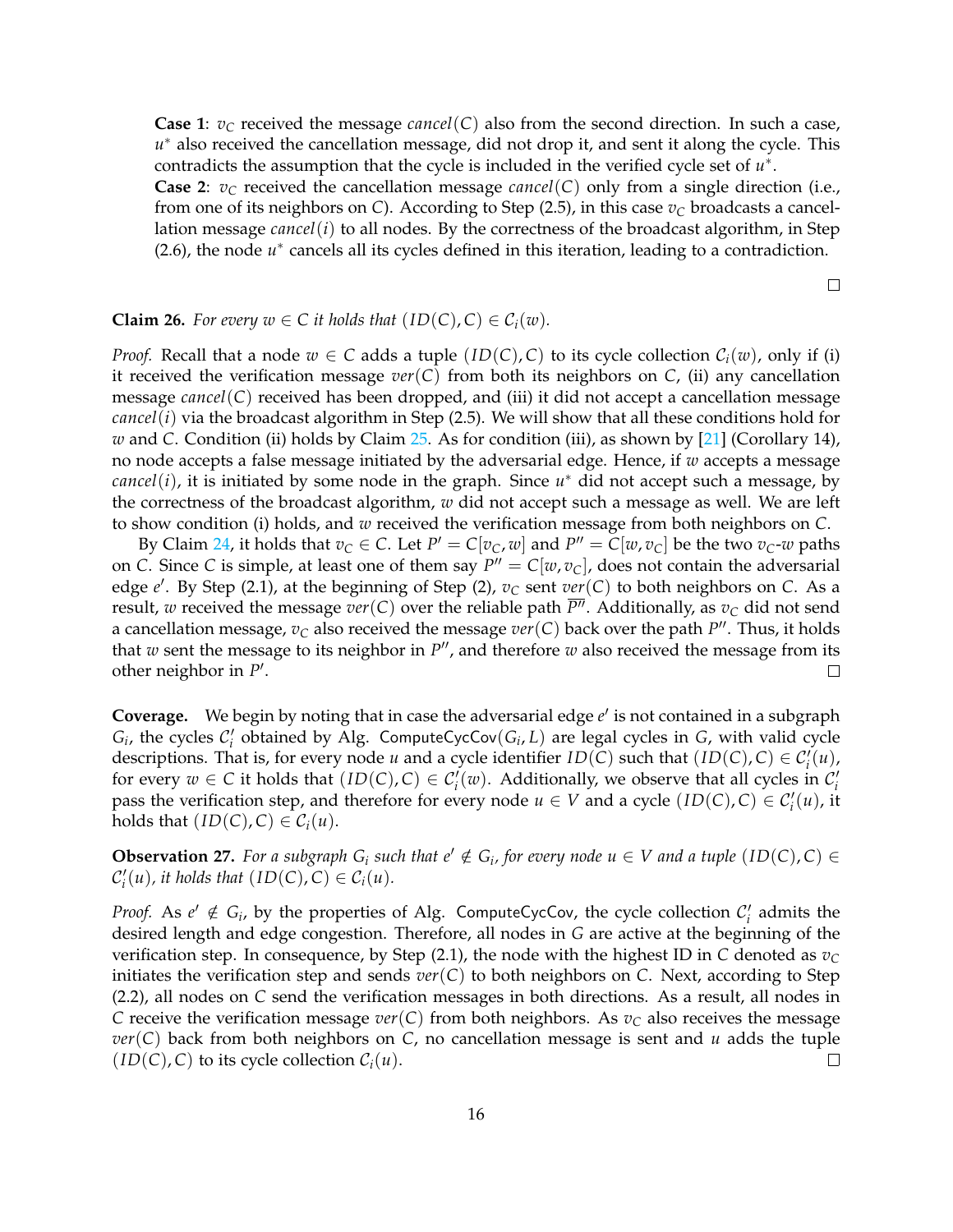**Case 1**: $v_C$ received the message $cancel(C)$ also from the second direction. In such a case, $u^*$ also received the cancellation message, did not drop it, and sent it along the cycle. This contradicts the assumption that the cycle is included in the verified cycle set of $u^*$.

**Case 2**: $v_C$ received the cancellation message $cancel(C)$ only from a single direction (i.e., from one of its neighbors on $C$). According to Step (2.5), in this case $v_C$ broadcasts a cancellation message $cancel(i)$ to all nodes. By the correctness of the broadcast algorithm, in Step (2.6), the node $u^*$ cancels all its cycles defined in this iteration, leading to a contradiction.

□

**Claim 26.** *For every $w \in C$ it holds that $(ID(C), C) \in \mathcal{C}_i(w)$.*

*Proof.* Recall that a node $w \in C$ adds a tuple $(ID(C), C)$ to its cycle collection $\mathcal{C}_i(w)$, only if (i) it received the verification message $ver(C)$ from both its neighbors on $C$, (ii) any cancellation message $cancel(C)$ received has been dropped, and (iii) it did not accept a cancellation message $cancel(i)$ via the broadcast algorithm in Step (2.5). We will show that all these conditions hold for $w$ and $C$. Condition (ii) holds by Claim 25. As for condition (iii), as shown by [21] (Corollary 14), no node accepts a false message initiated by the adversarial edge. Hence, if $w$ accepts a message $cancel(i)$, it is initiated by some node in the graph. Since $u^*$ did not accept such a message, by the correctness of the broadcast algorithm, $w$ did not accept such a message as well. We are left to show condition (i) holds, and $w$ received the verification message from both neighbors on $C$.

By Claim 24, it holds that $v_C \in C$. Let $P' = C[v_C, w]$ and $P'' = C[w, v_C]$ be the two $v_C$-$w$ paths on $C$. Since $C$ is simple, at least one of them say $P'' = C[w, v_C]$, does not contain the adversarial edge $e'$. By Step (2.1), at the beginning of Step (2), $v_C$ sent $ver(C)$ to both neighbors on $C$. As a result, $w$ received the message $ver(C)$ over the reliable path $\overline{P''}$. Additionally, as $v_C$ did not send a cancellation message, $v_C$ also received the message $ver(C)$ back over the path $P''$. Thus, it holds that $w$ sent the message to its neighbor in $P''$, and therefore $w$ also received the message from its other neighbor in $P'$. □

**Coverage.** We begin by noting that in case the adversarial edge $e'$ is not contained in a subgraph $G_i$, the cycles $\mathcal{C}'_i$ obtained by Alg. ComputeCycCov$(G_i, L)$ are legal cycles in $G$, with valid cycle descriptions. That is, for every node $u$ and a cycle identifier $ID(C)$ such that $(ID(C), C) \in \mathcal{C}'_i(u)$, for every $w \in C$ it holds that $(ID(C), C) \in \mathcal{C}'_i(w)$. Additionally, we observe that all cycles in $\mathcal{C}'_i$ pass the verification step, and therefore for every node $u \in V$ and a cycle $(ID(C), C) \in \mathcal{C}'_i(u)$, it holds that $(ID(C), C) \in \mathcal{C}_i(u)$.

**Observation 27.** *For a subgraph $G_i$ such that $e' \notin G_i$, for every node $u \in V$ and a tuple $(ID(C), C) \in \mathcal{C}'_i(u)$, it holds that $(ID(C), C) \in \mathcal{C}_i(u)$.*

*Proof.* As $e' \notin G_i$, by the properties of Alg. ComputeCycCov, the cycle collection $\mathcal{C}'_i$ admits the desired length and edge congestion. Therefore, all nodes in $G$ are active at the beginning of the verification step. In consequence, by Step (2.1), the node with the highest ID in $C$ denoted as $v_C$ initiates the verification step and sends $ver(C)$ to both neighbors on $C$. Next, according to Step (2.2), all nodes on $C$ send the verification messages in both directions. As a result, all nodes in $C$ receive the verification message $ver(C)$ from both neighbors. As $v_C$ also receives the message $ver(C)$ back from both neighbors on $C$, no cancellation message is sent and $u$ adds the tuple $(ID(C), C)$ to its cycle collection $\mathcal{C}_i(u)$. □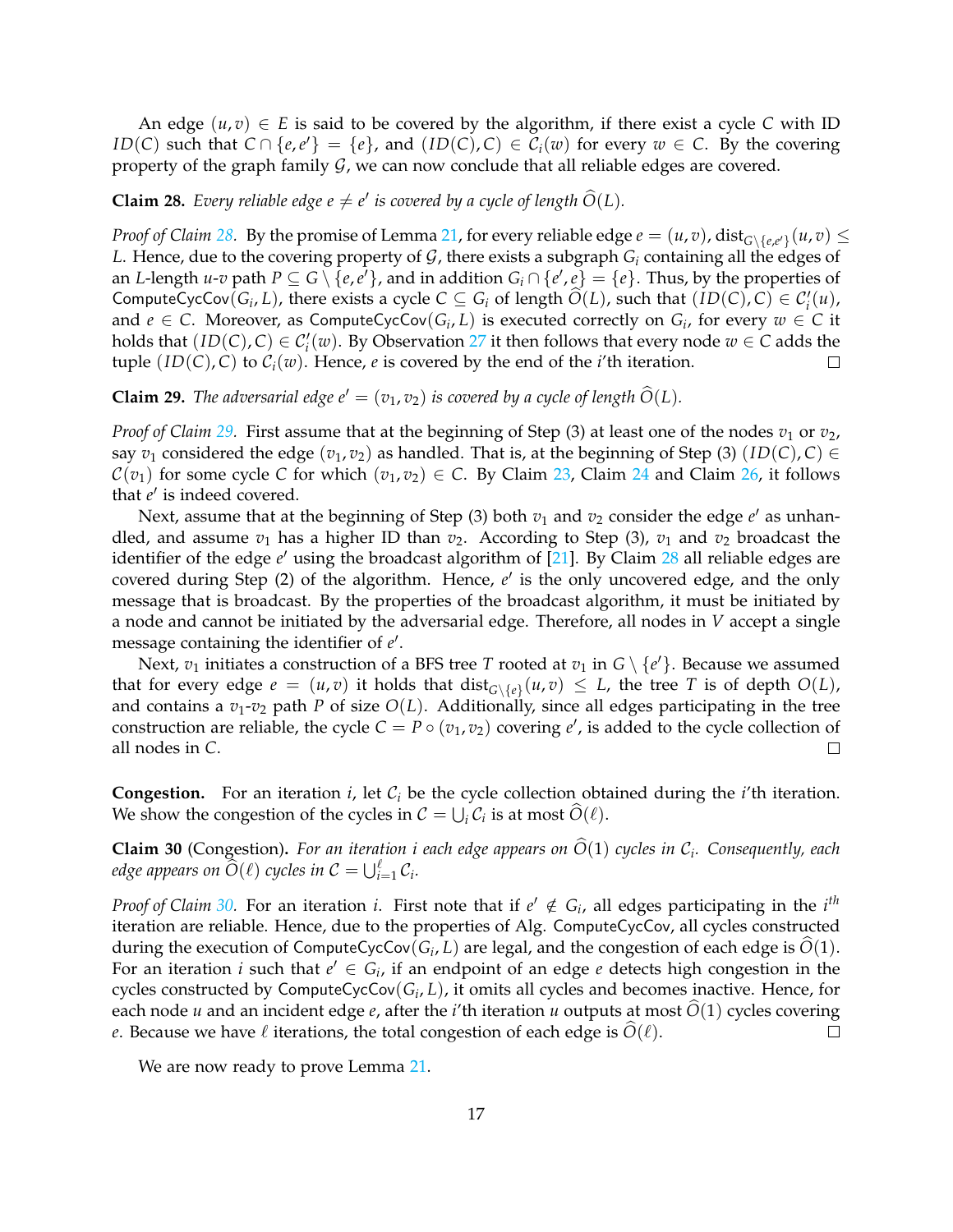An edge $(u,v) \in E$ is said to be covered by the algorithm, if there exist a cycle $C$ with ID $ID(C)$ such that $C \cap \{e, e'\} = \{e\}$, and $(ID(C), C) \in \mathcal{C}_i(w)$ for every $w \in C$. By the covering property of the graph family $\mathcal{G}$, we can now conclude that all reliable edges are covered.

**Claim 28.** *Every reliable edge $e \neq e'$ is covered by a cycle of length $\widehat{O}(L)$.*

*Proof of Claim 28.* By the promise of Lemma 21, for every reliable edge $e = (u,v)$, $\text{dist}_{G \setminus \{e,e'\}}(u,v) \leq L$. Hence, due to the covering property of $\mathcal{G}$, there exists a subgraph $G_i$ containing all the edges of an $L$-length $u$-$v$ path $P \subseteq G \setminus \{e, e'\}$, and in addition $G_i \cap \{e', e\} = \{e\}$. Thus, by the properties of $\mathsf{ComputeCycCov}(G_i, L)$, there exists a cycle $C \subseteq G_i$ of length $\widehat{O}(L)$, such that $(ID(C), C) \in \mathcal{C}'_i(u)$, and $e \in C$. Moreover, as $\mathsf{ComputeCycCov}(G_i, L)$ is executed correctly on $G_i$, for every $w \in C$ it holds that $(ID(C), C) \in \mathcal{C}'_i(w)$. By Observation 27 it then follows that every node $w \in C$ adds the tuple $(ID(C), C)$ to $\mathcal{C}_i(w)$. Hence, $e$ is covered by the end of the $i$'th iteration. □

**Claim 29.** *The adversarial edge $e' = (v_1, v_2)$ is covered by a cycle of length $\widehat{O}(L)$.*

*Proof of Claim 29.* First assume that at the beginning of Step (3) at least one of the nodes $v_1$ or $v_2$, say $v_1$ considered the edge $(v_1, v_2)$ as handled. That is, at the beginning of Step (3) $(ID(C), C) \in \mathcal{C}(v_1)$ for some cycle $C$ for which $(v_1, v_2) \in C$. By Claim 23, Claim 24 and Claim 26, it follows that $e'$ is indeed covered.

Next, assume that at the beginning of Step (3) both $v_1$ and $v_2$ consider the edge $e'$ as unhandled, and assume $v_1$ has a higher ID than $v_2$. According to Step (3), $v_1$ and $v_2$ broadcast the identifier of the edge $e'$ using the broadcast algorithm of [21]. By Claim 28 all reliable edges are covered during Step (2) of the algorithm. Hence, $e'$ is the only uncovered edge, and the only message that is broadcast. By the properties of the broadcast algorithm, it must be initiated by a node and cannot be initiated by the adversarial edge. Therefore, all nodes in $V$ accept a single message containing the identifier of $e'$.

Next, $v_1$ initiates a construction of a BFS tree $T$ rooted at $v_1$ in $G \setminus \{e'\}$. Because we assumed that for every edge $e = (u,v)$ it holds that $\text{dist}_{G \setminus \{e\}}(u,v) \leq L$, the tree $T$ is of depth $O(L)$, and contains a $v_1$-$v_2$ path $P$ of size $O(L)$. Additionally, since all edges participating in the tree construction are reliable, the cycle $C = P \circ (v_1, v_2)$ covering $e'$, is added to the cycle collection of all nodes in $C$. □

**Congestion.** For an iteration $i$, let $\mathcal{C}_i$ be the cycle collection obtained during the $i$'th iteration. We show the congestion of the cycles in $\mathcal{C} = \bigcup_i \mathcal{C}_i$ is at most $\widehat{O}(\ell)$.

**Claim 30** (Congestion)**.** *For an iteration $i$ each edge appears on $\widehat{O}(1)$ cycles in $\mathcal{C}_i$. Consequently, each edge appears on $\widehat{O}(\ell)$ cycles in $\mathcal{C} = \bigcup_{i=1}^{\ell} \mathcal{C}_i$.*

*Proof of Claim 30.* For an iteration $i$. First note that if $e' \notin G_i$, all edges participating in the $i^{th}$ iteration are reliable. Hence, due to the properties of Alg. $\mathsf{ComputeCycCov}$, all cycles constructed during the execution of $\mathsf{ComputeCycCov}(G_i, L)$ are legal, and the congestion of each edge is $\widehat{O}(1)$. For an iteration $i$ such that $e' \in G_i$, if an endpoint of an edge $e$ detects high congestion in the cycles constructed by $\mathsf{ComputeCycCov}(G_i, L)$, it omits all cycles and becomes inactive. Hence, for each node $u$ and an incident edge $e$, after the $i$'th iteration $u$ outputs at most $\widehat{O}(1)$ cycles covering $e$. Because we have $\ell$ iterations, the total congestion of each edge is $\widehat{O}(\ell)$. □

We are now ready to prove Lemma 21.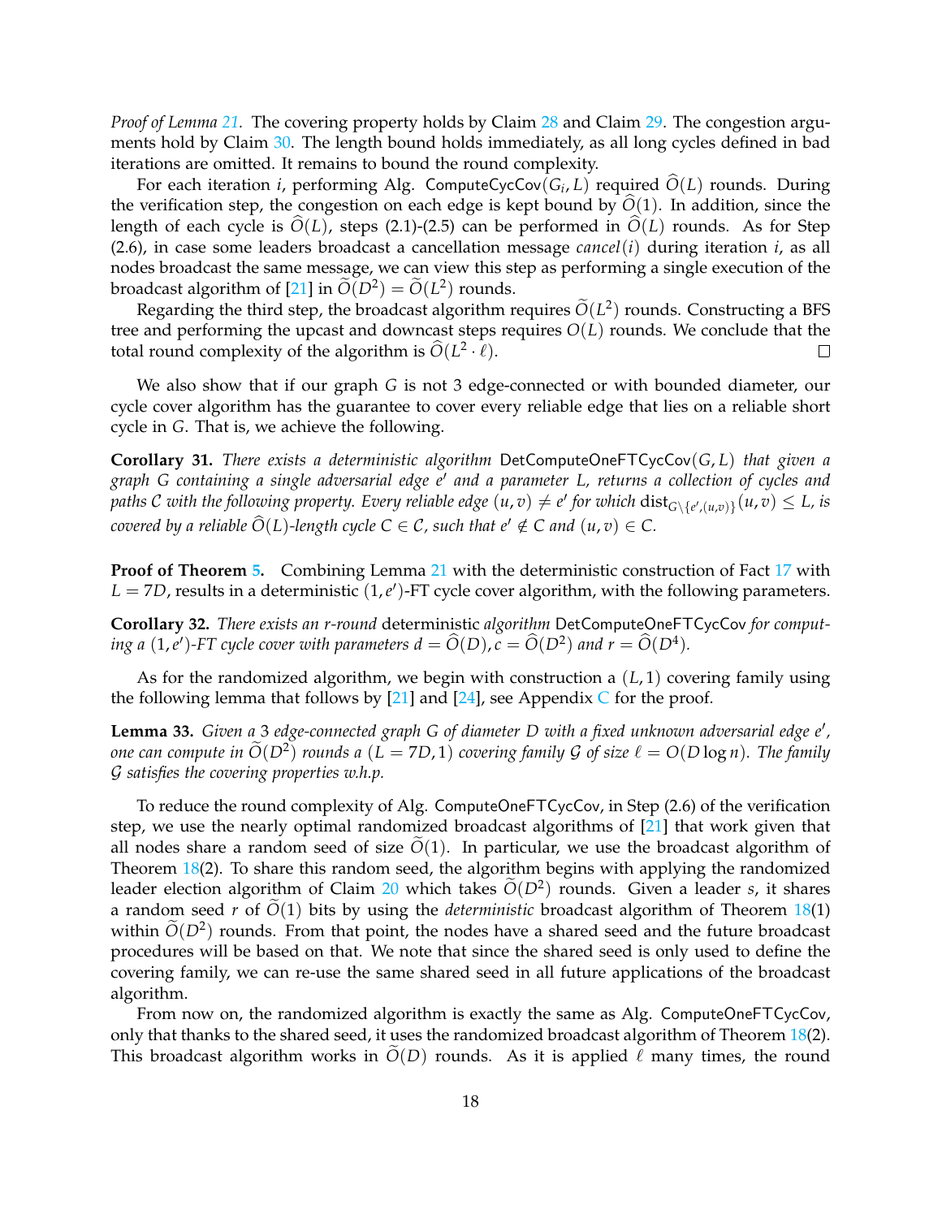*Proof of Lemma 21.* The covering property holds by Claim 28 and Claim 29. The congestion arguments hold by Claim 30. The length bound holds immediately, as all long cycles defined in bad iterations are omitted. It remains to bound the round complexity.

For each iteration $i$, performing Alg. $\mathsf{ComputeCycCov}(G_i, L)$ required $\widehat{O}(L)$ rounds. During the verification step, the congestion on each edge is kept bound by $\widehat{O}(1)$. In addition, since the length of each cycle is $\widehat{O}(L)$, steps (2.1)-(2.5) can be performed in $\widehat{O}(L)$ rounds. As for Step (2.6), in case some leaders broadcast a cancellation message $cancel(i)$ during iteration $i$, as all nodes broadcast the same message, we can view this step as performing a single execution of the broadcast algorithm of [21] in $\widetilde{O}(D^2) = \widetilde{O}(L^2)$ rounds.

Regarding the third step, the broadcast algorithm requires $\widetilde{O}(L^2)$ rounds. Constructing a BFS tree and performing the upcast and downcast steps requires $O(L)$ rounds. We conclude that the total round complexity of the algorithm is $\widehat{O}(L^2 \cdot \ell)$. □

We also show that if our graph $G$ is not 3 edge-connected or with bounded diameter, our cycle cover algorithm has the guarantee to cover every reliable edge that lies on a reliable short cycle in $G$. That is, we achieve the following.

**Corollary 31.** *There exists a deterministic algorithm* $\mathsf{DetComputeOneFTCycCov}(G, L)$ *that given a graph $G$ containing a single adversarial edge $e'$ and a parameter $L$, returns a collection of cycles and paths $\mathcal{C}$ with the following property. Every reliable edge $(u,v) \neq e'$ for which $\mathrm{dist}_{G \setminus \{e',(u,v)\}}(u,v) \leq L$, is covered by a reliable $\widehat{O}(L)$-length cycle $C \in \mathcal{C}$, such that $e' \notin C$ and $(u,v) \in C$.*

**Proof of Theorem 5.** Combining Lemma 21 with the deterministic construction of Fact 17 with $L = 7D$, results in a deterministic $(1, e')$-FT cycle cover algorithm, with the following parameters.

**Corollary 32.** *There exists an $r$-round* deterministic *algorithm* $\mathsf{DetComputeOneFTCycCov}$ *for computing a $(1, e')$-FT cycle cover with parameters $d = \widehat{O}(D)$, $c = \widehat{O}(D^2)$ and $r = \widehat{O}(D^4)$.*

As for the randomized algorithm, we begin with construction a $(L, 1)$ covering family using the following lemma that follows by [21] and [24], see Appendix C for the proof.

**Lemma 33.** *Given a 3 edge-connected graph $G$ of diameter $D$ with a fixed unknown adversarial edge $e'$, one can compute in $\widetilde{O}(D^2)$ rounds a $(L = 7D, 1)$ covering family $\mathcal{G}$ of size $\ell = O(D \log n)$. The family $\mathcal{G}$ satisfies the covering properties w.h.p.*

To reduce the round complexity of Alg. $\mathsf{ComputeOneFTCycCov}$, in Step (2.6) of the verification step, we use the nearly optimal randomized broadcast algorithms of [21] that work given that all nodes share a random seed of size $\widetilde{O}(1)$. In particular, we use the broadcast algorithm of Theorem 18(2). To share this random seed, the algorithm begins with applying the randomized leader election algorithm of Claim 20 which takes $\widetilde{O}(D^2)$ rounds. Given a leader $s$, it shares a random seed $r$ of $\widetilde{O}(1)$ bits by using the *deterministic* broadcast algorithm of Theorem 18(1) within $\widetilde{O}(D^2)$ rounds. From that point, the nodes have a shared seed and the future broadcast procedures will be based on that. We note that since the shared seed is only used to define the covering family, we can re-use the same shared seed in all future applications of the broadcast algorithm.

From now on, the randomized algorithm is exactly the same as Alg. $\mathsf{ComputeOneFTCycCov}$, only that thanks to the shared seed, it uses the randomized broadcast algorithm of Theorem 18(2). This broadcast algorithm works in $\widetilde{O}(D)$ rounds. As it is applied $\ell$ many times, the round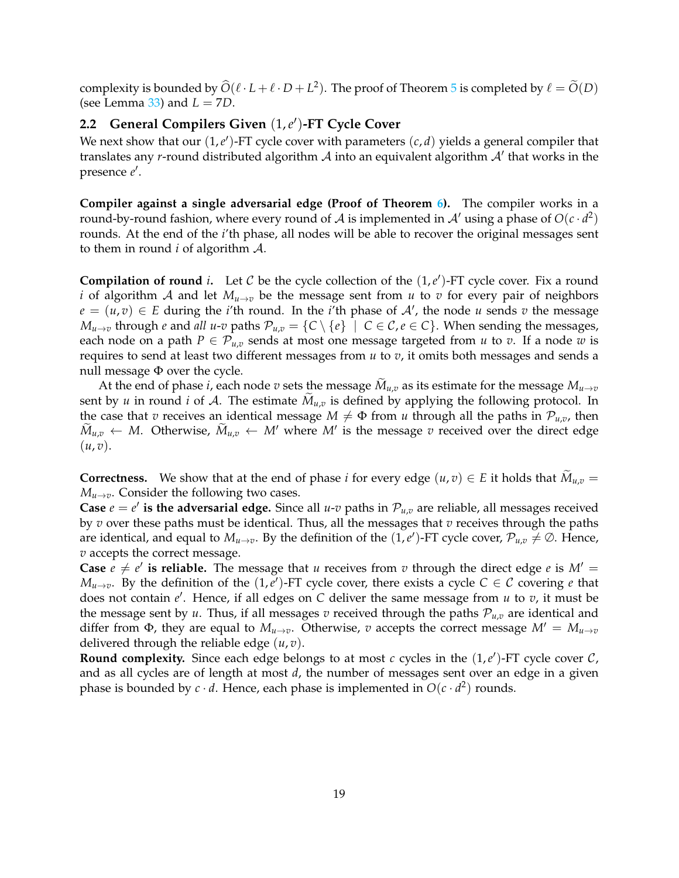complexity is bounded by $\widehat{O}(\ell \cdot L + \ell \cdot D + L^2)$. The proof of Theorem 5 is completed by $\ell = \widetilde{O}(D)$ (see Lemma 33) and $L = 7D$.

## 2.2 General Compilers Given $(1, e')$-FT Cycle Cover

We next show that our $(1, e')$-FT cycle cover with parameters $(c, d)$ yields a general compiler that translates any $r$-round distributed algorithm $\mathcal{A}$ into an equivalent algorithm $\mathcal{A}'$ that works in the presence $e'$.

**Compiler against a single adversarial edge (Proof of Theorem 6).** The compiler works in a round-by-round fashion, where every round of $\mathcal{A}$ is implemented in $\mathcal{A}'$ using a phase of $O(c \cdot d^2)$ rounds. At the end of the $i$'th phase, all nodes will be able to recover the original messages sent to them in round $i$ of algorithm $\mathcal{A}$.

**Compilation of round $i$.** Let $\mathcal{C}$ be the cycle collection of the $(1, e')$-FT cycle cover. Fix a round $i$ of algorithm $\mathcal{A}$ and let $M_{u \to v}$ be the message sent from $u$ to $v$ for every pair of neighbors $e = (u, v) \in E$ during the $i$'th round. In the $i$'th phase of $\mathcal{A}'$, the node $u$ sends $v$ the message $M_{u \to v}$ through $e$ and *all* $u$-$v$ paths $\mathcal{P}_{u,v} = \{C \setminus \{e\} \mid C \in \mathcal{C}, e \in C\}$. When sending the messages, each node on a path $P \in \mathcal{P}_{u,v}$ sends at most one message targeted from $u$ to $v$. If a node $w$ is requires to send at least two different messages from $u$ to $v$, it omits both messages and sends a null message $\Phi$ over the cycle.

At the end of phase $i$, each node $v$ sets the message $\widetilde{M}_{u,v}$ as its estimate for the message $M_{u \to v}$ sent by $u$ in round $i$ of $\mathcal{A}$. The estimate $\widetilde{M}_{u,v}$ is defined by applying the following protocol. In the case that $v$ receives an identical message $M \neq \Phi$ from $u$ through all the paths in $\mathcal{P}_{u,v}$, then $\widetilde{M}_{u,v} \leftarrow M$. Otherwise, $\widetilde{M}_{u,v} \leftarrow M'$ where $M'$ is the message $v$ received over the direct edge $(u, v)$.

**Correctness.** We show that at the end of phase $i$ for every edge $(u, v) \in E$ it holds that $\widetilde{M}_{u,v} = M_{u \to v}$. Consider the following two cases.
**Case $e = e'$ is the adversarial edge.** Since all $u$-$v$ paths in $\mathcal{P}_{u,v}$ are reliable, all messages received by $v$ over these paths must be identical. Thus, all the messages that $v$ receives through the paths are identical, and equal to $M_{u \to v}$. By the definition of the $(1, e')$-FT cycle cover, $\mathcal{P}_{u,v} \neq \emptyset$. Hence, $v$ accepts the correct message.
**Case $e \neq e'$ is reliable.** The message that $u$ receives from $v$ through the direct edge $e$ is $M' = M_{u \to v}$. By the definition of the $(1, e')$-FT cycle cover, there exists a cycle $C \in \mathcal{C}$ covering $e$ that does not contain $e'$. Hence, if all edges on $C$ deliver the same message from $u$ to $v$, it must be the message sent by $u$. Thus, if all messages $v$ received through the paths $\mathcal{P}_{u,v}$ are identical and differ from $\Phi$, they are equal to $M_{u \to v}$. Otherwise, $v$ accepts the correct message $M' = M_{u \to v}$ delivered through the reliable edge $(u, v)$.
**Round complexity.** Since each edge belongs to at most $c$ cycles in the $(1, e')$-FT cycle cover $\mathcal{C}$, and as all cycles are of length at most $d$, the number of messages sent over an edge in a given phase is bounded by $c \cdot d$. Hence, each phase is implemented in $O(c \cdot d^2)$ rounds.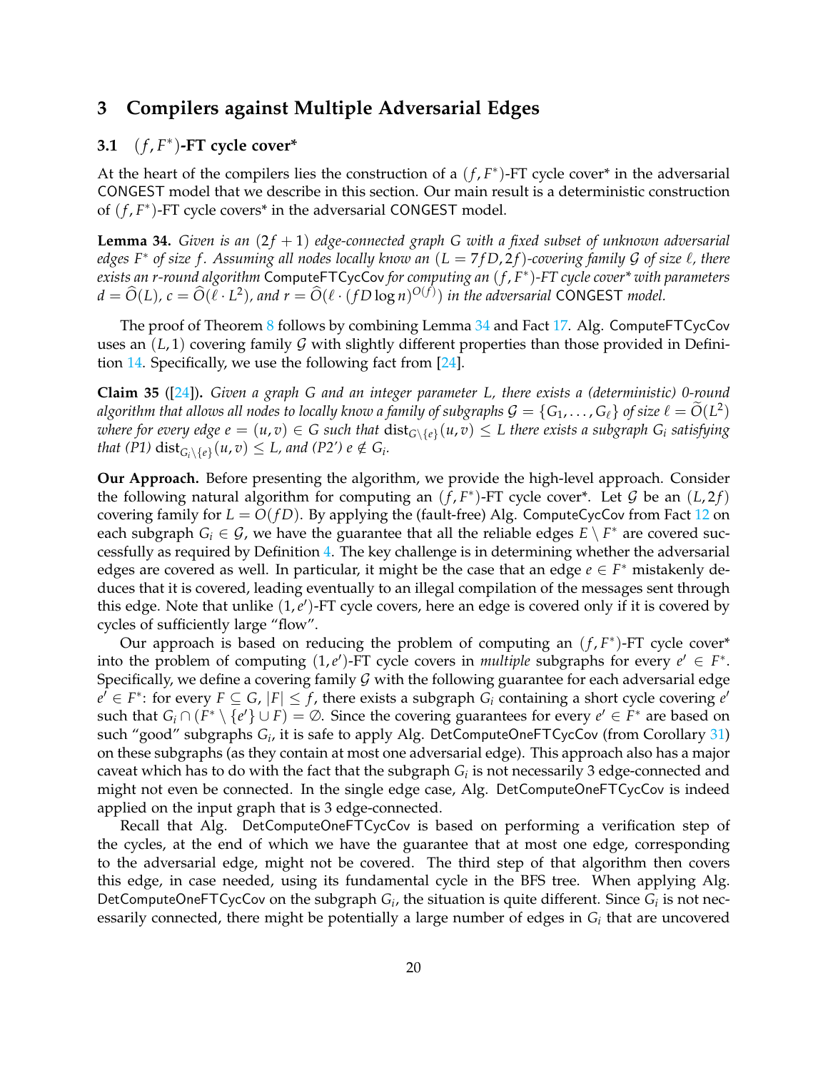# 3 Compilers against Multiple Adversarial Edges

## 3.1 $(f, F^*)$-FT cycle cover*

At the heart of the compilers lies the construction of a $(f, F^*)$-FT cycle cover* in the adversarial CONGEST model that we describe in this section. Our main result is a deterministic construction of $(f, F^*)$-FT cycle covers* in the adversarial CONGEST model.

**Lemma 34.** *Given is an $(2f + 1)$ edge-connected graph $G$ with a fixed subset of unknown adversarial edges $F^*$ of size $f$. Assuming all nodes locally know an $(L = 7fD, 2f)$-covering family $\mathcal{G}$ of size $\ell$, there exists an $r$-round algorithm* ComputeFTCycCov *for computing an $(f, F^*)$-FT cycle cover* with parameters $d = \widehat{O}(L)$, $c = \widehat{O}(\ell \cdot L^2)$, and $r = \widehat{O}(\ell \cdot (fD \log n)^{O(f)})$ in the adversarial* CONGEST *model.*

The proof of Theorem 8 follows by combining Lemma 34 and Fact 17. Alg. ComputeFTCycCov uses an $(L, 1)$ covering family $\mathcal{G}$ with slightly different properties than those provided in Definition 14. Specifically, we use the following fact from [24].

**Claim 35** ([24])**.** *Given a graph $G$ and an integer parameter $L$, there exists a (deterministic) 0-round algorithm that allows all nodes to locally know a family of subgraphs $\mathcal{G} = \{G_1, \ldots, G_\ell\}$ of size $\ell = \widetilde{O}(L^2)$ where for every edge $e = (u, v) \in G$ such that $\text{dist}_{G \setminus \{e\}}(u, v) \leq L$ there exists a subgraph $G_i$ satisfying that (P1) $\text{dist}_{G_i \setminus \{e\}}(u, v) \leq L$, and (P2') $e \notin G_i$.*

**Our Approach.** Before presenting the algorithm, we provide the high-level approach. Consider the following natural algorithm for computing an $(f, F^*)$-FT cycle cover*. Let $\mathcal{G}$ be an $(L, 2f)$ covering family for $L = O(fD)$. By applying the (fault-free) Alg. ComputeCycCov from Fact 12 on each subgraph $G_i \in \mathcal{G}$, we have the guarantee that all the reliable edges $E \setminus F^*$ are covered successfully as required by Definition 4. The key challenge is in determining whether the adversarial edges are covered as well. In particular, it might be the case that an edge $e \in F^*$ mistakenly deduces that it is covered, leading eventually to an illegal compilation of the messages sent through this edge. Note that unlike $(1, e')$-FT cycle covers, here an edge is covered only if it is covered by cycles of sufficiently large "flow".

Our approach is based on reducing the problem of computing an $(f, F^*)$-FT cycle cover* into the problem of computing $(1, e')$-FT cycle covers in *multiple* subgraphs for every $e' \in F^*$. Specifically, we define a covering family $\mathcal{G}$ with the following guarantee for each adversarial edge $e' \in F^*$: for every $F \subseteq G$, $|F| \leq f$, there exists a subgraph $G_i$ containing a short cycle covering $e'$ such that $G_i \cap (F^* \setminus \{e'\} \cup F) = \emptyset$. Since the covering guarantees for every $e' \in F^*$ are based on such "good" subgraphs $G_i$, it is safe to apply Alg. DetComputeOneFTCycCov (from Corollary 31) on these subgraphs (as they contain at most one adversarial edge). This approach also has a major caveat which has to do with the fact that the subgraph $G_i$ is not necessarily 3 edge-connected and might not even be connected. In the single edge case, Alg. DetComputeOneFTCycCov is indeed applied on the input graph that is 3 edge-connected.

Recall that Alg. DetComputeOneFTCycCov is based on performing a verification step of the cycles, at the end of which we have the guarantee that at most one edge, corresponding to the adversarial edge, might not be covered. The third step of that algorithm then covers this edge, in case needed, using its fundamental cycle in the BFS tree. When applying Alg. DetComputeOneFTCycCov on the subgraph $G_i$, the situation is quite different. Since $G_i$ is not necessarily connected, there might be potentially a large number of edges in $G_i$ that are uncovered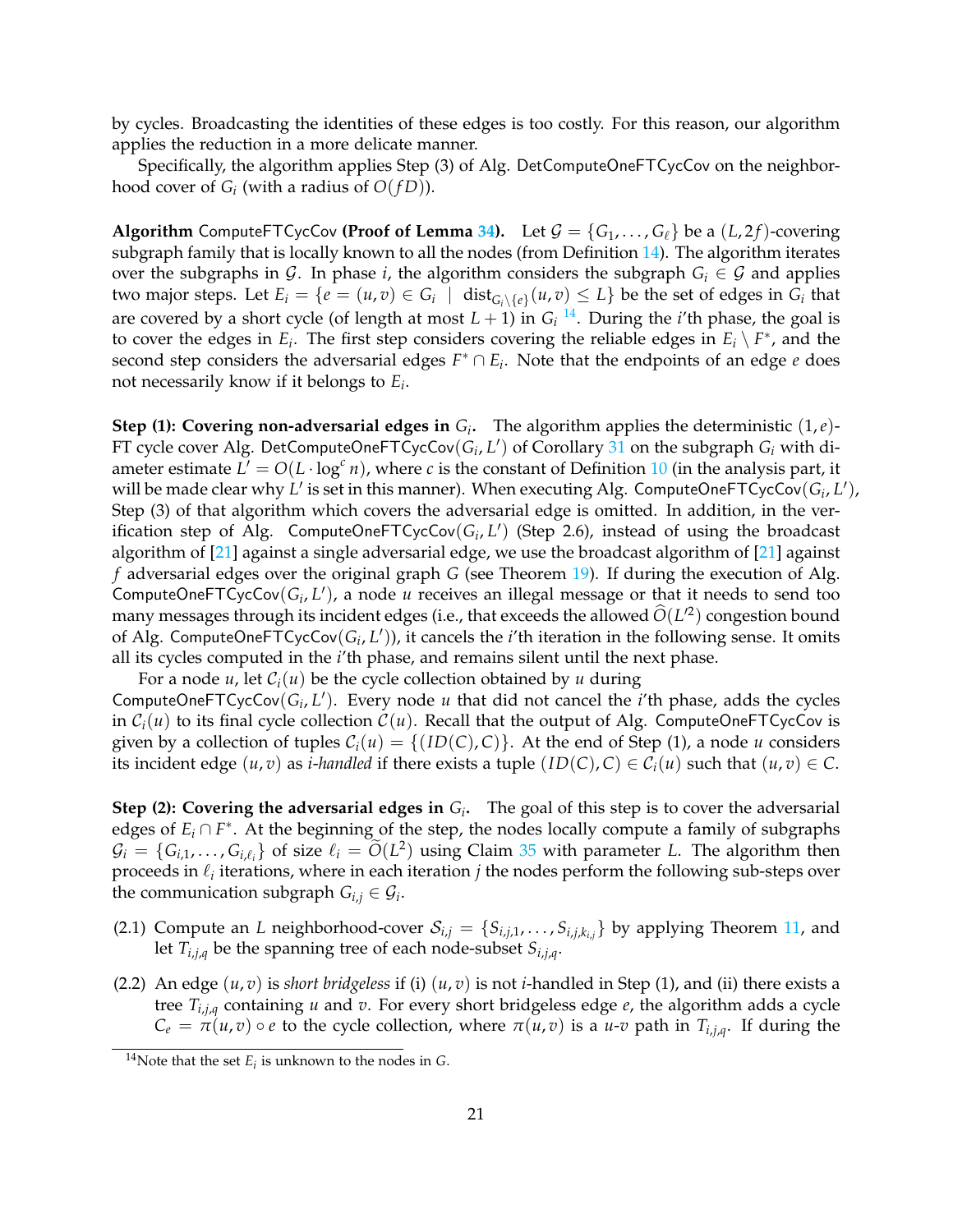by cycles. Broadcasting the identities of these edges is too costly. For this reason, our algorithm applies the reduction in a more delicate manner.

Specifically, the algorithm applies Step (3) of Alg. DetComputeOneFTCycCov on the neighborhood cover of $G_i$ (with a radius of $O(fD)$).

**Algorithm ComputeFTCycCov (Proof of Lemma 34).** Let $\mathcal{G} = \{G_1, \ldots, G_\ell\}$ be a $(L, 2f)$-covering subgraph family that is locally known to all the nodes (from Definition 14). The algorithm iterates over the subgraphs in $\mathcal{G}$. In phase $i$, the algorithm considers the subgraph $G_i \in \mathcal{G}$ and applies two major steps. Let $E_i = \{e = (u,v) \in G_i \mid \text{dist}_{G_i \setminus \{e\}}(u,v) \leq L\}$ be the set of edges in $G_i$ that are covered by a short cycle (of length at most $L+1$) in $G_i$ [14]. During the $i$'th phase, the goal is to cover the edges in $E_i$. The first step considers covering the reliable edges in $E_i \setminus F^*$, and the second step considers the adversarial edges $F^* \cap E_i$. Note that the endpoints of an edge $e$ does not necessarily know if it belongs to $E_i$.

**Step (1): Covering non-adversarial edges in $G_i$.** The algorithm applies the deterministic $(1,e)$-FT cycle cover Alg. DetComputeOneFTCycCov$(G_i, L')$ of Corollary 31 on the subgraph $G_i$ with diameter estimate $L' = O(L \cdot \log^c n)$, where $c$ is the constant of Definition 10 (in the analysis part, it will be made clear why $L'$ is set in this manner). When executing Alg. ComputeOneFTCycCov$(G_i, L')$, Step (3) of that algorithm which covers the adversarial edge is omitted. In addition, in the verification step of Alg. ComputeOneFTCycCov$(G_i, L')$ (Step 2.6), instead of using the broadcast algorithm of [21] against a single adversarial edge, we use the broadcast algorithm of [21] against $f$ adversarial edges over the original graph $G$ (see Theorem 19). If during the execution of Alg. ComputeOneFTCycCov$(G_i, L')$, a node $u$ receives an illegal message or that it needs to send too many messages through its incident edges (i.e., that exceeds the allowed $\widehat{O}(L'^2)$ congestion bound of Alg. ComputeOneFTCycCov$(G_i, L')$), it cancels the $i$'th iteration in the following sense. It omits all its cycles computed in the $i$'th phase, and remains silent until the next phase.

For a node $u$, let $\mathcal{C}_i(u)$ be the cycle collection obtained by $u$ during ComputeOneFTCycCov$(G_i, L')$. Every node $u$ that did not cancel the $i$'th phase, adds the cycles in $\mathcal{C}_i(u)$ to its final cycle collection $\mathcal{C}(u)$. Recall that the output of Alg. ComputeOneFTCycCov is given by a collection of tuples $\mathcal{C}_i(u) = \{(ID(C), C)\}$. At the end of Step (1), a node $u$ considers its incident edge $(u,v)$ as *$i$-handled* if there exists a tuple $(ID(C), C) \in \mathcal{C}_i(u)$ such that $(u,v) \in C$.

**Step (2): Covering the adversarial edges in $G_i$.** The goal of this step is to cover the adversarial edges of $E_i \cap F^*$. At the beginning of the step, the nodes locally compute a family of subgraphs $\mathcal{G}_i = \{G_{i,1}, \ldots, G_{i,\ell_i}\}$ of size $\ell_i = \widetilde{O}(L^2)$ using Claim 35 with parameter $L$. The algorithm then proceeds in $\ell_i$ iterations, where in each iteration $j$ the nodes perform the following sub-steps over the communication subgraph $G_{i,j} \in \mathcal{G}_i$.

(2.1) Compute an $L$ neighborhood-cover $\mathcal{S}_{i,j} = \{S_{i,j,1}, \ldots, S_{i,j,k_{i,j}}\}$ by applying Theorem 11, and let $T_{i,j,q}$ be the spanning tree of each node-subset $S_{i,j,q}$.

(2.2) An edge $(u,v)$ is *short bridgeless* if (i) $(u,v)$ is not $i$-handled in Step (1), and (ii) there exists a tree $T_{i,j,q}$ containing $u$ and $v$. For every short bridgeless edge $e$, the algorithm adds a cycle $C_e = \pi(u,v) \circ e$ to the cycle collection, where $\pi(u,v)$ is a $u$-$v$ path in $T_{i,j,q}$. If during the

[14] Note that the set $E_i$ is unknown to the nodes in $G$.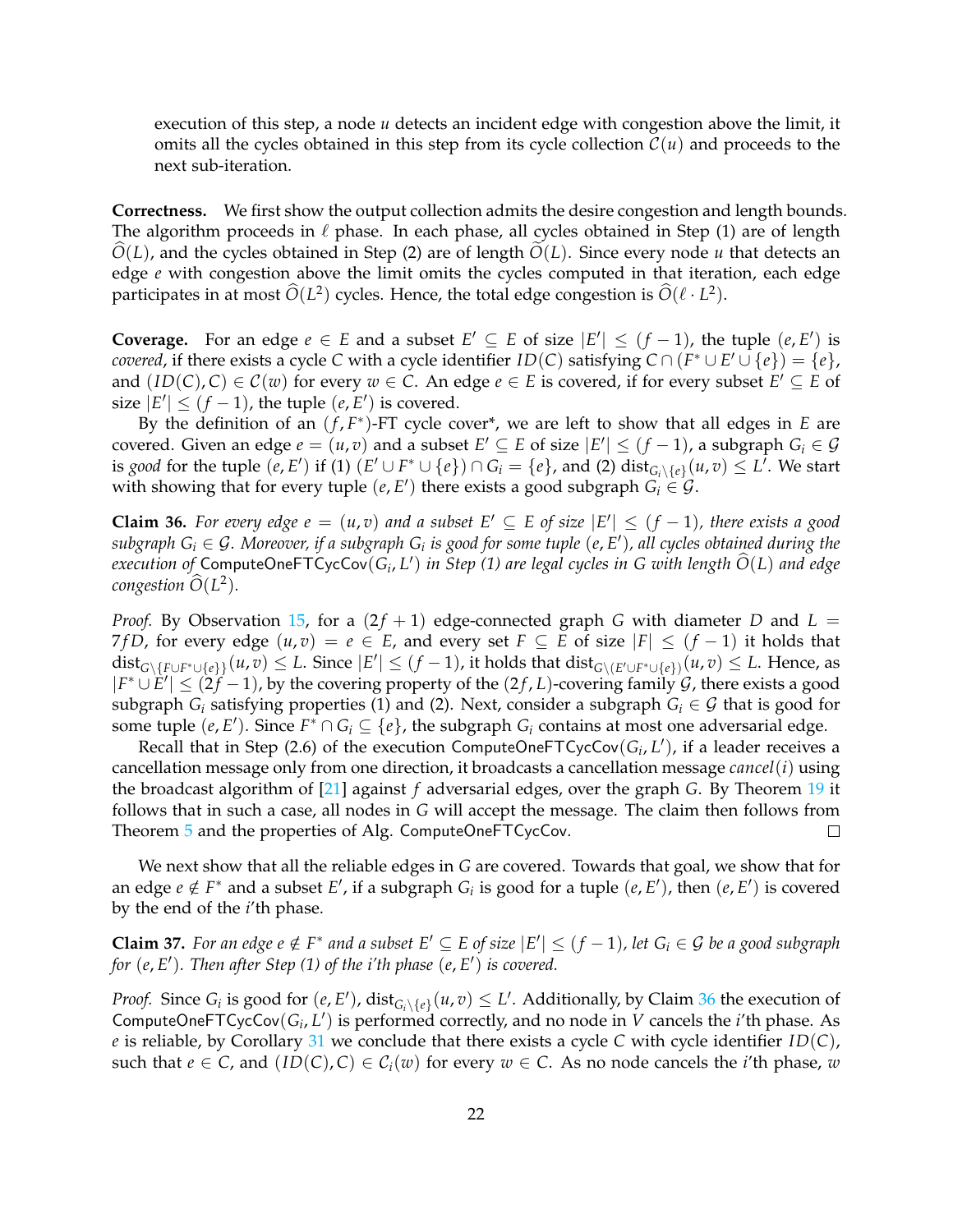execution of this step, a node $u$ detects an incident edge with congestion above the limit, it omits all the cycles obtained in this step from its cycle collection $\mathcal{C}(u)$ and proceeds to the next sub-iteration.

**Correctness.** We first show the output collection admits the desire congestion and length bounds. The algorithm proceeds in $\ell$ phase. In each phase, all cycles obtained in Step (1) are of length $\widehat{O}(L)$, and the cycles obtained in Step (2) are of length $\widetilde{O}(L)$. Since every node $u$ that detects an edge $e$ with congestion above the limit omits the cycles computed in that iteration, each edge participates in at most $\widehat{O}(L^2)$ cycles. Hence, the total edge congestion is $\widehat{O}(\ell \cdot L^2)$.

**Coverage.** For an edge $e \in E$ and a subset $E' \subseteq E$ of size $|E'| \leq (f-1)$, the tuple $(e, E')$ is *covered*, if there exists a cycle $C$ with a cycle identifier $ID(C)$ satisfying $C \cap (F^* \cup E' \cup \{e\}) = \{e\}$, and $(ID(C), C) \in \mathcal{C}(w)$ for every $w \in C$. An edge $e \in E$ is covered, if for every subset $E' \subseteq E$ of size $|E'| \leq (f-1)$, the tuple $(e, E')$ is covered.

By the definition of an $(f, F^*)$-FT cycle cover*, we are left to show that all edges in $E$ are covered. Given an edge $e = (u,v)$ and a subset $E' \subseteq E$ of size $|E'| \leq (f-1)$, a subgraph $G_i \in \mathcal{G}$ is *good* for the tuple $(e, E')$ if (1) $(E' \cup F^* \cup \{e\}) \cap G_i = \{e\}$, and (2) $\text{dist}_{G_i \setminus \{e\}}(u,v) \leq L'$. We start with showing that for every tuple $(e, E')$ there exists a good subgraph $G_i \in \mathcal{G}$.

**Claim 36.** *For every edge $e = (u,v)$ and a subset $E' \subseteq E$ of size $|E'| \leq (f-1)$, there exists a good subgraph $G_i \in \mathcal{G}$. Moreover, if a subgraph $G_i$ is good for some tuple $(e, E')$, all cycles obtained during the execution of* ComputeOneFTCycCov$(G_i, L')$ *in Step (1) are legal cycles in $G$ with length $\widehat{O}(L)$ and edge congestion $\widehat{O}(L^2)$.*

*Proof.* By Observation 15, for a $(2f+1)$ edge-connected graph $G$ with diameter $D$ and $L = 7fD$, for every edge $(u,v) = e \in E$, and every set $F \subseteq E$ of size $|F| \leq (f-1)$ it holds that $\text{dist}_{G \setminus \{F \cup F^* \cup \{e\}\}}(u,v) \leq L$. Since $|E'| \leq (f-1)$, it holds that $\text{dist}_{G \setminus (E' \cup F^* \cup \{e\})}(u,v) \leq L$. Hence, as $|F^* \cup E'| \leq (2f-1)$, by the covering property of the $(2f, L)$-covering family $\mathcal{G}$, there exists a good subgraph $G_i$ satisfying properties (1) and (2). Next, consider a subgraph $G_i \in \mathcal{G}$ that is good for some tuple $(e, E')$. Since $F^* \cap G_i \subseteq \{e\}$, the subgraph $G_i$ contains at most one adversarial edge.

Recall that in Step (2.6) of the execution ComputeOneFTCycCov$(G_i, L')$, if a leader receives a cancellation message only from one direction, it broadcasts a cancellation message $cancel(i)$ using the broadcast algorithm of [21] against $f$ adversarial edges, over the graph $G$. By Theorem 19 it follows that in such a case, all nodes in $G$ will accept the message. The claim then follows from Theorem 5 and the properties of Alg. ComputeOneFTCycCov. □

We next show that all the reliable edges in $G$ are covered. Towards that goal, we show that for an edge $e \notin F^*$ and a subset $E'$, if a subgraph $G_i$ is good for a tuple $(e, E')$, then $(e, E')$ is covered by the end of the $i$'th phase.

**Claim 37.** *For an edge $e \notin F^*$ and a subset $E' \subseteq E$ of size $|E'| \leq (f-1)$, let $G_i \in \mathcal{G}$ be a good subgraph for $(e, E')$. Then after Step (1) of the $i$'th phase $(e, E')$ is covered.*

*Proof.* Since $G_i$ is good for $(e, E')$, $\text{dist}_{G_i \setminus \{e\}}(u,v) \leq L'$. Additionally, by Claim 36 the execution of ComputeOneFTCycCov$(G_i, L')$ is performed correctly, and no node in $V$ cancels the $i$'th phase. As $e$ is reliable, by Corollary 31 we conclude that there exists a cycle $C$ with cycle identifier $ID(C)$, such that $e \in C$, and $(ID(C), C) \in \mathcal{C}_i(w)$ for every $w \in C$. As no node cancels the $i$'th phase, $w$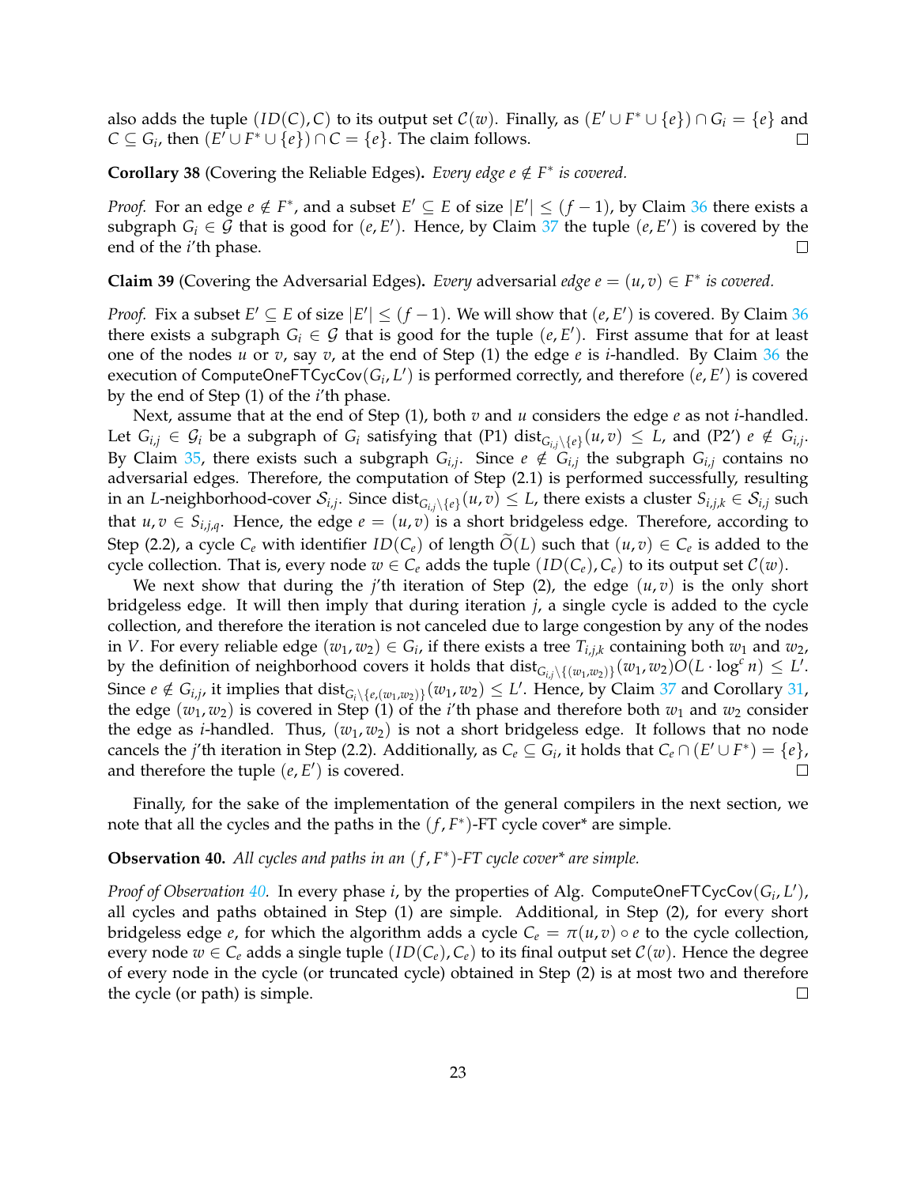also adds the tuple $(ID(C), C)$ to its output set $\mathcal{C}(w)$. Finally, as $(E' \cup F^* \cup \{e\}) \cap G_i = \{e\}$ and $C \subseteq G_i$, then $(E' \cup F^* \cup \{e\}) \cap C = \{e\}$. The claim follows. □

**Corollary 38** (Covering the Reliable Edges)**.** *Every edge $e \notin F^*$ is covered.*

*Proof.* For an edge $e \notin F^*$, and a subset $E' \subseteq E$ of size $|E'| \leq (f-1)$, by Claim 36 there exists a subgraph $G_i \in \mathcal{G}$ that is good for $(e, E')$. Hence, by Claim 37 the tuple $(e, E')$ is covered by the end of the $i$'th phase. □

**Claim 39** (Covering the Adversarial Edges)**.** *Every* adversarial *edge $e = (u, v) \in F^*$ is covered.*

*Proof.* Fix a subset $E' \subseteq E$ of size $|E'| \leq (f-1)$. We will show that $(e, E')$ is covered. By Claim 36 there exists a subgraph $G_i \in \mathcal{G}$ that is good for the tuple $(e, E')$. First assume that for at least one of the nodes $u$ or $v$, say $v$, at the end of Step (1) the edge $e$ is $i$-handled. By Claim 36 the execution of $\mathsf{ComputeOneFTCycCov}(G_i, L')$ is performed correctly, and therefore $(e, E')$ is covered by the end of Step (1) of the $i$'th phase.

Next, assume that at the end of Step (1), both $v$ and $u$ considers the edge $e$ as not $i$-handled. Let $G_{i,j} \in \mathcal{G}_i$ be a subgraph of $G_i$ satisfying that (P1) $\text{dist}_{G_{i,j} \setminus \{e\}}(u, v) \leq L$, and (P2') $e \notin G_{i,j}$. By Claim 35, there exists such a subgraph $G_{i,j}$. Since $e \notin G_{i,j}$ the subgraph $G_{i,j}$ contains no adversarial edges. Therefore, the computation of Step (2.1) is performed successfully, resulting in an $L$-neighborhood-cover $\mathcal{S}_{i,j}$. Since $\text{dist}_{G_{i,j} \setminus \{e\}}(u, v) \leq L$, there exists a cluster $S_{i,j,k} \in \mathcal{S}_{i,j}$ such that $u, v \in S_{i,j,q}$. Hence, the edge $e = (u, v)$ is a short bridgeless edge. Therefore, according to Step (2.2), a cycle $C_e$ with identifier $ID(C_e)$ of length $\widetilde{O}(L)$ such that $(u, v) \in C_e$ is added to the cycle collection. That is, every node $w \in C_e$ adds the tuple $(ID(C_e), C_e)$ to its output set $\mathcal{C}(w)$.

We next show that during the $j$'th iteration of Step (2), the edge $(u, v)$ is the only short bridgeless edge. It will then imply that during iteration $j$, a single cycle is added to the cycle collection, and therefore the iteration is not canceled due to large congestion by any of the nodes in $V$. For every reliable edge $(w_1, w_2) \in G_i$, if there exists a tree $T_{i,j,k}$ containing both $w_1$ and $w_2$, by the definition of neighborhood covers it holds that $\text{dist}_{G_{i,j} \setminus \{(w_1, w_2)\}}(w_1, w_2) O(L \cdot \log^c n) \leq L'$. Since $e \notin G_{i,j}$, it implies that $\text{dist}_{G_i \setminus \{e, (w_1, w_2)\}}(w_1, w_2) \leq L'$. Hence, by Claim 37 and Corollary 31, the edge $(w_1, w_2)$ is covered in Step (1) of the $i$'th phase and therefore both $w_1$ and $w_2$ consider the edge as $i$-handled. Thus, $(w_1, w_2)$ is not a short bridgeless edge. It follows that no node cancels the $j$'th iteration in Step (2.2). Additionally, as $C_e \subseteq G_i$, it holds that $C_e \cap (E' \cup F^*) = \{e\}$, and therefore the tuple $(e, E')$ is covered. □

Finally, for the sake of the implementation of the general compilers in the next section, we note that all the cycles and the paths in the $(f, F^*)$-FT cycle cover* are simple.

**Observation 40.** *All cycles and paths in an $(f, F^*)$-FT cycle cover* are simple.*

*Proof of Observation 40.* In every phase $i$, by the properties of Alg. $\mathsf{ComputeOneFTCycCov}(G_i, L')$, all cycles and paths obtained in Step (1) are simple. Additional, in Step (2), for every short bridgeless edge $e$, for which the algorithm adds a cycle $C_e = \pi(u, v) \circ e$ to the cycle collection, every node $w \in C_e$ adds a single tuple $(ID(C_e), C_e)$ to its final output set $\mathcal{C}(w)$. Hence the degree of every node in the cycle (or truncated cycle) obtained in Step (2) is at most two and therefore the cycle (or path) is simple. □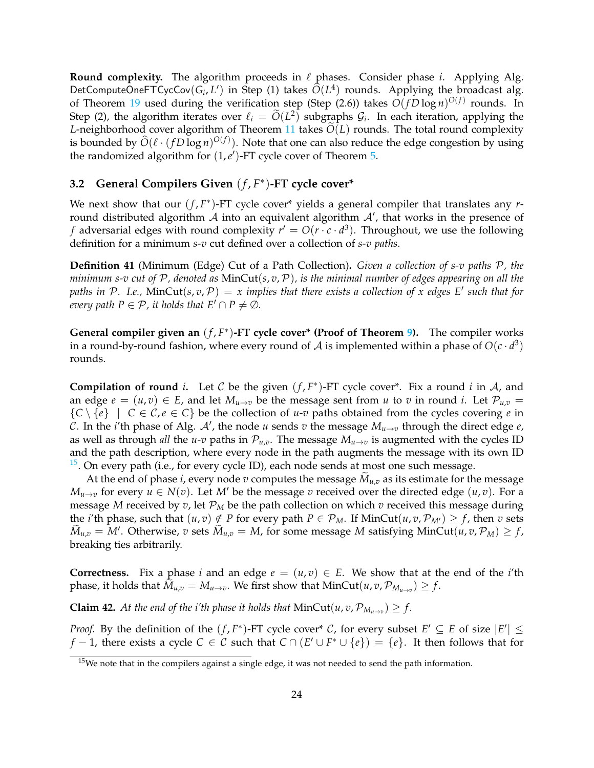**Round complexity.** The algorithm proceeds in $\ell$ phases. Consider phase $i$. Applying Alg. $\mathsf{DetComputeOneFTCycCov}(G_i, L')$ in Step (1) takes $\widetilde{O}(L^4)$ rounds. Applying the broadcast alg. of Theorem 19 used during the verification step (Step (2.6)) takes $O(fD\log n)^{O(f)}$ rounds. In Step (2), the algorithm iterates over $\ell_i = \widetilde{O}(L^2)$ subgraphs $\mathcal{G}_i$. In each iteration, applying the $L$-neighborhood cover algorithm of Theorem 11 takes $\widetilde{O}(L)$ rounds. The total round complexity is bounded by $\widehat{O}(\ell \cdot (fD\log n)^{O(f)})$. Note that one can also reduce the edge congestion by using the randomized algorithm for $(1, e')$-FT cycle cover of Theorem 5.

### 3.2 General Compilers Given $(f, F^*)$-FT cycle cover*

We next show that our $(f, F^*)$-FT cycle cover* yields a general compiler that translates any $r$-round distributed algorithm $\mathcal{A}$ into an equivalent algorithm $\mathcal{A}'$, that works in the presence of $f$ adversarial edges with round complexity $r' = O(r \cdot c \cdot d^3)$. Throughout, we use the following definition for a minimum $s$-$v$ cut defined over a collection of $s$-$v$ paths.

**Definition 41** (Minimum (Edge) Cut of a Path Collection)**.** *Given a collection of $s$-$v$ paths $\mathcal{P}$, the minimum $s$-$v$ cut of $\mathcal{P}$, denoted as $\text{MinCut}(s, v, \mathcal{P})$, is the minimal number of edges appearing on all the paths in $\mathcal{P}$. I.e., $\text{MinCut}(s, v, \mathcal{P}) = x$ implies that there exists a collection of $x$ edges $E'$ such that for every path $P \in \mathcal{P}$, it holds that $E' \cap P \neq \emptyset$.*

**General compiler given an $(f, F^*)$-FT cycle cover* (Proof of Theorem 9).** The compiler works in a round-by-round fashion, where every round of $\mathcal{A}$ is implemented within a phase of $O(c \cdot d^3)$ rounds.

**Compilation of round $i$.** Let $\mathcal{C}$ be the given $(f, F^*)$-FT cycle cover*. Fix a round $i$ in $\mathcal{A}$, and an edge $e = (u, v) \in E$, and let $M_{u\to v}$ be the message sent from $u$ to $v$ in round $i$. Let $\mathcal{P}_{u,v} = \{C \setminus \{e\} \mid C \in \mathcal{C}, e \in C\}$ be the collection of $u$-$v$ paths obtained from the cycles covering $e$ in $\mathcal{C}$. In the $i$'th phase of Alg. $\mathcal{A}'$, the node $u$ sends $v$ the message $M_{u\to v}$ through the direct edge $e$, as well as through *all* the $u$-$v$ paths in $\mathcal{P}_{u,v}$. The message $M_{u\to v}$ is augmented with the cycles ID and the path description, where every node in the path augments the message with its own ID [15]. On every path (i.e., for every cycle ID), each node sends at most one such message.

At the end of phase $i$, every node $v$ computes the message $\widetilde{M}_{u,v}$ as its estimate for the message $M_{u\to v}$ for every $u \in N(v)$. Let $M'$ be the message $v$ received over the directed edge $(u, v)$. For a message $M$ received by $v$, let $\mathcal{P}_M$ be the path collection on which $v$ received this message during the $i$'th phase, such that $(u, v) \notin P$ for every path $P \in \mathcal{P}_M$. If $\text{MinCut}(u, v, \mathcal{P}_{M'}) \geq f$, then $v$ sets $\widetilde{M}_{u,v} = M'$. Otherwise, $v$ sets $\widetilde{M}_{u,v} = M$, for some message $M$ satisfying $\text{MinCut}(u, v, \mathcal{P}_M) \geq f$, breaking ties arbitrarily.

**Correctness.** Fix a phase $i$ and an edge $e = (u, v) \in E$. We show that at the end of the $i$'th phase, it holds that $\widetilde{M}_{u,v} = M_{u\to v}$. We first show that $\text{MinCut}(u, v, \mathcal{P}_{M_{u\to v}}) \geq f$.

**Claim 42.** *At the end of the i'th phase it holds that $\text{MinCut}(u, v, \mathcal{P}_{M_{u\to v}}) \geq f$.*

*Proof.* By the definition of the $(f, F^*)$-FT cycle cover* $\mathcal{C}$, for every subset $E' \subseteq E$ of size $|E'| \leq f - 1$, there exists a cycle $C \in \mathcal{C}$ such that $C \cap (E' \cup F^* \cup \{e\}) = \{e\}$. It then follows that for

[15] We note that in the compilers against a single edge, it was not needed to send the path information.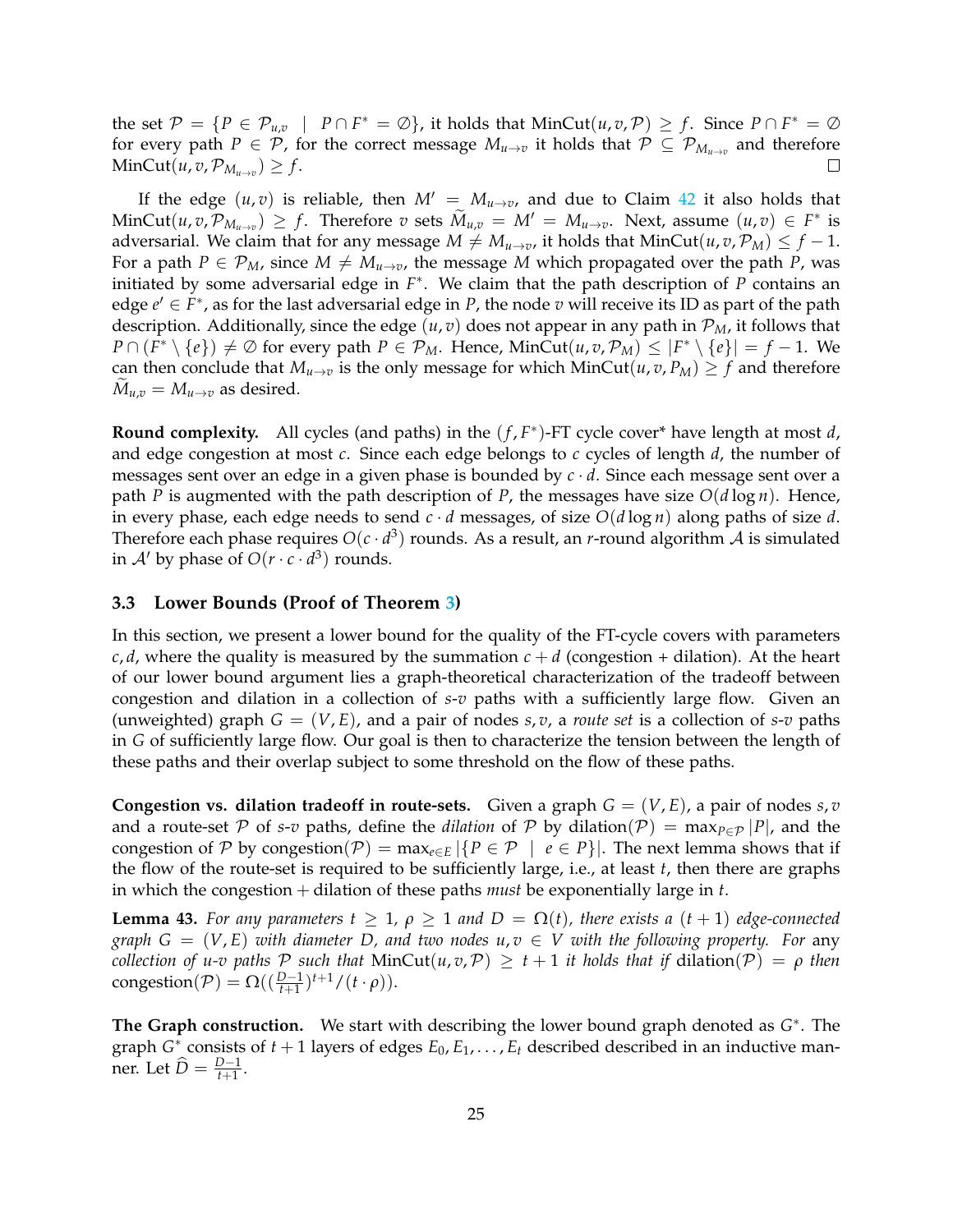the set $\mathcal{P} = \{P \in \mathcal{P}_{u,v} \mid P \cap F^* = \emptyset\}$, it holds that $\text{MinCut}(u,v,\mathcal{P}) \geq f$. Since $P \cap F^* = \emptyset$ for every path $P \in \mathcal{P}$, for the correct message $M_{u \to v}$ it holds that $\mathcal{P} \subseteq \mathcal{P}_{M_{u \to v}}$ and therefore $\text{MinCut}(u,v,\mathcal{P}_{M_{u\to v}}) \geq f$. □

If the edge $(u,v)$ is reliable, then $M' = M_{u \to v}$, and due to Claim 42 it also holds that $\text{MinCut}(u,v,\mathcal{P}_{M_{u\to v}}) \geq f$. Therefore $v$ sets $\widetilde{M}_{u,v} = M' = M_{u\to v}$. Next, assume $(u,v) \in F^*$ is adversarial. We claim that for any message $M \neq M_{u \to v}$, it holds that $\text{MinCut}(u,v,\mathcal{P}_M) \leq f-1$. For a path $P \in \mathcal{P}_M$, since $M \neq M_{u\to v}$, the message $M$ which propagated over the path $P$, was initiated by some adversarial edge in $F^*$. We claim that the path description of $P$ contains an edge $e' \in F^*$, as for the last adversarial edge in $P$, the node $v$ will receive its ID as part of the path description. Additionally, since the edge $(u,v)$ does not appear in any path in $\mathcal{P}_M$, it follows that $P \cap (F^* \setminus \{e\}) \neq \emptyset$ for every path $P \in \mathcal{P}_M$. Hence, $\text{MinCut}(u,v,\mathcal{P}_M) \leq |F^* \setminus \{e\}| = f-1$. We can then conclude that $M_{u\to v}$ is the only message for which $\text{MinCut}(u,v,P_M) \geq f$ and therefore $\widetilde{M}_{u,v} = M_{u \to v}$ as desired.

**Round complexity.** All cycles (and paths) in the $(f, F^*)$-FT cycle cover* have length at most $d$, and edge congestion at most $c$. Since each edge belongs to $c$ cycles of length $d$, the number of messages sent over an edge in a given phase is bounded by $c \cdot d$. Since each message sent over a path $P$ is augmented with the path description of $P$, the messages have size $O(d \log n)$. Hence, in every phase, each edge needs to send $c \cdot d$ messages, of size $O(d \log n)$ along paths of size $d$. Therefore each phase requires $O(c \cdot d^3)$ rounds. As a result, an $r$-round algorithm $\mathcal{A}$ is simulated in $\mathcal{A}'$ by phase of $O(r \cdot c \cdot d^3)$ rounds.

### 3.3 Lower Bounds (Proof of Theorem 3)

In this section, we present a lower bound for the quality of the FT-cycle covers with parameters $c, d$, where the quality is measured by the summation $c + d$ (congestion + dilation). At the heart of our lower bound argument lies a graph-theoretical characterization of the tradeoff between congestion and dilation in a collection of $s$-$v$ paths with a sufficiently large flow. Given an (unweighted) graph $G = (V, E)$, and a pair of nodes $s, v$, a *route set* is a collection of $s$-$v$ paths in $G$ of sufficiently large flow. Our goal is then to characterize the tension between the length of these paths and their overlap subject to some threshold on the flow of these paths.

**Congestion vs. dilation tradeoff in route-sets.** Given a graph $G = (V, E)$, a pair of nodes $s, v$ and a route-set $\mathcal{P}$ of $s$-$v$ paths, define the *dilation* of $\mathcal{P}$ by $\text{dilation}(\mathcal{P}) = \max_{P \in \mathcal{P}} |P|$, and the congestion of $\mathcal{P}$ by $\text{congestion}(\mathcal{P}) = \max_{e \in E} |\{P \in \mathcal{P} \mid e \in P\}|$. The next lemma shows that if the flow of the route-set is required to be sufficiently large, i.e., at least $t$, then there are graphs in which the congestion + dilation of these paths *must* be exponentially large in $t$.

**Lemma 43.** *For any parameters $t \geq 1$, $\rho \geq 1$ and $D = \Omega(t)$, there exists a $(t+1)$ edge-connected graph $G = (V, E)$ with diameter $D$, and two nodes $u, v \in V$ with the following property. For* any *collection of $u$-$v$ paths $\mathcal{P}$ such that $\text{MinCut}(u,v,\mathcal{P}) \geq t+1$ it holds that if $\text{dilation}(\mathcal{P}) = \rho$ then $\text{congestion}(\mathcal{P}) = \Omega((\frac{D-1}{t+1})^{t+1}/(t \cdot \rho))$.*

**The Graph construction.** We start with describing the lower bound graph denoted as $G^*$. The graph $G^*$ consists of $t+1$ layers of edges $E_0, E_1, \ldots, E_t$ described described in an inductive manner. Let $\widehat{D} = \frac{D-1}{t+1}$.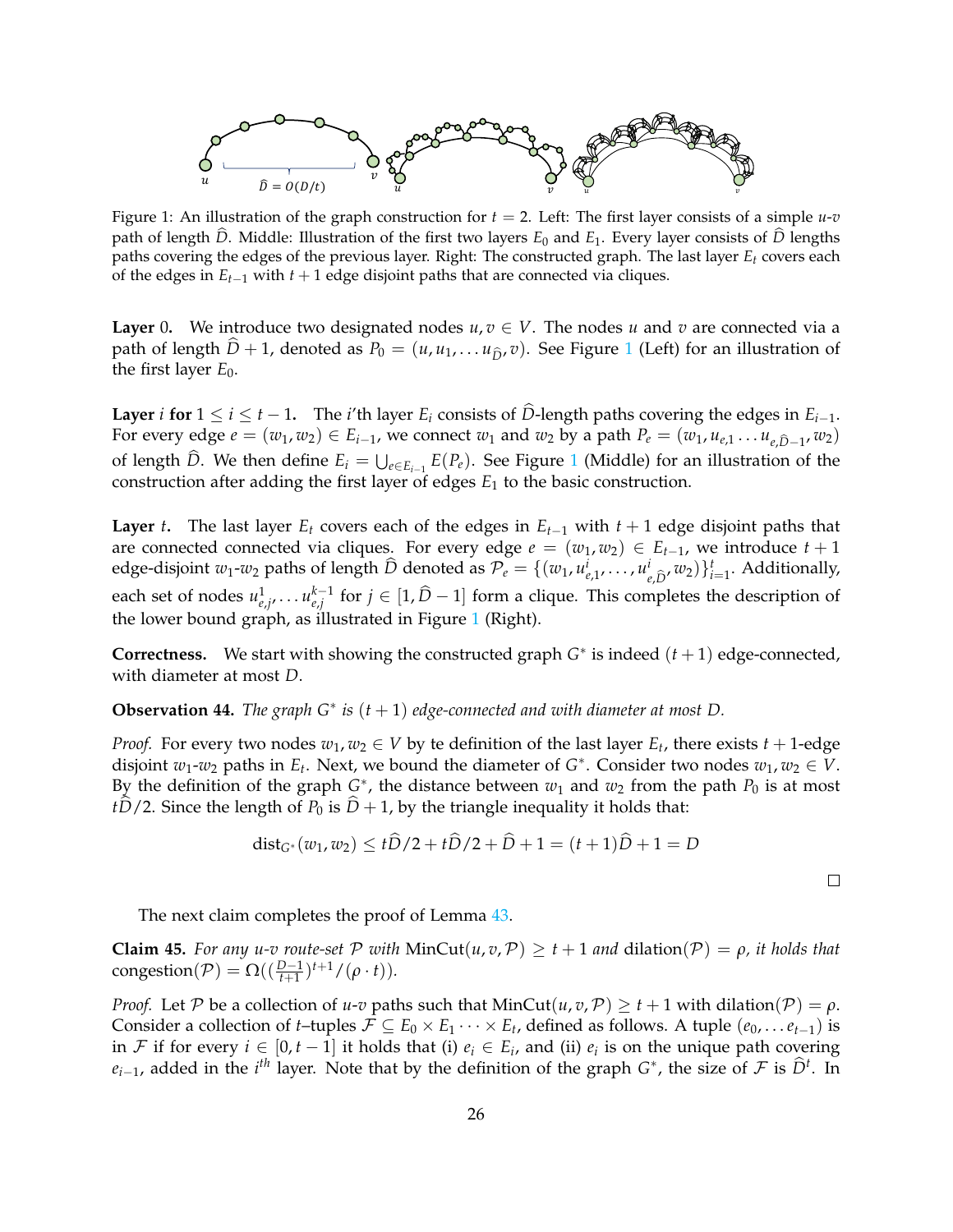Figure 1: An illustration of the graph construction for $t = 2$. Left: The first layer consists of a simple $u$-$v$ path of length $\widehat{D}$. Middle: Illustration of the first two layers $E_0$ and $E_1$. Every layer consists of $\widehat{D}$ lengths paths covering the edges of the previous layer. Right: The constructed graph. The last layer $E_t$ covers each of the edges in $E_{t-1}$ with $t+1$ edge disjoint paths that are connected via cliques.

**Layer 0.** We introduce two designated nodes $u, v \in V$. The nodes $u$ and $v$ are connected via a path of length $\widehat{D}+1$, denoted as $P_0 = (u, u_1, \ldots u_{\widehat{D}}, v)$. See Figure 1 (Left) for an illustration of the first layer $E_0$.

**Layer $i$ for $1 \leq i \leq t-1$.** The $i$'th layer $E_i$ consists of $\widehat{D}$-length paths covering the edges in $E_{i-1}$. For every edge $e = (w_1, w_2) \in E_{i-1}$, we connect $w_1$ and $w_2$ by a path $P_e = (w_1, u_{e,1} \ldots u_{e,\widehat{D}-1}, w_2)$ of length $\widehat{D}$. We then define $E_i = \bigcup_{e \in E_{i-1}} E(P_e)$. See Figure 1 (Middle) for an illustration of the construction after adding the first layer of edges $E_1$ to the basic construction.

**Layer $t$.** The last layer $E_t$ covers each of the edges in $E_{t-1}$ with $t+1$ edge disjoint paths that are connected connected via cliques. For every edge $e = (w_1, w_2) \in E_{t-1}$, we introduce $t+1$ edge-disjoint $w_1$-$w_2$ paths of length $\widehat{D}$ denoted as $\mathcal{P}_e = \{(w_1, u^i_{e,1}, \ldots, u^i_{e,\widehat{D}}, w_2)\}_{i=1}^{t}$. Additionally, each set of nodes $u^1_{e,j}, \ldots u^{k-1}_{e,j}$ for $j \in [1, \widehat{D}-1]$ form a clique. This completes the description of the lower bound graph, as illustrated in Figure 1 (Right).

**Correctness.** We start with showing the constructed graph $G^*$ is indeed $(t+1)$ edge-connected, with diameter at most $D$.

**Observation 44.** *The graph $G^*$ is $(t+1)$ edge-connected and with diameter at most $D$.*

*Proof.* For every two nodes $w_1, w_2 \in V$ by te definition of the last layer $E_t$, there exists $t+1$-edge disjoint $w_1$-$w_2$ paths in $E_t$. Next, we bound the diameter of $G^*$. Consider two nodes $w_1, w_2 \in V$. By the definition of the graph $G^*$, the distance between $w_1$ and $w_2$ from the path $P_0$ is at most $t\widehat{D}/2$. Since the length of $P_0$ is $\widehat{D}+1$, by the triangle inequality it holds that:

$$\text{dist}_{G^*}(w_1, w_2) \leq t\widehat{D}/2 + t\widehat{D}/2 + \widehat{D} + 1 = (t+1)\widehat{D} + 1 = D$$

□

The next claim completes the proof of Lemma 43.

**Claim 45.** *For any $u$-$v$ route-set $\mathcal{P}$ with $\text{MinCut}(u, v, \mathcal{P}) \geq t+1$ and $\text{dilation}(\mathcal{P}) = \rho$, it holds that $\text{congestion}(\mathcal{P}) = \Omega((\frac{D-1}{t+1})^{t+1}/(\rho \cdot t))$.*

*Proof.* Let $\mathcal{P}$ be a collection of $u$-$v$ paths such that $\text{MinCut}(u, v, \mathcal{P}) \geq t+1$ with $\text{dilation}(\mathcal{P}) = \rho$. Consider a collection of $t$–tuples $\mathcal{F} \subseteq E_0 \times E_1 \cdots \times E_t$, defined as follows. A tuple $(e_0, \ldots e_{t-1})$ is in $\mathcal{F}$ if for every $i \in [0, t-1]$ it holds that (i) $e_i \in E_i$, and (ii) $e_i$ is on the unique path covering $e_{i-1}$, added in the $i^{th}$ layer. Note that by the definition of the graph $G^*$, the size of $\mathcal{F}$ is $\widehat{D}^t$. In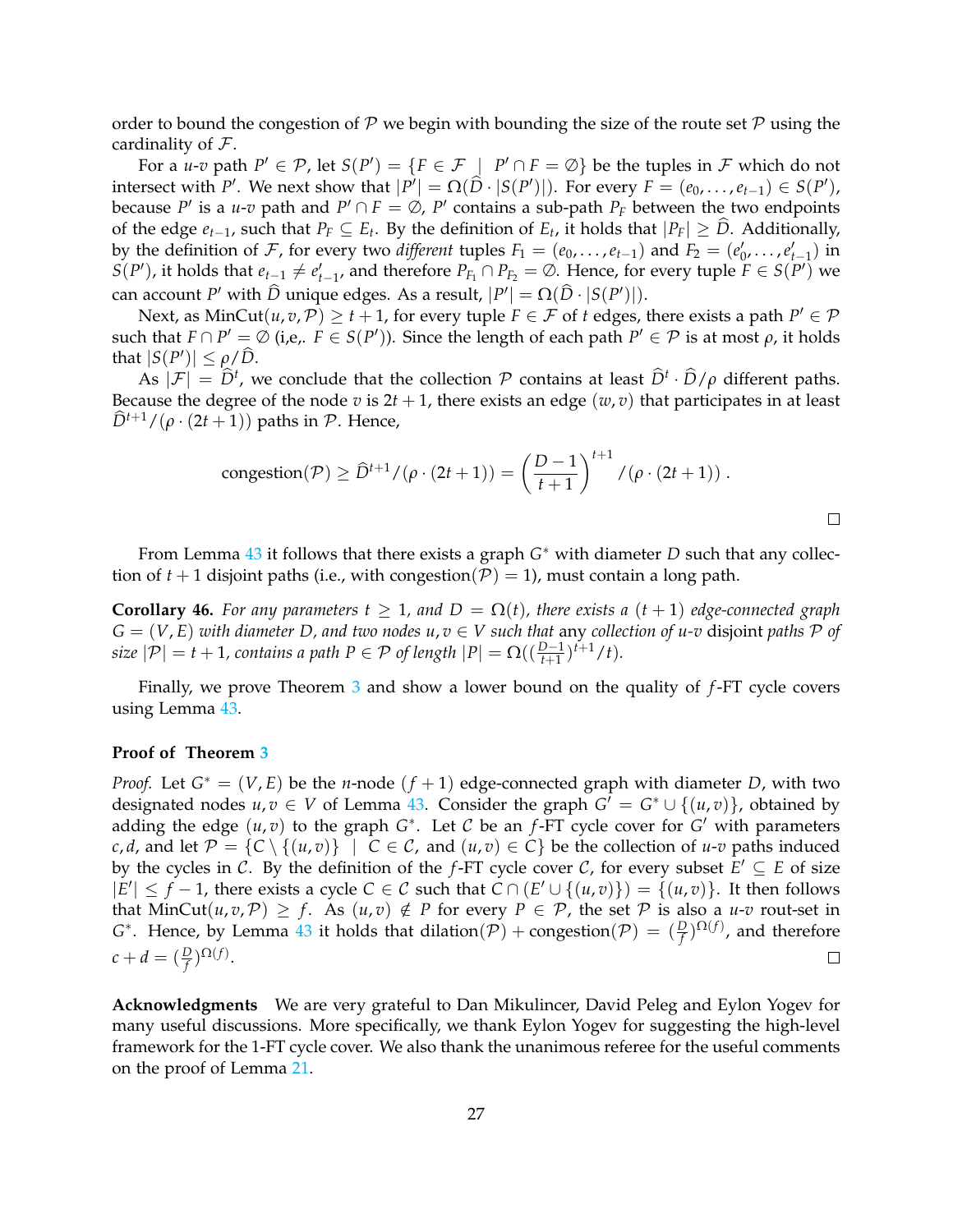order to bound the congestion of $\mathcal{P}$ we begin with bounding the size of the route set $\mathcal{P}$ using the cardinality of $\mathcal{F}$.

For a $u$-$v$ path $P' \in \mathcal{P}$, let $S(P') = \{F \in \mathcal{F} \mid P' \cap F = \emptyset\}$ be the tuples in $\mathcal{F}$ which do not intersect with $P'$. We next show that $|P'| = \Omega(\widehat{D} \cdot |S(P')|)$. For every $F = (e_0, \ldots, e_{t-1}) \in S(P')$, because $P'$ is a $u$-$v$ path and $P' \cap F = \emptyset$, $P'$ contains a sub-path $P_F$ between the two endpoints of the edge $e_{t-1}$, such that $P_F \subseteq E_t$. By the definition of $E_t$, it holds that $|P_F| \geq \widehat{D}$. Additionally, by the definition of $\mathcal{F}$, for every two *different* tuples $F_1 = (e_0, \ldots, e_{t-1})$ and $F_2 = (e'_0, \ldots, e'_{t-1})$ in $S(P')$, it holds that $e_{t-1} \neq e'_{t-1}$, and therefore $P_{F_1} \cap P_{F_2} = \emptyset$. Hence, for every tuple $F \in S(P')$ we can account $P'$ with $\widehat{D}$ unique edges. As a result, $|P'| = \Omega(\widehat{D} \cdot |S(P')|)$.

Next, as $\text{MinCut}(u, v, \mathcal{P}) \geq t + 1$, for every tuple $F \in \mathcal{F}$ of $t$ edges, there exists a path $P' \in \mathcal{P}$ such that $F \cap P' = \emptyset$ (i,e,. $F \in S(P')$). Since the length of each path $P' \in \mathcal{P}$ is at most $\rho$, it holds that $|S(P')| \leq \rho / \widehat{D}$.

As $|\mathcal{F}| = \widehat{D}^t$, we conclude that the collection $\mathcal{P}$ contains at least $\widehat{D}^t \cdot \widehat{D} / \rho$ different paths. Because the degree of the node $v$ is $2t + 1$, there exists an edge $(w, v)$ that participates in at least $\widehat{D}^{t+1} / (\rho \cdot (2t + 1))$ paths in $\mathcal{P}$. Hence,

$$\text{congestion}(\mathcal{P}) \geq \widehat{D}^{t+1} / (\rho \cdot (2t + 1)) = \left(\frac{D - 1}{t + 1}\right)^{t+1} / (\rho \cdot (2t + 1)) \,.$$

□

From Lemma 43 it follows that there exists a graph $G^*$ with diameter $D$ such that any collection of $t + 1$ disjoint paths (i.e., with $\text{congestion}(\mathcal{P}) = 1$), must contain a long path.

**Corollary 46.** *For any parameters $t \geq 1$, and $D = \Omega(t)$, there exists a $(t + 1)$ edge-connected graph $G = (V, E)$ with diameter $D$, and two nodes $u, v \in V$ such that* any *collection of $u$-$v$* disjoint *paths $\mathcal{P}$ of size $|\mathcal{P}| = t + 1$, contains a path $P \in \mathcal{P}$ of length $|P| = \Omega((\frac{D-1}{t+1})^{t+1} / t)$.*

Finally, we prove Theorem 3 and show a lower bound on the quality of $f$-FT cycle covers using Lemma 43.

**Proof of Theorem 3**

*Proof.* Let $G^* = (V, E)$ be the $n$-node $(f + 1)$ edge-connected graph with diameter $D$, with two designated nodes $u, v \in V$ of Lemma 43. Consider the graph $G' = G^* \cup \{(u, v)\}$, obtained by adding the edge $(u, v)$ to the graph $G^*$. Let $\mathcal{C}$ be an $f$-FT cycle cover for $G'$ with parameters $c, d$, and let $\mathcal{P} = \{C \setminus \{(u, v)\} \mid C \in \mathcal{C}, \text{ and } (u, v) \in C\}$ be the collection of $u$-$v$ paths induced by the cycles in $\mathcal{C}$. By the definition of the $f$-FT cycle cover $\mathcal{C}$, for every subset $E' \subseteq E$ of size $|E'| \leq f - 1$, there exists a cycle $C \in \mathcal{C}$ such that $C \cap (E' \cup \{(u, v)\}) = \{(u, v)\}$. It then follows that $\text{MinCut}(u, v, \mathcal{P}) \geq f$. As $(u, v) \notin P$ for every $P \in \mathcal{P}$, the set $\mathcal{P}$ is also a $u$-$v$ rout-set in $G^*$. Hence, by Lemma 43 it holds that $\text{dilation}(\mathcal{P}) + \text{congestion}(\mathcal{P}) = (\frac{D}{f})^{\Omega(f)}$, and therefore $c + d = (\frac{D}{f})^{\Omega(f)}$. □

**Acknowledgments** We are very grateful to Dan Mikulincer, David Peleg and Eylon Yogev for many useful discussions. More specifically, we thank Eylon Yogev for suggesting the high-level framework for the 1-FT cycle cover. We also thank the unanimous referee for the useful comments on the proof of Lemma 21.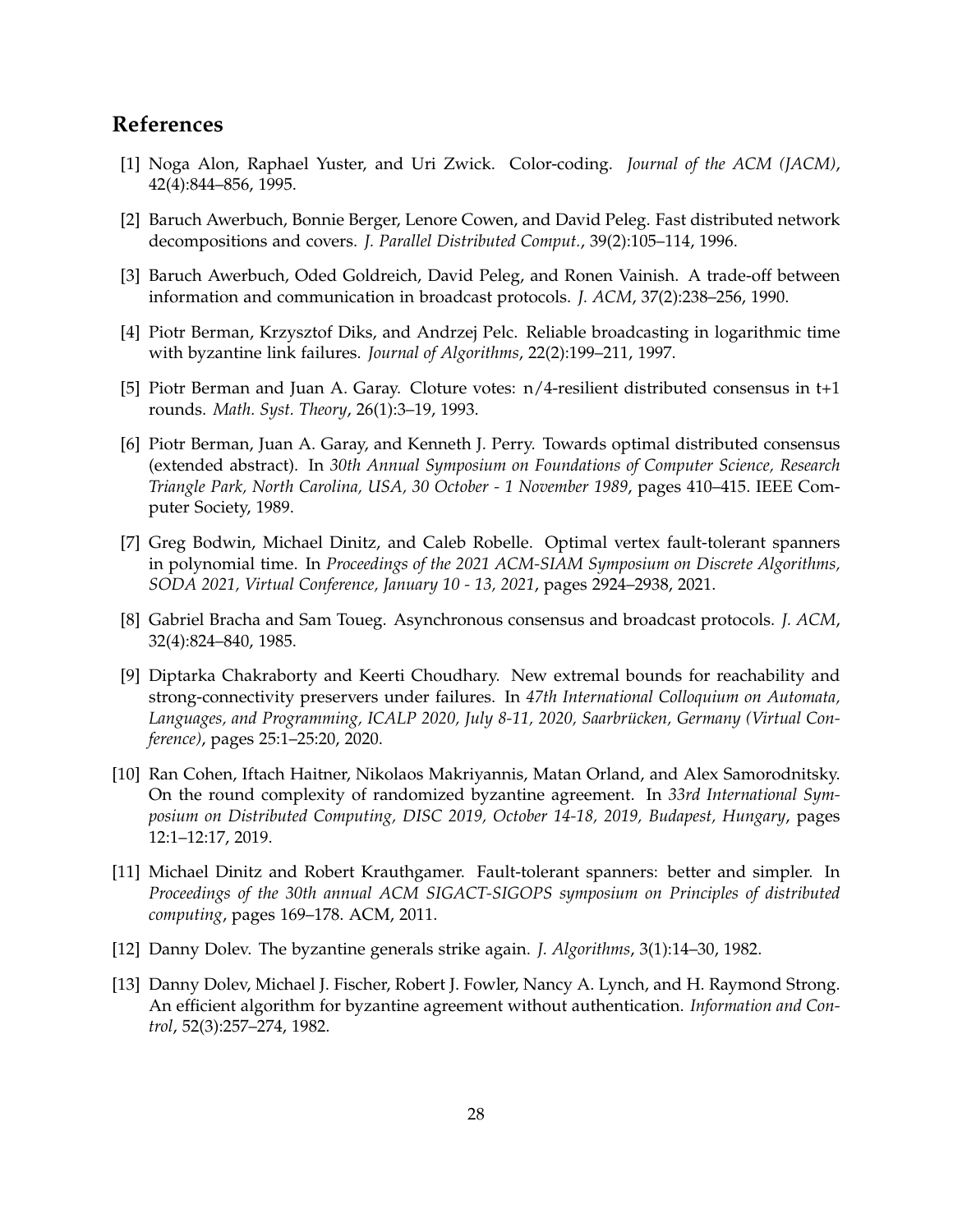## References

[1] Noga Alon, Raphael Yuster, and Uri Zwick. Color-coding. *Journal of the ACM (JACM)*, 42(4):844–856, 1995.

[2] Baruch Awerbuch, Bonnie Berger, Lenore Cowen, and David Peleg. Fast distributed network decompositions and covers. *J. Parallel Distributed Comput.*, 39(2):105–114, 1996.

[3] Baruch Awerbuch, Oded Goldreich, David Peleg, and Ronen Vainish. A trade-off between information and communication in broadcast protocols. *J. ACM*, 37(2):238–256, 1990.

[4] Piotr Berman, Krzysztof Diks, and Andrzej Pelc. Reliable broadcasting in logarithmic time with byzantine link failures. *Journal of Algorithms*, 22(2):199–211, 1997.

[5] Piotr Berman and Juan A. Garay. Cloture votes: n/4-resilient distributed consensus in t+1 rounds. *Math. Syst. Theory*, 26(1):3–19, 1993.

[6] Piotr Berman, Juan A. Garay, and Kenneth J. Perry. Towards optimal distributed consensus (extended abstract). In *30th Annual Symposium on Foundations of Computer Science, Research Triangle Park, North Carolina, USA, 30 October - 1 November 1989*, pages 410–415. IEEE Computer Society, 1989.

[7] Greg Bodwin, Michael Dinitz, and Caleb Robelle. Optimal vertex fault-tolerant spanners in polynomial time. In *Proceedings of the 2021 ACM-SIAM Symposium on Discrete Algorithms, SODA 2021, Virtual Conference, January 10 - 13, 2021*, pages 2924–2938, 2021.

[8] Gabriel Bracha and Sam Toueg. Asynchronous consensus and broadcast protocols. *J. ACM*, 32(4):824–840, 1985.

[9] Diptarka Chakraborty and Keerti Choudhary. New extremal bounds for reachability and strong-connectivity preservers under failures. In *47th International Colloquium on Automata, Languages, and Programming, ICALP 2020, July 8-11, 2020, Saarbrücken, Germany (Virtual Conference)*, pages 25:1–25:20, 2020.

[10] Ran Cohen, Iftach Haitner, Nikolaos Makriyannis, Matan Orland, and Alex Samorodnitsky. On the round complexity of randomized byzantine agreement. In *33rd International Symposium on Distributed Computing, DISC 2019, October 14-18, 2019, Budapest, Hungary*, pages 12:1–12:17, 2019.

[11] Michael Dinitz and Robert Krauthgamer. Fault-tolerant spanners: better and simpler. In *Proceedings of the 30th annual ACM SIGACT-SIGOPS symposium on Principles of distributed computing*, pages 169–178. ACM, 2011.

[12] Danny Dolev. The byzantine generals strike again. *J. Algorithms*, 3(1):14–30, 1982.

[13] Danny Dolev, Michael J. Fischer, Robert J. Fowler, Nancy A. Lynch, and H. Raymond Strong. An efficient algorithm for byzantine agreement without authentication. *Information and Control*, 52(3):257–274, 1982.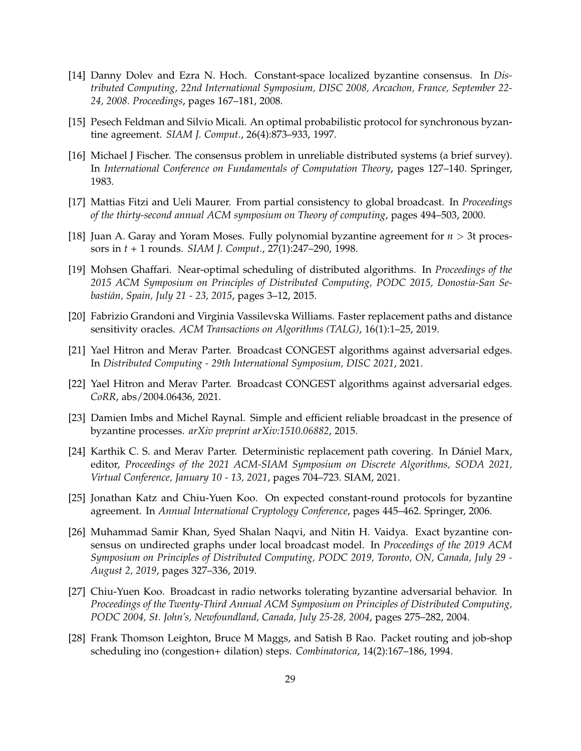[14] Danny Dolev and Ezra N. Hoch. Constant-space localized byzantine consensus. In *Distributed Computing, 22nd International Symposium, DISC 2008, Arcachon, France, September 22-24, 2008. Proceedings*, pages 167–181, 2008.

[15] Pesech Feldman and Silvio Micali. An optimal probabilistic protocol for synchronous byzantine agreement. *SIAM J. Comput.*, 26(4):873–933, 1997.

[16] Michael J Fischer. The consensus problem in unreliable distributed systems (a brief survey). In *International Conference on Fundamentals of Computation Theory*, pages 127–140. Springer, 1983.

[17] Mattias Fitzi and Ueli Maurer. From partial consistency to global broadcast. In *Proceedings of the thirty-second annual ACM symposium on Theory of computing*, pages 494–503, 2000.

[18] Juan A. Garay and Yoram Moses. Fully polynomial byzantine agreement for $n > 3$t processors in $t + 1$ rounds. *SIAM J. Comput.*, 27(1):247–290, 1998.

[19] Mohsen Ghaffari. Near-optimal scheduling of distributed algorithms. In *Proceedings of the 2015 ACM Symposium on Principles of Distributed Computing, PODC 2015, Donostia-San Sebastián, Spain, July 21 - 23, 2015*, pages 3–12, 2015.

[20] Fabrizio Grandoni and Virginia Vassilevska Williams. Faster replacement paths and distance sensitivity oracles. *ACM Transactions on Algorithms (TALG)*, 16(1):1–25, 2019.

[21] Yael Hitron and Merav Parter. Broadcast CONGEST algorithms against adversarial edges. In *Distributed Computing - 29th International Symposium, DISC 2021*, 2021.

[22] Yael Hitron and Merav Parter. Broadcast CONGEST algorithms against adversarial edges. *CoRR*, abs/2004.06436, 2021.

[23] Damien Imbs and Michel Raynal. Simple and efficient reliable broadcast in the presence of byzantine processes. *arXiv preprint arXiv:1510.06882*, 2015.

[24] Karthik C. S. and Merav Parter. Deterministic replacement path covering. In Dániel Marx, editor, *Proceedings of the 2021 ACM-SIAM Symposium on Discrete Algorithms, SODA 2021, Virtual Conference, January 10 - 13, 2021*, pages 704–723. SIAM, 2021.

[25] Jonathan Katz and Chiu-Yuen Koo. On expected constant-round protocols for byzantine agreement. In *Annual International Cryptology Conference*, pages 445–462. Springer, 2006.

[26] Muhammad Samir Khan, Syed Shalan Naqvi, and Nitin H. Vaidya. Exact byzantine consensus on undirected graphs under local broadcast model. In *Proceedings of the 2019 ACM Symposium on Principles of Distributed Computing, PODC 2019, Toronto, ON, Canada, July 29 - August 2, 2019*, pages 327–336, 2019.

[27] Chiu-Yuen Koo. Broadcast in radio networks tolerating byzantine adversarial behavior. In *Proceedings of the Twenty-Third Annual ACM Symposium on Principles of Distributed Computing, PODC 2004, St. John's, Newfoundland, Canada, July 25-28, 2004*, pages 275–282, 2004.

[28] Frank Thomson Leighton, Bruce M Maggs, and Satish B Rao. Packet routing and job-shop scheduling ino (congestion+ dilation) steps. *Combinatorica*, 14(2):167–186, 1994.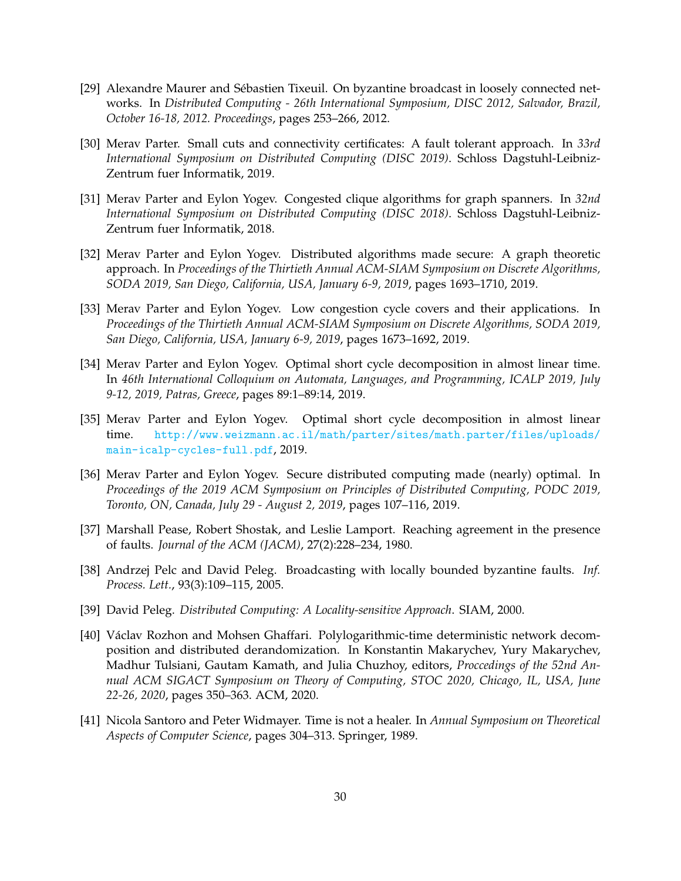[29] Alexandre Maurer and Sébastien Tixeuil. On byzantine broadcast in loosely connected networks. In *Distributed Computing - 26th International Symposium, DISC 2012, Salvador, Brazil, October 16-18, 2012. Proceedings*, pages 253–266, 2012.

[30] Merav Parter. Small cuts and connectivity certificates: A fault tolerant approach. In *33rd International Symposium on Distributed Computing (DISC 2019)*. Schloss Dagstuhl-Leibniz-Zentrum fuer Informatik, 2019.

[31] Merav Parter and Eylon Yogev. Congested clique algorithms for graph spanners. In *32nd International Symposium on Distributed Computing (DISC 2018)*. Schloss Dagstuhl-Leibniz-Zentrum fuer Informatik, 2018.

[32] Merav Parter and Eylon Yogev. Distributed algorithms made secure: A graph theoretic approach. In *Proceedings of the Thirtieth Annual ACM-SIAM Symposium on Discrete Algorithms, SODA 2019, San Diego, California, USA, January 6-9, 2019*, pages 1693–1710, 2019.

[33] Merav Parter and Eylon Yogev. Low congestion cycle covers and their applications. In *Proceedings of the Thirtieth Annual ACM-SIAM Symposium on Discrete Algorithms, SODA 2019, San Diego, California, USA, January 6-9, 2019*, pages 1673–1692, 2019.

[34] Merav Parter and Eylon Yogev. Optimal short cycle decomposition in almost linear time. In *46th International Colloquium on Automata, Languages, and Programming, ICALP 2019, July 9-12, 2019, Patras, Greece*, pages 89:1–89:14, 2019.

[35] Merav Parter and Eylon Yogev. Optimal short cycle decomposition in almost linear time. http://www.weizmann.ac.il/math/parter/sites/math.parter/files/uploads/main-icalp-cycles-full.pdf, 2019.

[36] Merav Parter and Eylon Yogev. Secure distributed computing made (nearly) optimal. In *Proceedings of the 2019 ACM Symposium on Principles of Distributed Computing, PODC 2019, Toronto, ON, Canada, July 29 - August 2, 2019*, pages 107–116, 2019.

[37] Marshall Pease, Robert Shostak, and Leslie Lamport. Reaching agreement in the presence of faults. *Journal of the ACM (JACM)*, 27(2):228–234, 1980.

[38] Andrzej Pelc and David Peleg. Broadcasting with locally bounded byzantine faults. *Inf. Process. Lett.*, 93(3):109–115, 2005.

[39] David Peleg. *Distributed Computing: A Locality-sensitive Approach*. SIAM, 2000.

[40] Václav Rozhon and Mohsen Ghaffari. Polylogarithmic-time deterministic network decomposition and distributed derandomization. In Konstantin Makarychev, Yury Makarychev, Madhur Tulsiani, Gautam Kamath, and Julia Chuzhoy, editors, *Proccedings of the 52nd Annual ACM SIGACT Symposium on Theory of Computing, STOC 2020, Chicago, IL, USA, June 22-26, 2020*, pages 350–363. ACM, 2020.

[41] Nicola Santoro and Peter Widmayer. Time is not a healer. In *Annual Symposium on Theoretical Aspects of Computer Science*, pages 304–313. Springer, 1989.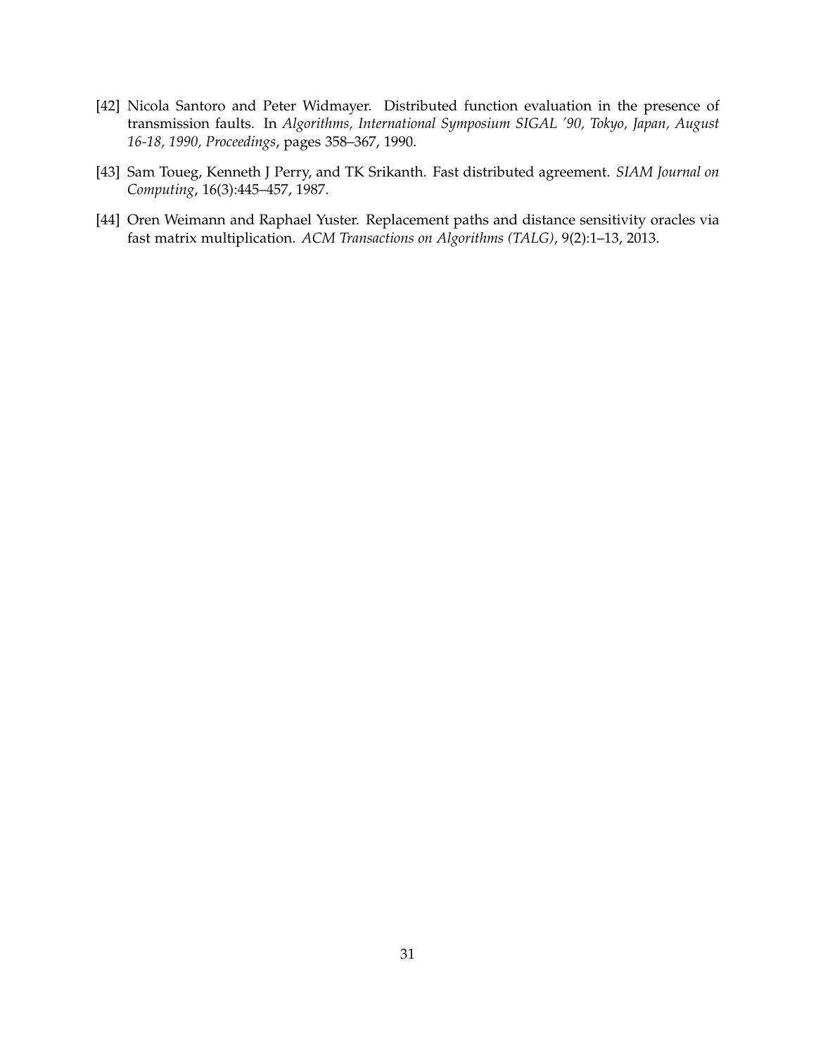[42] Nicola Santoro and Peter Widmayer. Distributed function evaluation in the presence of transmission faults. In *Algorithms, International Symposium SIGAL '90, Tokyo, Japan, August 16-18, 1990, Proceedings*, pages 358–367, 1990.

[43] Sam Toueg, Kenneth J Perry, and TK Srikanth. Fast distributed agreement. *SIAM Journal on Computing*, 16(3):445–457, 1987.

[44] Oren Weimann and Raphael Yuster. Replacement paths and distance sensitivity oracles via fast matrix multiplication. *ACM Transactions on Algorithms (TALG)*, 9(2):1–13, 2013.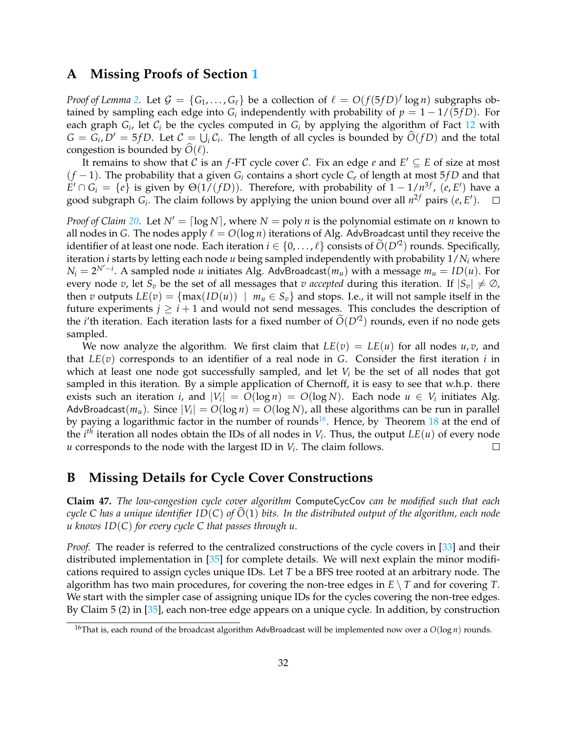# A Missing Proofs of Section 1

*Proof of Lemma 2.* Let $\mathcal{G} = \{G_1, \ldots, G_\ell\}$ be a collection of $\ell = O(f(5fD)^f \log n)$ subgraphs obtained by sampling each edge into $G_i$ independently with probability of $p = 1 - 1/(5fD)$. For each graph $G_i$, let $\mathcal{C}_i$ be the cycles computed in $G_i$ by applying the algorithm of Fact 12 with $G = G_i, D' = 5fD$. Let $\mathcal{C} = \bigcup_i \mathcal{C}_i$. The length of all cycles is bounded by $\widehat{O}(fD)$ and the total congestion is bounded by $\widehat{O}(\ell)$.

It remains to show that $\mathcal{C}$ is an $f$-FT cycle cover $\mathcal{C}$. Fix an edge $e$ and $E' \subseteq E$ of size at most $(f-1)$. The probability that a given $G_i$ contains a short cycle $C_e$ of length at most $5fD$ and that $E' \cap G_i = \{e\}$ is given by $\Theta(1/(fD))$. Therefore, with probability of $1 - 1/n^{3f}$, $(e, E')$ have a good subgraph $G_i$. The claim follows by applying the union bound over all $n^{2f}$ pairs $(e, E')$. $\square$

*Proof of Claim 20.* Let $N' = \lceil \log N \rceil$, where $N = \text{poly}\, n$ is the polynomial estimate on $n$ known to all nodes in $G$. The nodes apply $\ell = O(\log n)$ iterations of Alg. AdvBroadcast until they receive the identifier of at least one node. Each iteration $i \in \{0, \ldots, \ell\}$ consists of $\widetilde{O}(D'^2)$ rounds. Specifically, iteration $i$ starts by letting each node $u$ being sampled independently with probability $1/N_i$ where $N_i = 2^{N'-i}$. A sampled node $u$ initiates Alg. AdvBroadcast$(m_u)$ with a message $m_u = ID(u)$. For every node $v$, let $S_v$ be the set of all messages that $v$ *accepted* during this iteration. If $|S_v| \neq \emptyset$, then $v$ outputs $LE(v) = \{\max(ID(u)) \mid m_u \in S_v\}$ and stops. I.e., it will not sample itself in the future experiments $j \geq i+1$ and would not send messages. This concludes the description of the $i$'th iteration. Each iteration lasts for a fixed number of $\widetilde{O}(D'^2)$ rounds, even if no node gets sampled.

We now analyze the algorithm. We first claim that $LE(v) = LE(u)$ for all nodes $u, v$, and that $LE(v)$ corresponds to an identifier of a real node in $G$. Consider the first iteration $i$ in which at least one node got successfully sampled, and let $V_i$ be the set of all nodes that got sampled in this iteration. By a simple application of Chernoff, it is easy to see that w.h.p. there exists such an iteration $i$, and $|V_i| = O(\log n) = O(\log N)$. Each node $u \in V_i$ initiates Alg. AdvBroadcast$(m_u)$. Since $|V_i| = O(\log n) = O(\log N)$, all these algorithms can be run in parallel by paying a logarithmic factor in the number of rounds[16]. Hence, by Theorem 18 at the end of the $i^{th}$ iteration all nodes obtain the IDs of all nodes in $V_i$. Thus, the output $LE(u)$ of every node $u$ corresponds to the node with the largest ID in $V_i$. The claim follows. $\square$

# B Missing Details for Cycle Cover Constructions

**Claim 47.** *The low-congestion cycle cover algorithm* ComputeCycCov *can be modified such that each cycle $C$ has a unique identifier $ID(C)$ of $\widehat{O}(1)$ bits. In the distributed output of the algorithm, each node $u$ knows $ID(C)$ for every cycle $C$ that passes through $u$.*

*Proof.* The reader is referred to the centralized constructions of the cycle covers in [33] and their distributed implementation in [35] for complete details. We will next explain the minor modifications required to assign cycles unique IDs. Let $T$ be a BFS tree rooted at an arbitrary node. The algorithm has two main procedures, for covering the non-tree edges in $E \setminus T$ and for covering $T$. We start with the simpler case of assigning unique IDs for the cycles covering the non-tree edges. By Claim 5 (2) in [35], each non-tree edge appears on a unique cycle. In addition, by construction

[16] That is, each round of the broadcast algorithm AdvBroadcast will be implemented now over a $O(\log n)$ rounds.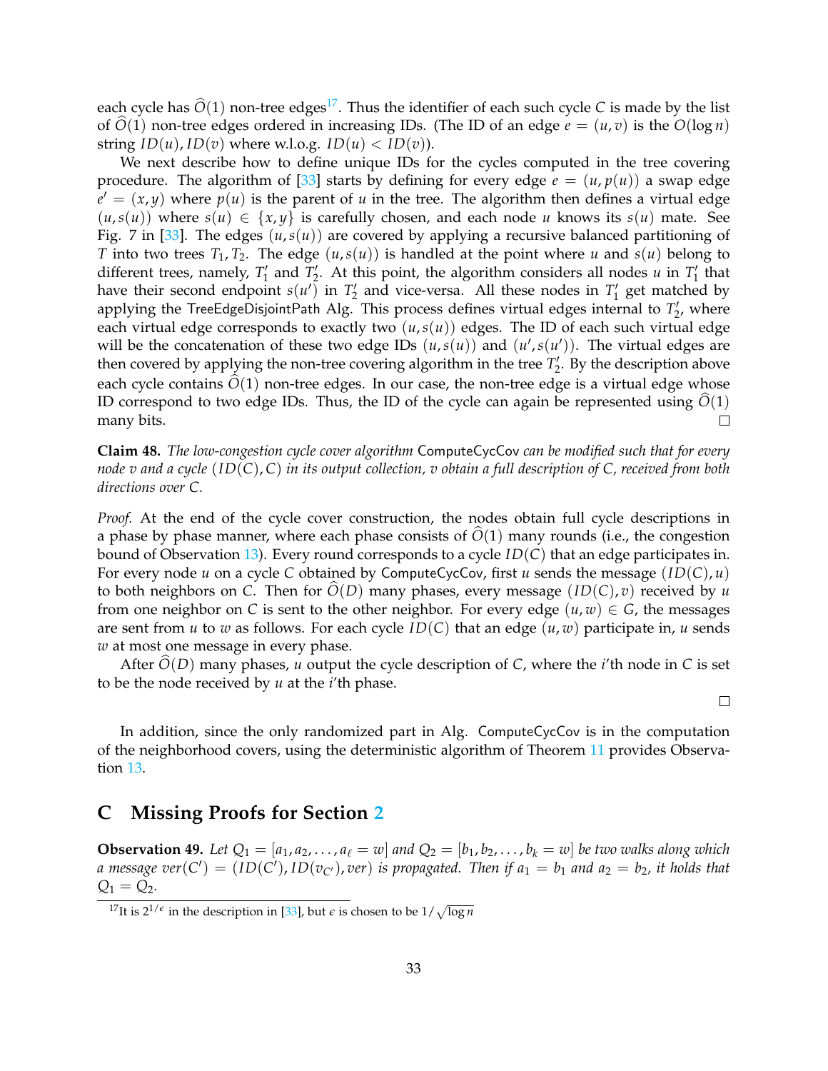each cycle has $\widehat{O}(1)$ non-tree edges[17]. Thus the identifier of each such cycle $C$ is made by the list of $\widehat{O}(1)$ non-tree edges ordered in increasing IDs. (The ID of an edge $e = (u,v)$ is the $O(\log n)$ string $ID(u), ID(v)$ where w.l.o.g. $ID(u) < ID(v)$).

We next describe how to define unique IDs for the cycles computed in the tree covering procedure. The algorithm of [33] starts by defining for every edge $e = (u, p(u))$ a swap edge $e' = (x,y)$ where $p(u)$ is the parent of $u$ in the tree. The algorithm then defines a virtual edge $(u, s(u))$ where $s(u) \in \{x,y\}$ is carefully chosen, and each node $u$ knows its $s(u)$ mate. See Fig. 7 in [33]. The edges $(u,s(u))$ are covered by applying a recursive balanced partitioning of $T$ into two trees $T_1, T_2$. The edge $(u,s(u))$ is handled at the point where $u$ and $s(u)$ belong to different trees, namely, $T'_1$ and $T'_2$. At this point, the algorithm considers all nodes $u$ in $T'_1$ that have their second endpoint $s(u')$ in $T'_2$ and vice-versa. All these nodes in $T'_1$ get matched by applying the TreeEdgeDisjointPath Alg. This process defines virtual edges internal to $T'_2$, where each virtual edge corresponds to exactly two $(u,s(u))$ edges. The ID of each such virtual edge will be the concatenation of these two edge IDs $(u,s(u))$ and $(u', s(u'))$. The virtual edges are then covered by applying the non-tree covering algorithm in the tree $T'_2$. By the description above each cycle contains $\widehat{O}(1)$ non-tree edges. In our case, the non-tree edge is a virtual edge whose ID correspond to two edge IDs. Thus, the ID of the cycle can again be represented using $\widehat{O}(1)$ many bits. □

**Claim 48.** *The low-congestion cycle cover algorithm* ComputeCycCov *can be modified such that for every node $v$ and a cycle $(ID(C), C)$ in its output collection, $v$ obtain a full description of $C$, received from both directions over $C$.*

*Proof.* At the end of the cycle cover construction, the nodes obtain full cycle descriptions in a phase by phase manner, where each phase consists of $\widehat{O}(1)$ many rounds (i.e., the congestion bound of Observation 13). Every round corresponds to a cycle $ID(C)$ that an edge participates in. For every node $u$ on a cycle $C$ obtained by ComputeCycCov, first $u$ sends the message $(ID(C), u)$ to both neighbors on $C$. Then for $\widehat{O}(D)$ many phases, every message $(ID(C), v)$ received by $u$ from one neighbor on $C$ is sent to the other neighbor. For every edge $(u,w) \in G$, the messages are sent from $u$ to $w$ as follows. For each cycle $ID(C)$ that an edge $(u,w)$ participate in, $u$ sends $w$ at most one message in every phase.

After $\widehat{O}(D)$ many phases, $u$ output the cycle description of $C$, where the $i$'th node in $C$ is set to be the node received by $u$ at the $i$'th phase.

□

In addition, since the only randomized part in Alg. ComputeCycCov is in the computation of the neighborhood covers, using the deterministic algorithm of Theorem 11 provides Observation 13.

# C Missing Proofs for Section 2

**Observation 49.** *Let $Q_1 = [a_1, a_2, \ldots, a_\ell = w]$ and $Q_2 = [b_1, b_2, \ldots, b_k = w]$ be two walks along which a message $ver(C') = (ID(C'), ID(v_{C'}), ver)$ is propagated. Then if $a_1 = b_1$ and $a_2 = b_2$, it holds that $Q_1 = Q_2$.*

[17] It is $2^{1/\epsilon}$ in the description in [33], but $\epsilon$ is chosen to be $1/\sqrt{\log n}$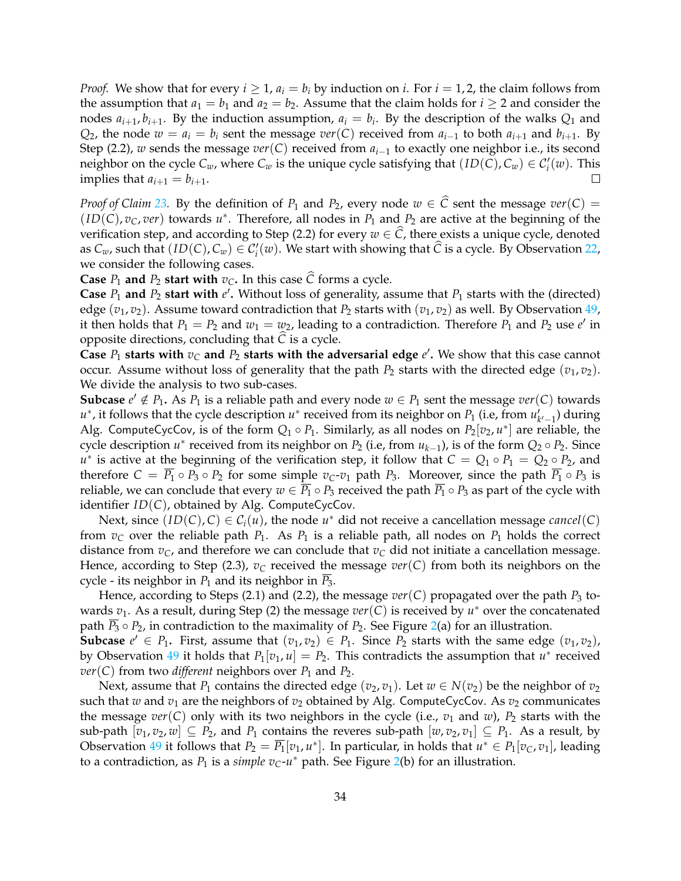*Proof.* We show that for every $i \geq 1$, $a_i = b_i$ by induction on $i$. For $i = 1, 2$, the claim follows from the assumption that $a_1 = b_1$ and $a_2 = b_2$. Assume that the claim holds for $i \geq 2$ and consider the nodes $a_{i+1}, b_{i+1}$. By the induction assumption, $a_i = b_i$. By the description of the walks $Q_1$ and $Q_2$, the node $w = a_i = b_i$ sent the message $ver(C)$ received from $a_{i-1}$ to both $a_{i+1}$ and $b_{i+1}$. By Step (2.2), $w$ sends the message $ver(C)$ received from $a_{i-1}$ to exactly one neighbor i.e., its second neighbor on the cycle $C_w$, where $C_w$ is the unique cycle satisfying that $(ID(C), C_w) \in \mathcal{C}'_i(w)$. This implies that $a_{i+1} = b_{i+1}$. □

*Proof of Claim 23.* By the definition of $P_1$ and $P_2$, every node $w \in \widehat{C}$ sent the message $ver(C) = (ID(C), v_C, ver)$ towards $u^*$. Therefore, all nodes in $P_1$ and $P_2$ are active at the beginning of the verification step, and according to Step (2.2) for every $w \in \widehat{C}$, there exists a unique cycle, denoted as $C_w$, such that $(ID(C), C_w) \in \mathcal{C}'_i(w)$. We start with showing that $\widehat{C}$ is a cycle. By Observation 22, we consider the following cases.

**Case $P_1$ and $P_2$ start with $v_C$.** In this case $\widehat{C}$ forms a cycle.

**Case $P_1$ and $P_2$ start with $e'$.** Without loss of generality, assume that $P_1$ starts with the (directed) edge $(v_1, v_2)$. Assume toward contradiction that $P_2$ starts with $(v_1, v_2)$ as well. By Observation 49, it then holds that $P_1 = P_2$ and $w_1 = w_2$, leading to a contradiction. Therefore $P_1$ and $P_2$ use $e'$ in opposite directions, concluding that $\widehat{C}$ is a cycle.

**Case $P_1$ starts with $v_C$ and $P_2$ starts with the adversarial edge $e'$.** We show that this case cannot occur. Assume without loss of generality that the path $P_2$ starts with the directed edge $(v_1, v_2)$. We divide the analysis to two sub-cases.

**Subcase $e' \notin P_1$.** As $P_1$ is a reliable path and every node $w \in P_1$ sent the message $ver(C)$ towards $u^*$, it follows that the cycle description $u^*$ received from its neighbor on $P_1$ (i.e, from $u'_{k'-1}$) during Alg. ComputeCycCov, is of the form $Q_1 \circ P_1$. Similarly, as all nodes on $P_2[v_2, u^*]$ are reliable, the cycle description $u^*$ received from its neighbor on $P_2$ (i.e, from $u_{k-1}$), is of the form $Q_2 \circ P_2$. Since $u^*$ is active at the beginning of the verification step, it follow that $C = Q_1 \circ P_1 = Q_2 \circ P_2$, and therefore $C = \overline{P_1} \circ P_3 \circ P_2$ for some simple $v_C$-$v_1$ path $P_3$. Moreover, since the path $\overline{P_1} \circ P_3$ is reliable, we can conclude that every $w \in \overline{P_1} \circ P_3$ received the path $\overline{P_1} \circ P_3$ as part of the cycle with identifier $ID(C)$, obtained by Alg. ComputeCycCov.

Next, since $(ID(C), C) \in \mathcal{C}_i(u)$, the node $u^*$ did not receive a cancellation message *cancel*$(C)$ from $v_C$ over the reliable path $P_1$. As $P_1$ is a reliable path, all nodes on $P_1$ holds the correct distance from $v_C$, and therefore we can conclude that $v_C$ did not initiate a cancellation message. Hence, according to Step (2.3), $v_C$ received the message $ver(C)$ from both its neighbors on the cycle - its neighbor in $P_1$ and its neighbor in $\overline{P_3}$.

Hence, according to Steps (2.1) and (2.2), the message $ver(C)$ propagated over the path $P_3$ towards $v_1$. As a result, during Step (2) the message $ver(C)$ is received by $u^*$ over the concatenated path $\overline{P_3} \circ P_2$, in contradiction to the maximality of $P_2$. See Figure 2(a) for an illustration.

**Subcase $e' \in P_1$.** First, assume that $(v_1, v_2) \in P_1$. Since $P_2$ starts with the same edge $(v_1, v_2)$, by Observation 49 it holds that $P_1[v_1, u] = P_2$. This contradicts the assumption that $u^*$ received $ver(C)$ from two *different* neighbors over $P_1$ and $P_2$.

Next, assume that $P_1$ contains the directed edge $(v_2, v_1)$. Let $w \in N(v_2)$ be the neighbor of $v_2$ such that $w$ and $v_1$ are the neighbors of $v_2$ obtained by Alg. ComputeCycCov. As $v_2$ communicates the message $ver(C)$ only with its two neighbors in the cycle (i.e., $v_1$ and $w$), $P_2$ starts with the sub-path $[v_1, v_2, w] \subseteq P_2$, and $P_1$ contains the reveres sub-path $[w, v_2, v_1] \subseteq P_1$. As a result, by Observation 49 it follows that $P_2 = \overline{P_1}[v_1, u^*]$. In particular, in holds that $u^* \in P_1[v_C, v_1]$, leading to a contradiction, as $P_1$ is a *simple* $v_C$-$u^*$ path. See Figure 2(b) for an illustration.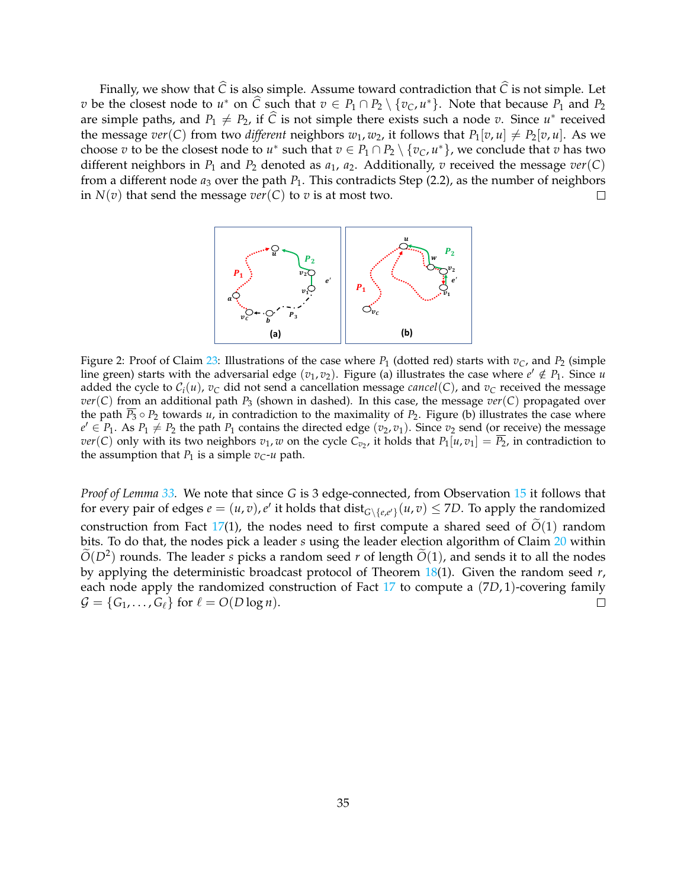Finally, we show that $\widehat{C}$ is also simple. Assume toward contradiction that $\widehat{C}$ is not simple. Let $v$ be the closest node to $u^*$ on $\widehat{C}$ such that $v \in P_1 \cap P_2 \setminus \{v_C, u^*\}$. Note that because $P_1$ and $P_2$ are simple paths, and $P_1 \neq P_2$, if $\widehat{C}$ is not simple there exists such a node $v$. Since $u^*$ received the message $ver(C)$ from two *different* neighbors $w_1, w_2$, it follows that $P_1[v,u] \neq P_2[v,u]$. As we choose $v$ to be the closest node to $u^*$ such that $v \in P_1 \cap P_2 \setminus \{v_C, u^*\}$, we conclude that $v$ has two different neighbors in $P_1$ and $P_2$ denoted as $a_1$, $a_2$. Additionally, $v$ received the message $ver(C)$ from a different node $a_3$ over the path $P_1$. This contradicts Step (2.2), as the number of neighbors in $N(v)$ that send the message $ver(C)$ to $v$ is at most two. □

Figure 2: Proof of Claim 23: Illustrations of the case where $P_1$ (dotted red) starts with $v_C$, and $P_2$ (simple line green) starts with the adversarial edge $(v_1, v_2)$. Figure (a) illustrates the case where $e' \notin P_1$. Since $u$ added the cycle to $\mathcal{C}_i(u)$, $v_C$ did not send a cancellation message $cancel(C)$, and $v_C$ received the message $ver(C)$ from an additional path $P_3$ (shown in dashed). In this case, the message $ver(C)$ propagated over the path $\overline{P_3} \circ P_2$ towards $u$, in contradiction to the maximality of $P_2$. Figure (b) illustrates the case where $e' \in P_1$. As $P_1 \neq P_2$ the path $P_1$ contains the directed edge $(v_2, v_1)$. Since $v_2$ send (or receive) the message $ver(C)$ only with its two neighbors $v_1, w$ on the cycle $C_{v_2}$, it holds that $P_1[u, v_1] = \overline{P_2}$, in contradiction to the assumption that $P_1$ is a simple $v_C$-$u$ path.

*Proof of Lemma 33.* We note that since $G$ is 3 edge-connected, from Observation 15 it follows that for every pair of edges $e = (u,v), e'$ it holds that $\text{dist}_{G \setminus \{e,e'\}}(u,v) \leq 7D$. To apply the randomized construction from Fact 17(1), the nodes need to first compute a shared seed of $\widetilde{O}(1)$ random bits. To do that, the nodes pick a leader $s$ using the leader election algorithm of Claim 20 within $\widetilde{O}(D^2)$ rounds. The leader $s$ picks a random seed $r$ of length $\widetilde{O}(1)$, and sends it to all the nodes by applying the deterministic broadcast protocol of Theorem 18(1). Given the random seed $r$, each node apply the randomized construction of Fact 17 to compute a $(7D, 1)$-covering family $\mathcal{G} = \{G_1, \ldots, G_\ell\}$ for $\ell = O(D \log n)$. □